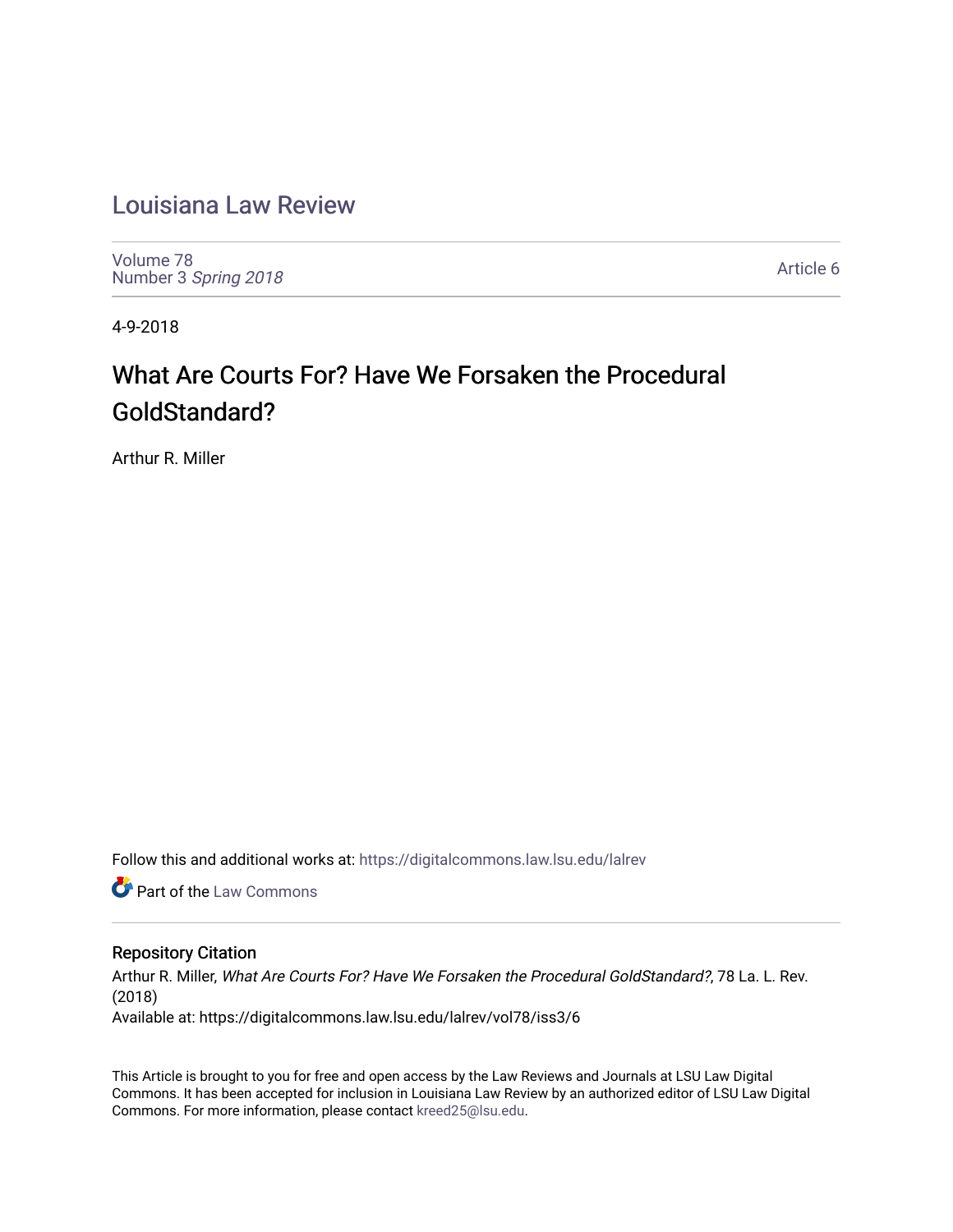# Louisiana Law Review

Volume 78
Number 3 *Spring 2018*

Article 6

4-9-2018

## What Are Courts For? Have We Forsaken the Procedural GoldStandard?

Arthur R. Miller

Follow this and additional works at: https://digitalcommons.law.lsu.edu/lalrev

Part of the Law Commons

### Repository Citation

Arthur R. Miller, *What Are Courts For? Have We Forsaken the Procedural GoldStandard?*, 78 La. L. Rev. (2018)
Available at: https://digitalcommons.law.lsu.edu/lalrev/vol78/iss3/6

This Article is brought to you for free and open access by the Law Reviews and Journals at LSU Law Digital Commons. It has been accepted for inclusion in Louisiana Law Review by an authorized editor of LSU Law Digital Commons. For more information, please contact kreed25@lsu.edu.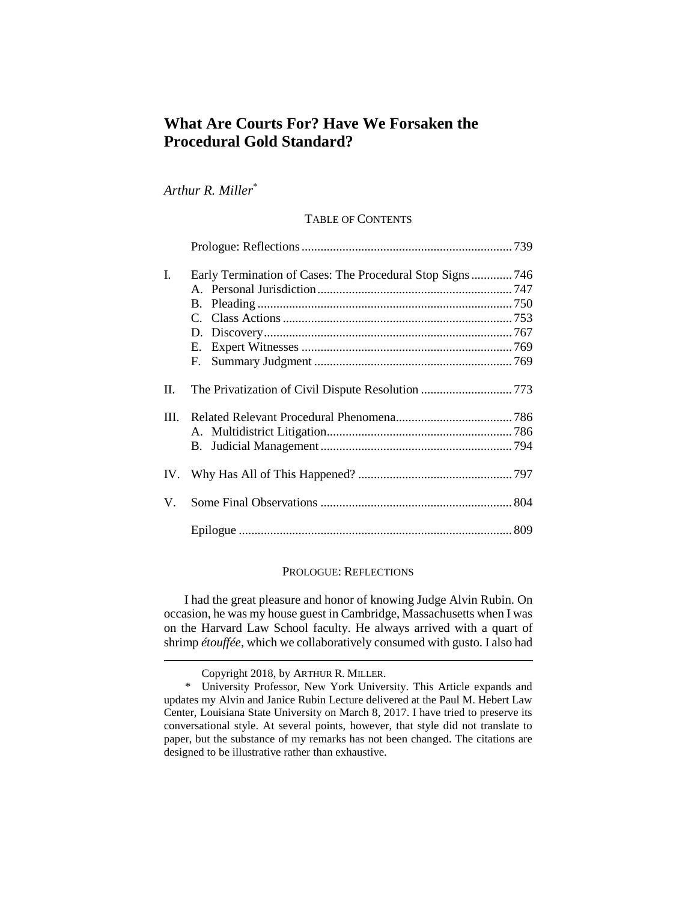# What Are Courts For? Have We Forsaken the Procedural Gold Standard?

*Arthur R. Miller*[*]

TABLE OF CONTENTS

| | | |
|---|---|---|
| | Prologue: Reflections | 739 |
| I. | Early Termination of Cases: The Procedural Stop Signs | 746 |
| | A. Personal Jurisdiction | 747 |
| | B. Pleading | 750 |
| | C. Class Actions | 753 |
| | D. Discovery | 767 |
| | E. Expert Witnesses | 769 |
| | F. Summary Judgment | 769 |
| II. | The Privatization of Civil Dispute Resolution | 773 |
| III. | Related Relevant Procedural Phenomena | 786 |
| | A. Multidistrict Litigation | 786 |
| | B. Judicial Management | 794 |
| IV. | Why Has All of This Happened? | 797 |
| V. | Some Final Observations | 804 |
| | Epilogue | 809 |

PROLOGUE: REFLECTIONS

I had the great pleasure and honor of knowing Judge Alvin Rubin. On occasion, he was my house guest in Cambridge, Massachusetts when I was on the Harvard Law School faculty. He always arrived with a quart of shrimp *étouffée*, which we collaboratively consumed with gusto. I also had

---

Copyright 2018, by ARTHUR R. MILLER.

\* University Professor, New York University. This Article expands and updates my Alvin and Janice Rubin Lecture delivered at the Paul M. Hebert Law Center, Louisiana State University on March 8, 2017. I have tried to preserve its conversational style. At several points, however, that style did not translate to paper, but the substance of my remarks has not been changed. The citations are designed to be illustrative rather than exhaustive.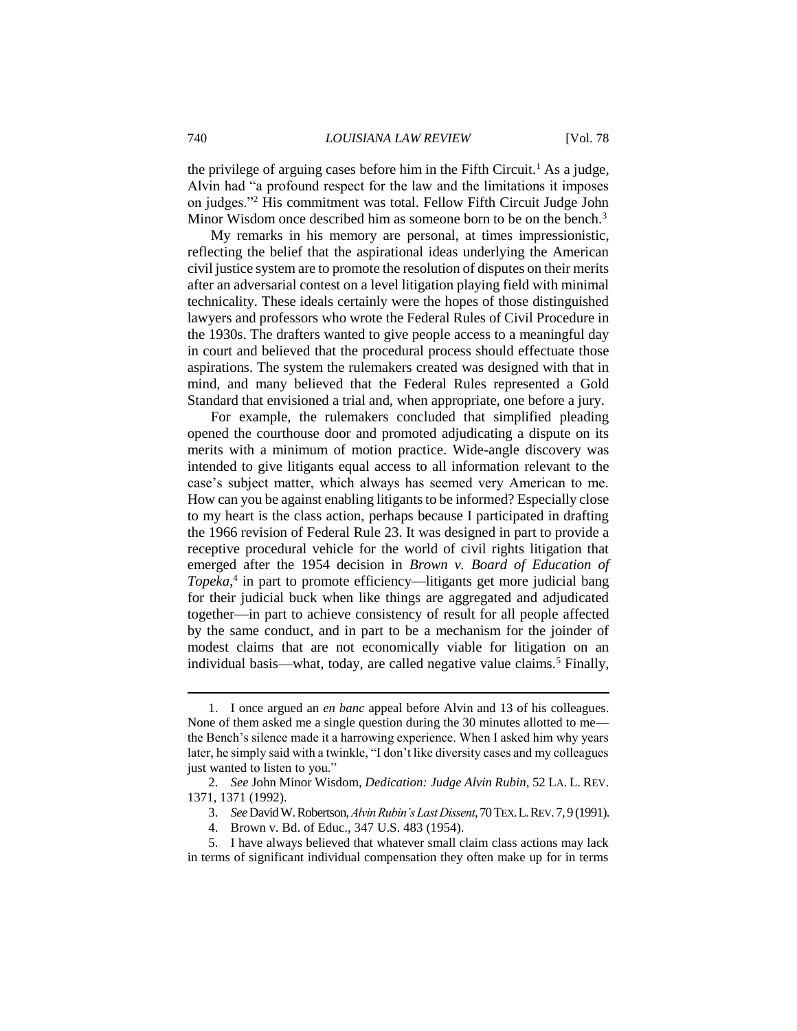the privilege of arguing cases before him in the Fifth Circuit.[1] As a judge, Alvin had "a profound respect for the law and the limitations it imposes on judges."[2] His commitment was total. Fellow Fifth Circuit Judge John Minor Wisdom once described him as someone born to be on the bench.[3]

My remarks in his memory are personal, at times impressionistic, reflecting the belief that the aspirational ideas underlying the American civil justice system are to promote the resolution of disputes on their merits after an adversarial contest on a level litigation playing field with minimal technicality. These ideals certainly were the hopes of those distinguished lawyers and professors who wrote the Federal Rules of Civil Procedure in the 1930s. The drafters wanted to give people access to a meaningful day in court and believed that the procedural process should effectuate those aspirations. The system the rulemakers created was designed with that in mind, and many believed that the Federal Rules represented a Gold Standard that envisioned a trial and, when appropriate, one before a jury.

For example, the rulemakers concluded that simplified pleading opened the courthouse door and promoted adjudicating a dispute on its merits with a minimum of motion practice. Wide-angle discovery was intended to give litigants equal access to all information relevant to the case's subject matter, which always has seemed very American to me. How can you be against enabling litigants to be informed? Especially close to my heart is the class action, perhaps because I participated in drafting the 1966 revision of Federal Rule 23. It was designed in part to provide a receptive procedural vehicle for the world of civil rights litigation that emerged after the 1954 decision in *Brown v. Board of Education of Topeka*,[4] in part to promote efficiency—litigants get more judicial bang for their judicial buck when like things are aggregated and adjudicated together—in part to achieve consistency of result for all people affected by the same conduct, and in part to be a mechanism for the joinder of modest claims that are not economically viable for litigation on an individual basis—what, today, are called negative value claims.[5] Finally,

---

1. I once argued an *en banc* appeal before Alvin and 13 of his colleagues. None of them asked me a single question during the 30 minutes allotted to me—the Bench's silence made it a harrowing experience. When I asked him why years later, he simply said with a twinkle, "I don't like diversity cases and my colleagues just wanted to listen to you."

2. *See* John Minor Wisdom, *Dedication: Judge Alvin Rubin*, 52 LA. L. REV. 1371, 1371 (1992).

3. *See* David W. Robertson, *Alvin Rubin's Last Dissent*, 70 TEX. L. REV. 7, 9 (1991).

4. Brown v. Bd. of Educ., 347 U.S. 483 (1954).

5. I have always believed that whatever small claim class actions may lack in terms of significant individual compensation they often make up for in terms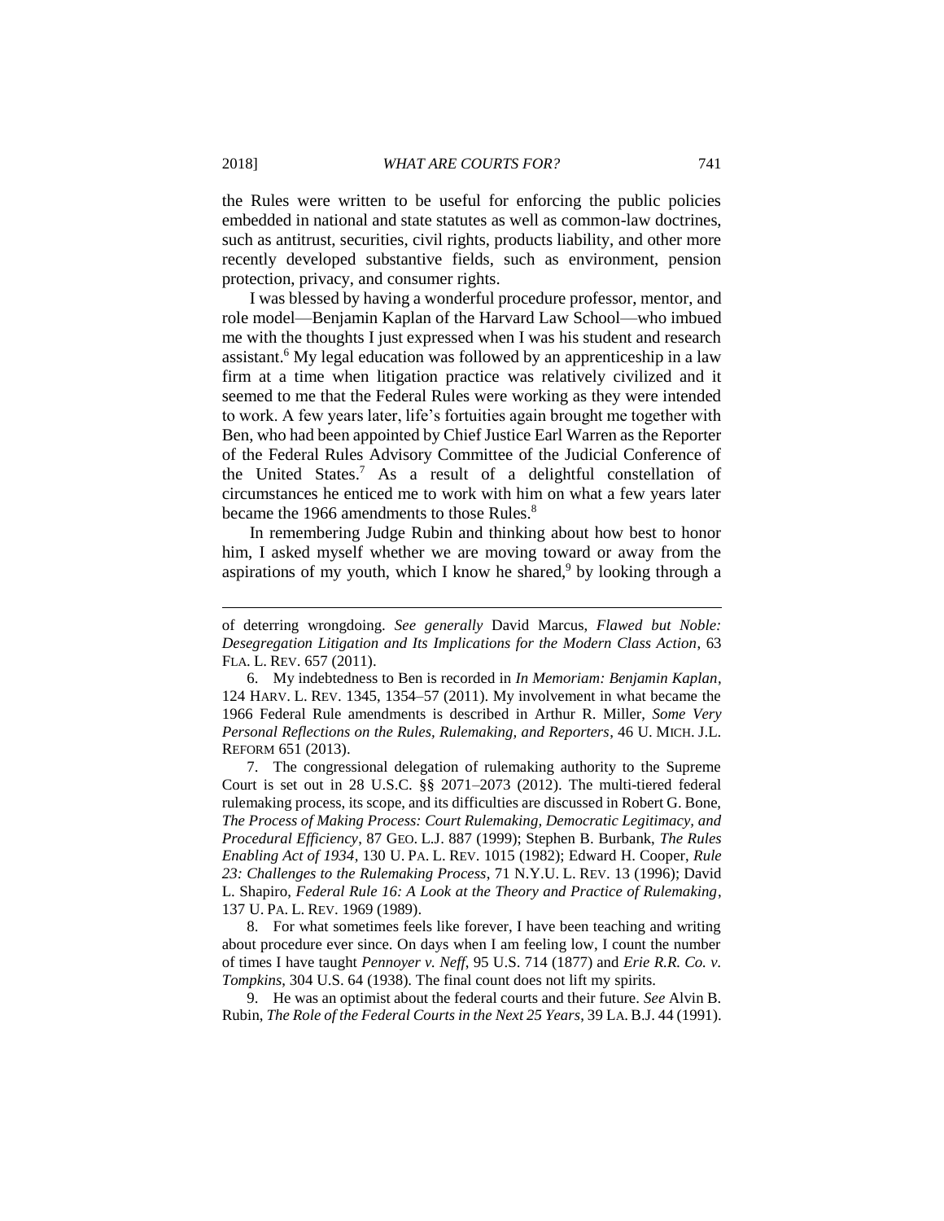the Rules were written to be useful for enforcing the public policies embedded in national and state statutes as well as common-law doctrines, such as antitrust, securities, civil rights, products liability, and other more recently developed substantive fields, such as environment, pension protection, privacy, and consumer rights.

I was blessed by having a wonderful procedure professor, mentor, and role model—Benjamin Kaplan of the Harvard Law School—who imbued me with the thoughts I just expressed when I was his student and research assistant.[6] My legal education was followed by an apprenticeship in a law firm at a time when litigation practice was relatively civilized and it seemed to me that the Federal Rules were working as they were intended to work. A few years later, life's fortuities again brought me together with Ben, who had been appointed by Chief Justice Earl Warren as the Reporter of the Federal Rules Advisory Committee of the Judicial Conference of the United States.[7] As a result of a delightful constellation of circumstances he enticed me to work with him on what a few years later became the 1966 amendments to those Rules.[8]

In remembering Judge Rubin and thinking about how best to honor him, I asked myself whether we are moving toward or away from the aspirations of my youth, which I know he shared,[9] by looking through a

---

of deterring wrongdoing. *See generally* David Marcus, *Flawed but Noble: Desegregation Litigation and Its Implications for the Modern Class Action*, 63 FLA. L. REV. 657 (2011).

6. My indebtedness to Ben is recorded in *In Memoriam: Benjamin Kaplan*, 124 HARV. L. REV. 1345, 1354–57 (2011). My involvement in what became the 1966 Federal Rule amendments is described in Arthur R. Miller, *Some Very Personal Reflections on the Rules, Rulemaking, and Reporters*, 46 U. MICH. J.L. REFORM 651 (2013).

7. The congressional delegation of rulemaking authority to the Supreme Court is set out in 28 U.S.C. §§ 2071–2073 (2012). The multi-tiered federal rulemaking process, its scope, and its difficulties are discussed in Robert G. Bone, *The Process of Making Process: Court Rulemaking, Democratic Legitimacy, and Procedural Efficiency*, 87 GEO. L.J. 887 (1999); Stephen B. Burbank, *The Rules Enabling Act of 1934*, 130 U. PA. L. REV. 1015 (1982); Edward H. Cooper, *Rule 23: Challenges to the Rulemaking Process*, 71 N.Y.U. L. REV. 13 (1996); David L. Shapiro, *Federal Rule 16: A Look at the Theory and Practice of Rulemaking*, 137 U. PA. L. REV. 1969 (1989).

8. For what sometimes feels like forever, I have been teaching and writing about procedure ever since. On days when I am feeling low, I count the number of times I have taught *Pennoyer v. Neff*, 95 U.S. 714 (1877) and *Erie R.R. Co. v. Tompkins*, 304 U.S. 64 (1938). The final count does not lift my spirits.

9. He was an optimist about the federal courts and their future. *See* Alvin B. Rubin, *The Role of the Federal Courts in the Next 25 Years*, 39 LA. B.J. 44 (1991).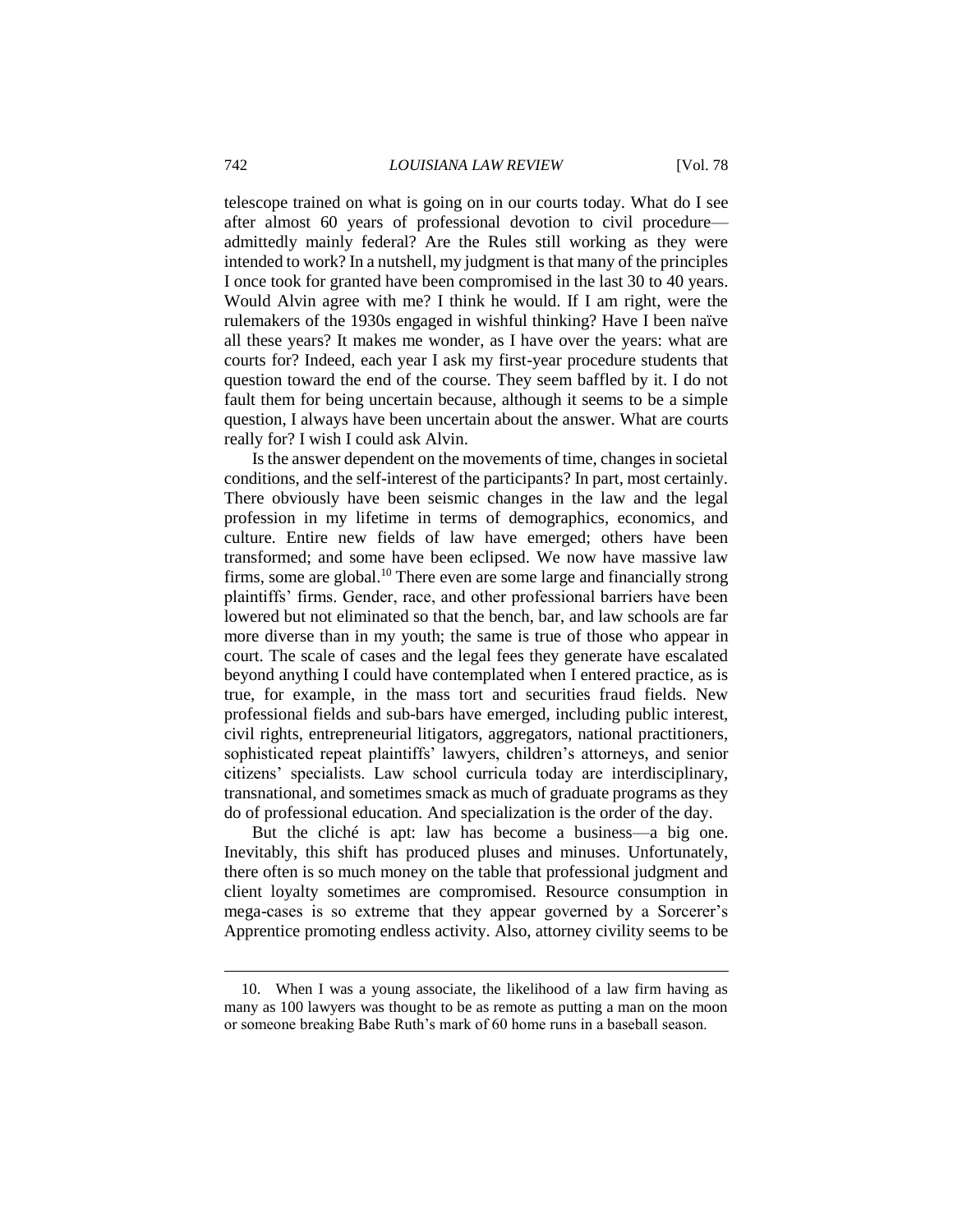telescope trained on what is going on in our courts today. What do I see after almost 60 years of professional devotion to civil procedure—admittedly mainly federal? Are the Rules still working as they were intended to work? In a nutshell, my judgment is that many of the principles I once took for granted have been compromised in the last 30 to 40 years. Would Alvin agree with me? I think he would. If I am right, were the rulemakers of the 1930s engaged in wishful thinking? Have I been naïve all these years? It makes me wonder, as I have over the years: what are courts for? Indeed, each year I ask my first-year procedure students that question toward the end of the course. They seem baffled by it. I do not fault them for being uncertain because, although it seems to be a simple question, I always have been uncertain about the answer. What are courts really for? I wish I could ask Alvin.

Is the answer dependent on the movements of time, changes in societal conditions, and the self-interest of the participants? In part, most certainly. There obviously have been seismic changes in the law and the legal profession in my lifetime in terms of demographics, economics, and culture. Entire new fields of law have emerged; others have been transformed; and some have been eclipsed. We now have massive law firms, some are global.[10] There even are some large and financially strong plaintiffs' firms. Gender, race, and other professional barriers have been lowered but not eliminated so that the bench, bar, and law schools are far more diverse than in my youth; the same is true of those who appear in court. The scale of cases and the legal fees they generate have escalated beyond anything I could have contemplated when I entered practice, as is true, for example, in the mass tort and securities fraud fields. New professional fields and sub-bars have emerged, including public interest, civil rights, entrepreneurial litigators, aggregators, national practitioners, sophisticated repeat plaintiffs' lawyers, children's attorneys, and senior citizens' specialists. Law school curricula today are interdisciplinary, transnational, and sometimes smack as much of graduate programs as they do of professional education. And specialization is the order of the day.

But the cliché is apt: law has become a business—a big one. Inevitably, this shift has produced pluses and minuses. Unfortunately, there often is so much money on the table that professional judgment and client loyalty sometimes are compromised. Resource consumption in mega-cases is so extreme that they appear governed by a Sorcerer's Apprentice promoting endless activity. Also, attorney civility seems to be

10. When I was a young associate, the likelihood of a law firm having as many as 100 lawyers was thought to be as remote as putting a man on the moon or someone breaking Babe Ruth's mark of 60 home runs in a baseball season.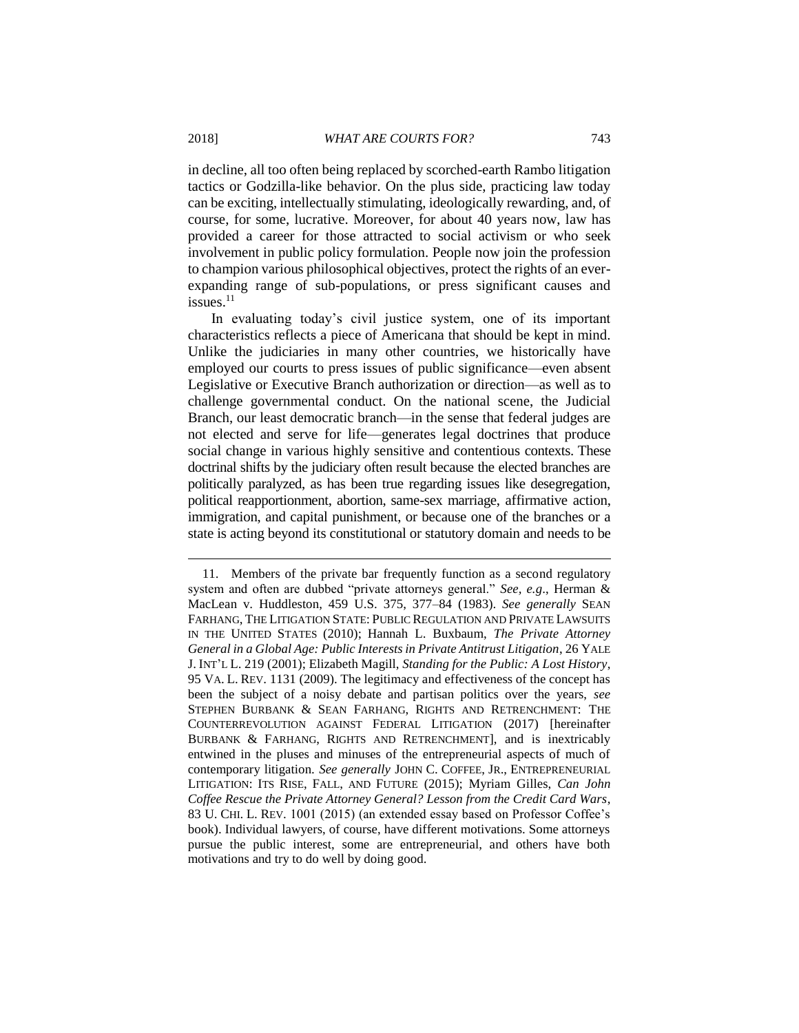in decline, all too often being replaced by scorched-earth Rambo litigation tactics or Godzilla-like behavior. On the plus side, practicing law today can be exciting, intellectually stimulating, ideologically rewarding, and, of course, for some, lucrative. Moreover, for about 40 years now, law has provided a career for those attracted to social activism or who seek involvement in public policy formulation. People now join the profession to champion various philosophical objectives, protect the rights of an ever-expanding range of sub-populations, or press significant causes and issues.[11]

In evaluating today's civil justice system, one of its important characteristics reflects a piece of Americana that should be kept in mind. Unlike the judiciaries in many other countries, we historically have employed our courts to press issues of public significance—even absent Legislative or Executive Branch authorization or direction—as well as to challenge governmental conduct. On the national scene, the Judicial Branch, our least democratic branch—in the sense that federal judges are not elected and serve for life—generates legal doctrines that produce social change in various highly sensitive and contentious contexts. These doctrinal shifts by the judiciary often result because the elected branches are politically paralyzed, as has been true regarding issues like desegregation, political reapportionment, abortion, same-sex marriage, affirmative action, immigration, and capital punishment, or because one of the branches or a state is acting beyond its constitutional or statutory domain and needs to be

---

11. Members of the private bar frequently function as a second regulatory system and often are dubbed "private attorneys general." *See, e.g.*, Herman & MacLean v. Huddleston, 459 U.S. 375, 377–84 (1983). *See generally* SEAN FARHANG, THE LITIGATION STATE: PUBLIC REGULATION AND PRIVATE LAWSUITS IN THE UNITED STATES (2010); Hannah L. Buxbaum, *The Private Attorney General in a Global Age: Public Interests in Private Antitrust Litigation*, 26 YALE J. INT'L L. 219 (2001); Elizabeth Magill, *Standing for the Public: A Lost History*, 95 VA. L. REV. 1131 (2009). The legitimacy and effectiveness of the concept has been the subject of a noisy debate and partisan politics over the years, *see* STEPHEN BURBANK & SEAN FARHANG, RIGHTS AND RETRENCHMENT: THE COUNTERREVOLUTION AGAINST FEDERAL LITIGATION (2017) [hereinafter BURBANK & FARHANG, RIGHTS AND RETRENCHMENT], and is inextricably entwined in the pluses and minuses of the entrepreneurial aspects of much of contemporary litigation. *See generally* JOHN C. COFFEE, JR., ENTREPRENEURIAL LITIGATION: ITS RISE, FALL, AND FUTURE (2015); Myriam Gilles, *Can John Coffee Rescue the Private Attorney General? Lesson from the Credit Card Wars*, 83 U. CHI. L. REV. 1001 (2015) (an extended essay based on Professor Coffee's book). Individual lawyers, of course, have different motivations. Some attorneys pursue the public interest, some are entrepreneurial, and others have both motivations and try to do well by doing good.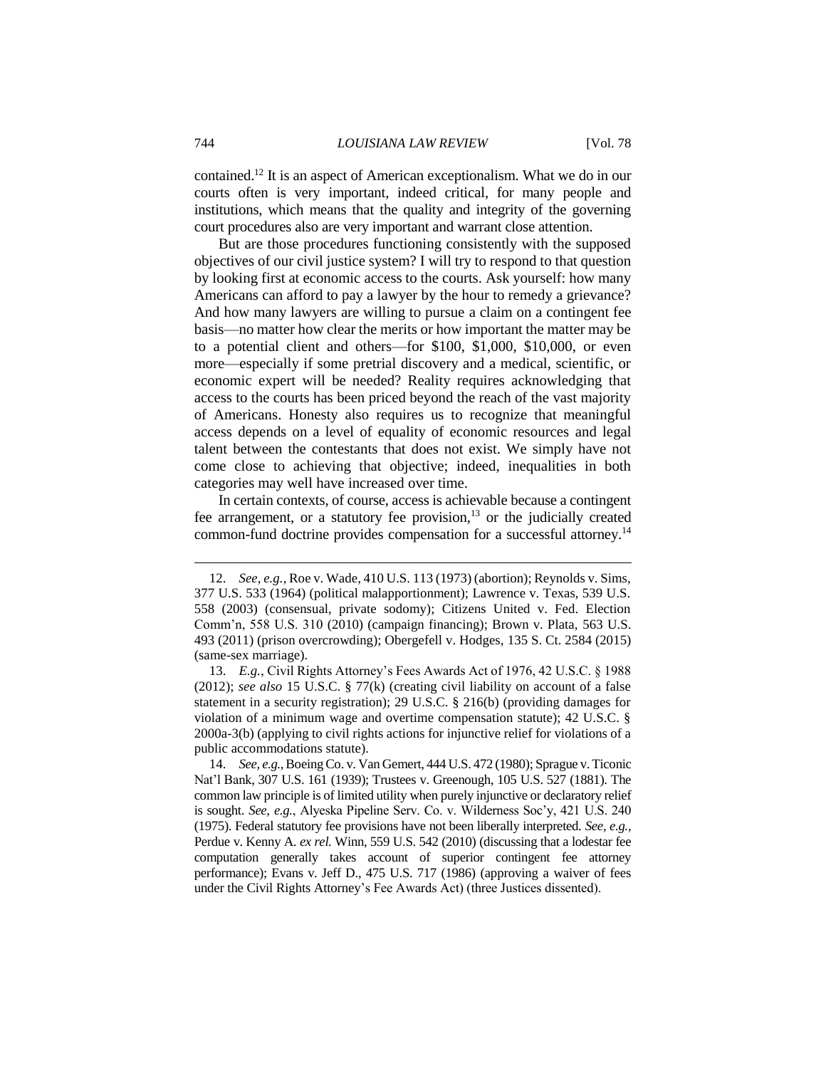contained.[12] It is an aspect of American exceptionalism. What we do in our courts often is very important, indeed critical, for many people and institutions, which means that the quality and integrity of the governing court procedures also are very important and warrant close attention.

But are those procedures functioning consistently with the supposed objectives of our civil justice system? I will try to respond to that question by looking first at economic access to the courts. Ask yourself: how many Americans can afford to pay a lawyer by the hour to remedy a grievance? And how many lawyers are willing to pursue a claim on a contingent fee basis—no matter how clear the merits or how important the matter may be to a potential client and others—for $100, $1,000, $10,000, or even more—especially if some pretrial discovery and a medical, scientific, or economic expert will be needed? Reality requires acknowledging that access to the courts has been priced beyond the reach of the vast majority of Americans. Honesty also requires us to recognize that meaningful access depends on a level of equality of economic resources and legal talent between the contestants that does not exist. We simply have not come close to achieving that objective; indeed, inequalities in both categories may well have increased over time.

In certain contexts, of course, access is achievable because a contingent fee arrangement, or a statutory fee provision,[13] or the judicially created common-fund doctrine provides compensation for a successful attorney.[14]

---

12. *See, e.g.*, Roe v. Wade, 410 U.S. 113 (1973) (abortion); Reynolds v. Sims, 377 U.S. 533 (1964) (political malapportionment); Lawrence v. Texas, 539 U.S. 558 (2003) (consensual, private sodomy); Citizens United v. Fed. Election Comm'n, 558 U.S. 310 (2010) (campaign financing); Brown v. Plata, 563 U.S. 493 (2011) (prison overcrowding); Obergefell v. Hodges, 135 S. Ct. 2584 (2015) (same-sex marriage).

13. *E.g.*, Civil Rights Attorney's Fees Awards Act of 1976, 42 U.S.C. § 1988 (2012); *see also* 15 U.S.C. § 77(k) (creating civil liability on account of a false statement in a security registration); 29 U.S.C. § 216(b) (providing damages for violation of a minimum wage and overtime compensation statute); 42 U.S.C. § 2000a-3(b) (applying to civil rights actions for injunctive relief for violations of a public accommodations statute).

14. *See, e.g.*, Boeing Co. v. Van Gemert, 444 U.S. 472 (1980); Sprague v. Ticonic Nat'l Bank, 307 U.S. 161 (1939); Trustees v. Greenough, 105 U.S. 527 (1881). The common law principle is of limited utility when purely injunctive or declaratory relief is sought. *See, e.g.*, Alyeska Pipeline Serv. Co. v. Wilderness Soc'y, 421 U.S. 240 (1975). Federal statutory fee provisions have not been liberally interpreted. *See, e.g.*, Perdue v. Kenny A. *ex rel.* Winn, 559 U.S. 542 (2010) (discussing that a lodestar fee computation generally takes account of superior contingent fee attorney performance); Evans v. Jeff D., 475 U.S. 717 (1986) (approving a waiver of fees under the Civil Rights Attorney's Fee Awards Act) (three Justices dissented).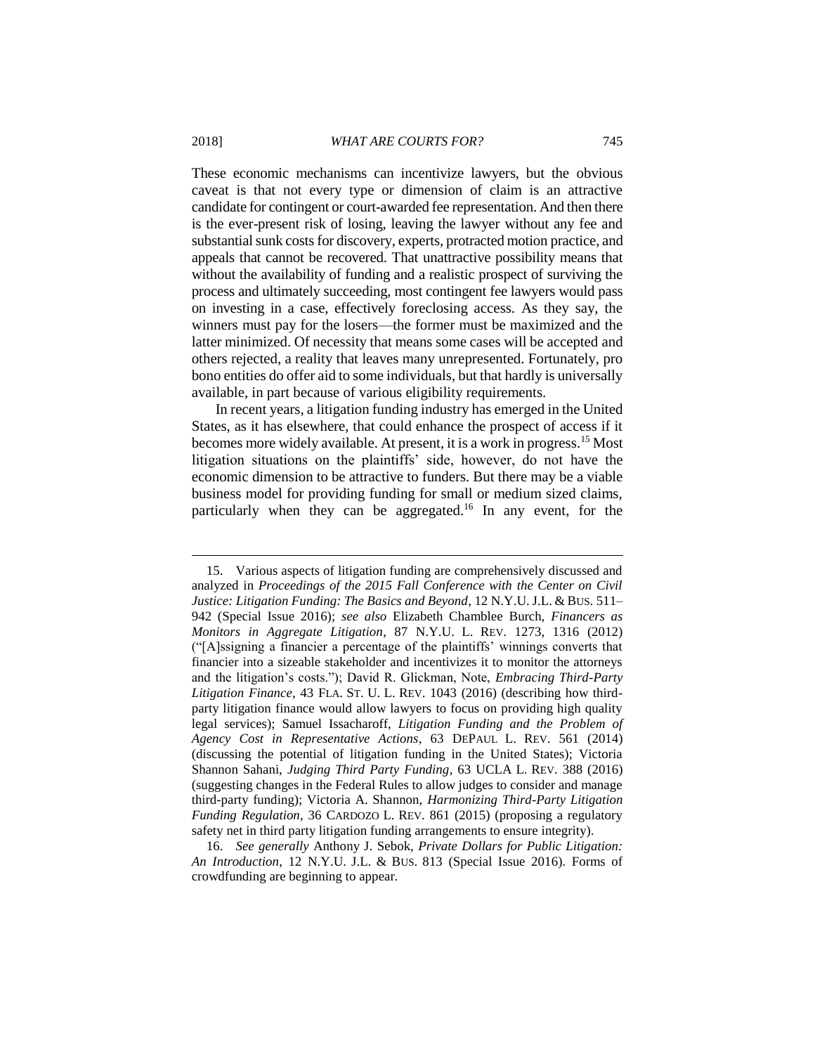These economic mechanisms can incentivize lawyers, but the obvious caveat is that not every type or dimension of claim is an attractive candidate for contingent or court-awarded fee representation. And then there is the ever-present risk of losing, leaving the lawyer without any fee and substantial sunk costs for discovery, experts, protracted motion practice, and appeals that cannot be recovered. That unattractive possibility means that without the availability of funding and a realistic prospect of surviving the process and ultimately succeeding, most contingent fee lawyers would pass on investing in a case, effectively foreclosing access. As they say, the winners must pay for the losers—the former must be maximized and the latter minimized. Of necessity that means some cases will be accepted and others rejected, a reality that leaves many unrepresented. Fortunately, pro bono entities do offer aid to some individuals, but that hardly is universally available, in part because of various eligibility requirements.

In recent years, a litigation funding industry has emerged in the United States, as it has elsewhere, that could enhance the prospect of access if it becomes more widely available. At present, it is a work in progress.[15] Most litigation situations on the plaintiffs' side, however, do not have the economic dimension to be attractive to funders. But there may be a viable business model for providing funding for small or medium sized claims, particularly when they can be aggregated.[16] In any event, for the

---

15. Various aspects of litigation funding are comprehensively discussed and analyzed in *Proceedings of the 2015 Fall Conference with the Center on Civil Justice: Litigation Funding: The Basics and Beyond*, 12 N.Y.U. J.L. & BUS. 511–942 (Special Issue 2016); *see also* Elizabeth Chamblee Burch, *Financers as Monitors in Aggregate Litigation*, 87 N.Y.U. L. REV. 1273, 1316 (2012) ("[A]ssigning a financier a percentage of the plaintiffs' winnings converts that financier into a sizeable stakeholder and incentivizes it to monitor the attorneys and the litigation's costs."); David R. Glickman, Note, *Embracing Third-Party Litigation Finance*, 43 FLA. ST. U. L. REV. 1043 (2016) (describing how third-party litigation finance would allow lawyers to focus on providing high quality legal services); Samuel Issacharoff, *Litigation Funding and the Problem of Agency Cost in Representative Actions*, 63 DEPAUL L. REV. 561 (2014) (discussing the potential of litigation funding in the United States); Victoria Shannon Sahani, *Judging Third Party Funding*, 63 UCLA L. REV. 388 (2016) (suggesting changes in the Federal Rules to allow judges to consider and manage third-party funding); Victoria A. Shannon, *Harmonizing Third-Party Litigation Funding Regulation*, 36 CARDOZO L. REV. 861 (2015) (proposing a regulatory safety net in third party litigation funding arrangements to ensure integrity).

16. *See generally* Anthony J. Sebok, *Private Dollars for Public Litigation: An Introduction*, 12 N.Y.U. J.L. & BUS. 813 (Special Issue 2016). Forms of crowdfunding are beginning to appear.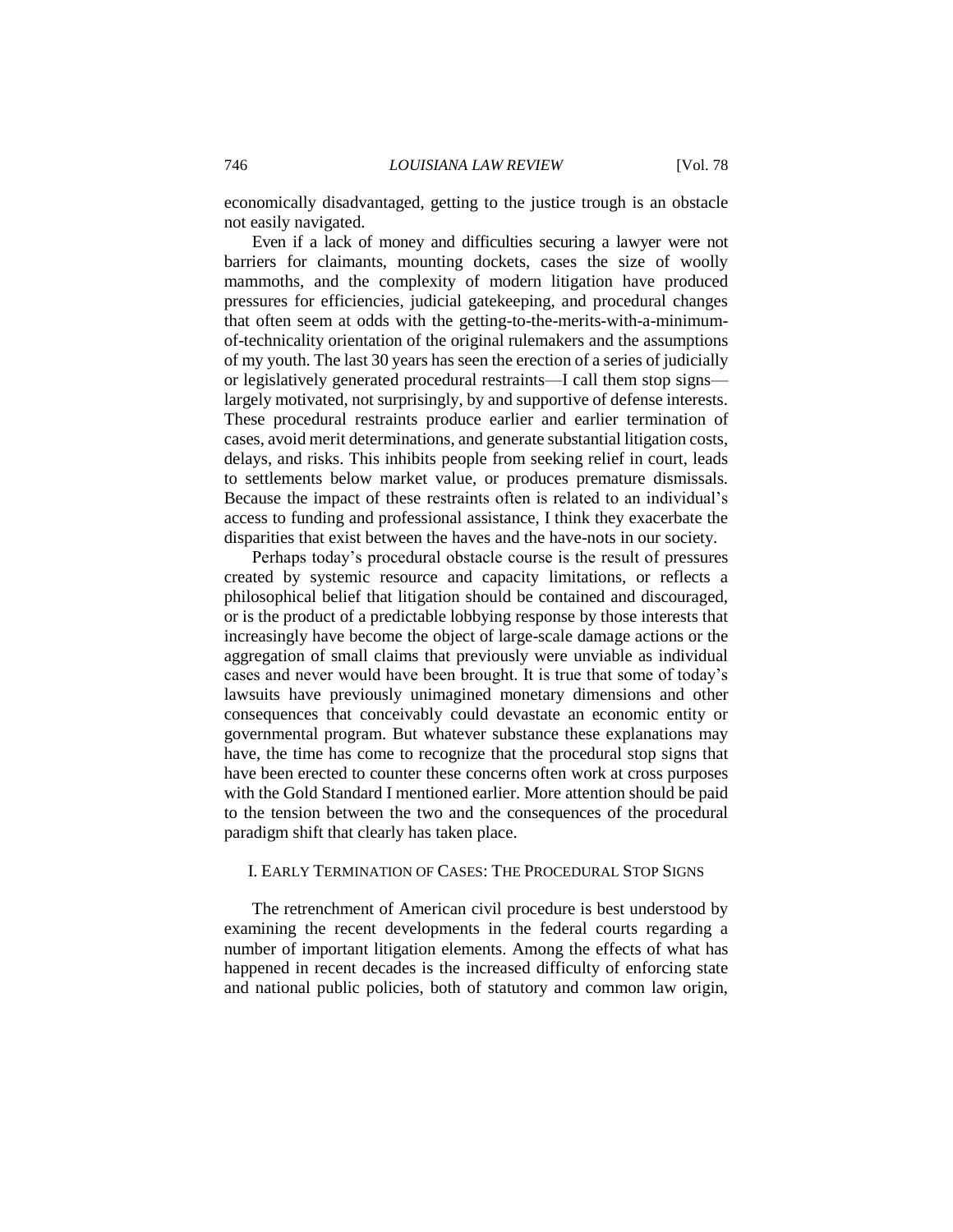economically disadvantaged, getting to the justice trough is an obstacle not easily navigated.

Even if a lack of money and difficulties securing a lawyer were not barriers for claimants, mounting dockets, cases the size of woolly mammoths, and the complexity of modern litigation have produced pressures for efficiencies, judicial gatekeeping, and procedural changes that often seem at odds with the getting-to-the-merits-with-a-minimum-of-technicality orientation of the original rulemakers and the assumptions of my youth. The last 30 years has seen the erection of a series of judicially or legislatively generated procedural restraints—I call them stop signs—largely motivated, not surprisingly, by and supportive of defense interests. These procedural restraints produce earlier and earlier termination of cases, avoid merit determinations, and generate substantial litigation costs, delays, and risks. This inhibits people from seeking relief in court, leads to settlements below market value, or produces premature dismissals. Because the impact of these restraints often is related to an individual's access to funding and professional assistance, I think they exacerbate the disparities that exist between the haves and the have-nots in our society.

Perhaps today's procedural obstacle course is the result of pressures created by systemic resource and capacity limitations, or reflects a philosophical belief that litigation should be contained and discouraged, or is the product of a predictable lobbying response by those interests that increasingly have become the object of large-scale damage actions or the aggregation of small claims that previously were unviable as individual cases and never would have been brought. It is true that some of today's lawsuits have previously unimagined monetary dimensions and other consequences that conceivably could devastate an economic entity or governmental program. But whatever substance these explanations may have, the time has come to recognize that the procedural stop signs that have been erected to counter these concerns often work at cross purposes with the Gold Standard I mentioned earlier. More attention should be paid to the tension between the two and the consequences of the procedural paradigm shift that clearly has taken place.

## I. EARLY TERMINATION OF CASES: THE PROCEDURAL STOP SIGNS

The retrenchment of American civil procedure is best understood by examining the recent developments in the federal courts regarding a number of important litigation elements. Among the effects of what has happened in recent decades is the increased difficulty of enforcing state and national public policies, both of statutory and common law origin,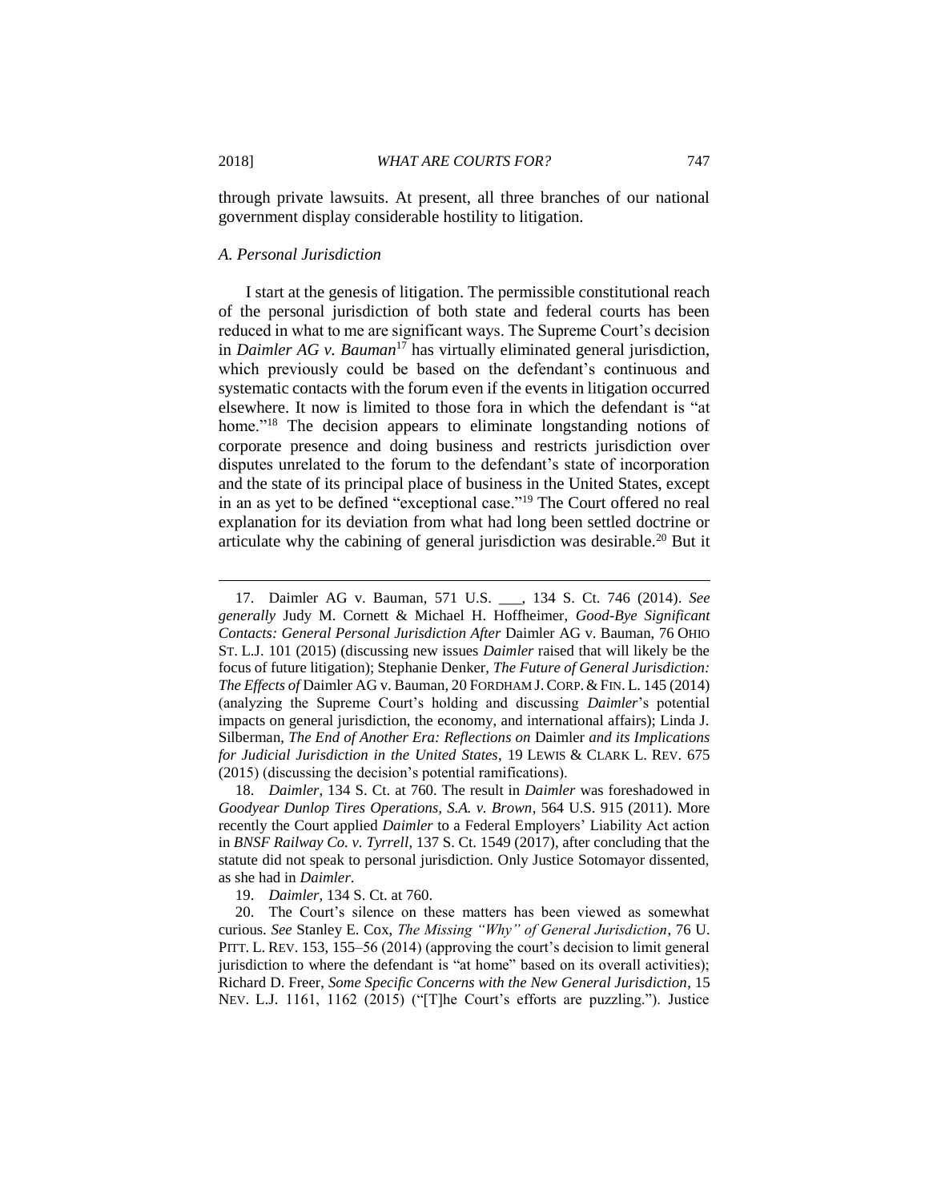through private lawsuits. At present, all three branches of our national government display considerable hostility to litigation.

### *A. Personal Jurisdiction*

I start at the genesis of litigation. The permissible constitutional reach of the personal jurisdiction of both state and federal courts has been reduced in what to me are significant ways. The Supreme Court's decision in *Daimler AG v. Bauman*[17] has virtually eliminated general jurisdiction, which previously could be based on the defendant's continuous and systematic contacts with the forum even if the events in litigation occurred elsewhere. It now is limited to those fora in which the defendant is "at home."[18] The decision appears to eliminate longstanding notions of corporate presence and doing business and restricts jurisdiction over disputes unrelated to the forum to the defendant's state of incorporation and the state of its principal place of business in the United States, except in an as yet to be defined "exceptional case."[19] The Court offered no real explanation for its deviation from what had long been settled doctrine or articulate why the cabining of general jurisdiction was desirable.[20] But it

---

17. Daimler AG v. Bauman, 571 U.S. ___, 134 S. Ct. 746 (2014). *See generally* Judy M. Cornett & Michael H. Hoffheimer, *Good-Bye Significant Contacts: General Personal Jurisdiction After* Daimler AG v. Bauman, 76 OHIO ST. L.J. 101 (2015) (discussing new issues *Daimler* raised that will likely be the focus of future litigation); Stephanie Denker, *The Future of General Jurisdiction: The Effects of* Daimler AG v. Bauman, 20 FORDHAM J. CORP. & FIN. L. 145 (2014) (analyzing the Supreme Court's holding and discussing *Daimler*'s potential impacts on general jurisdiction, the economy, and international affairs); Linda J. Silberman, *The End of Another Era: Reflections on* Daimler *and its Implications for Judicial Jurisdiction in the United States*, 19 LEWIS & CLARK L. REV. 675 (2015) (discussing the decision's potential ramifications).

18. *Daimler*, 134 S. Ct. at 760. The result in *Daimler* was foreshadowed in *Goodyear Dunlop Tires Operations, S.A. v. Brown*, 564 U.S. 915 (2011). More recently the Court applied *Daimler* to a Federal Employers' Liability Act action in *BNSF Railway Co. v. Tyrrell*, 137 S. Ct. 1549 (2017), after concluding that the statute did not speak to personal jurisdiction. Only Justice Sotomayor dissented, as she had in *Daimler*.

19. *Daimler*, 134 S. Ct. at 760.

20. The Court's silence on these matters has been viewed as somewhat curious. *See* Stanley E. Cox, *The Missing "Why" of General Jurisdiction*, 76 U. PITT. L. REV. 153, 155–56 (2014) (approving the court's decision to limit general jurisdiction to where the defendant is "at home" based on its overall activities); Richard D. Freer, *Some Specific Concerns with the New General Jurisdiction*, 15 NEV. L.J. 1161, 1162 (2015) ("[T]he Court's efforts are puzzling."). Justice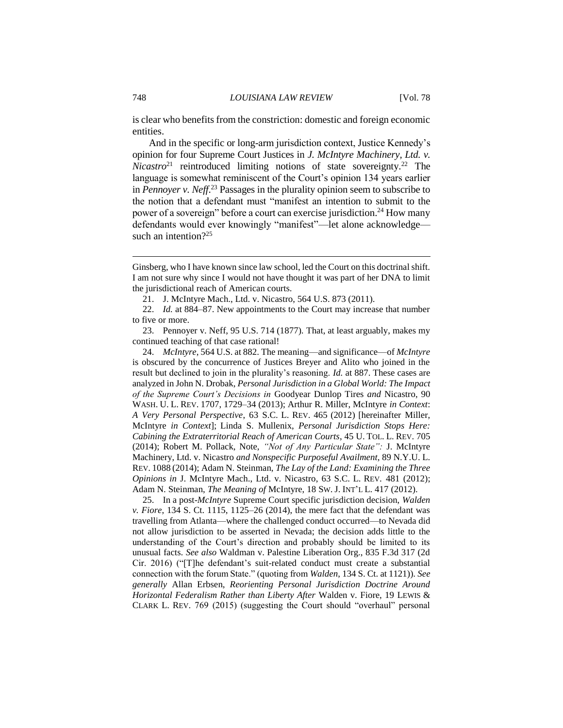is clear who benefits from the constriction: domestic and foreign economic entities.

And in the specific or long-arm jurisdiction context, Justice Kennedy's opinion for four Supreme Court Justices in *J. McIntyre Machinery, Ltd. v. Nicastro*[21] reintroduced limiting notions of state sovereignty.[22] The language is somewhat reminiscent of the Court's opinion 134 years earlier in *Pennoyer v. Neff*.[23] Passages in the plurality opinion seem to subscribe to the notion that a defendant must "manifest an intention to submit to the power of a sovereign" before a court can exercise jurisdiction.[24] How many defendants would ever knowingly "manifest"—let alone acknowledge—such an intention?[25]

---

Ginsberg, who I have known since law school, led the Court on this doctrinal shift. I am not sure why since I would not have thought it was part of her DNA to limit the jurisdictional reach of American courts.

21. J. McIntyre Mach., Ltd. v. Nicastro, 564 U.S. 873 (2011).

22. *Id.* at 884–87. New appointments to the Court may increase that number to five or more.

23. Pennoyer v. Neff, 95 U.S. 714 (1877). That, at least arguably, makes my continued teaching of that case rational!

24. *McIntyre*, 564 U.S. at 882. The meaning—and significance—of *McIntyre* is obscured by the concurrence of Justices Breyer and Alito who joined in the result but declined to join in the plurality's reasoning. *Id.* at 887. These cases are analyzed in John N. Drobak, *Personal Jurisdiction in a Global World: The Impact of the Supreme Court's Decisions in* Goodyear Dunlop Tires *and* Nicastro, 90 WASH. U. L. REV. 1707, 1729–34 (2013); Arthur R. Miller, McIntyre *in Context*: *A Very Personal Perspective*, 63 S.C. L. REV. 465 (2012) [hereinafter Miller, McIntyre *in Context*]; Linda S. Mullenix, *Personal Jurisdiction Stops Here: Cabining the Extraterritorial Reach of American Courts*, 45 U. TOL. L. REV. 705 (2014); Robert M. Pollack, Note, *"Not of Any Particular State":* J. McIntyre Machinery, Ltd. v. Nicastro *and Nonspecific Purposeful Availment*, 89 N.Y.U. L. REV. 1088 (2014); Adam N. Steinman, *The Lay of the Land: Examining the Three Opinions in* J. McIntyre Mach., Ltd. v. Nicastro, 63 S.C. L. REV. 481 (2012); Adam N. Steinman, *The Meaning of* McIntyre, 18 SW. J. INT'L L. 417 (2012).

25. In a post-*McIntyre* Supreme Court specific jurisdiction decision, *Walden v. Fiore*, 134 S. Ct. 1115, 1125–26 (2014), the mere fact that the defendant was travelling from Atlanta—where the challenged conduct occurred—to Nevada did not allow jurisdiction to be asserted in Nevada; the decision adds little to the understanding of the Court's direction and probably should be limited to its unusual facts. *See also* Waldman v. Palestine Liberation Org., 835 F.3d 317 (2d Cir. 2016) ("[T]he defendant's suit-related conduct must create a substantial connection with the forum State." (quoting from *Walden*, 134 S. Ct. at 1121)). *See generally* Allan Erbsen, *Reorienting Personal Jurisdiction Doctrine Around Horizontal Federalism Rather than Liberty After* Walden v. Fiore, 19 LEWIS & CLARK L. REV. 769 (2015) (suggesting the Court should "overhaul" personal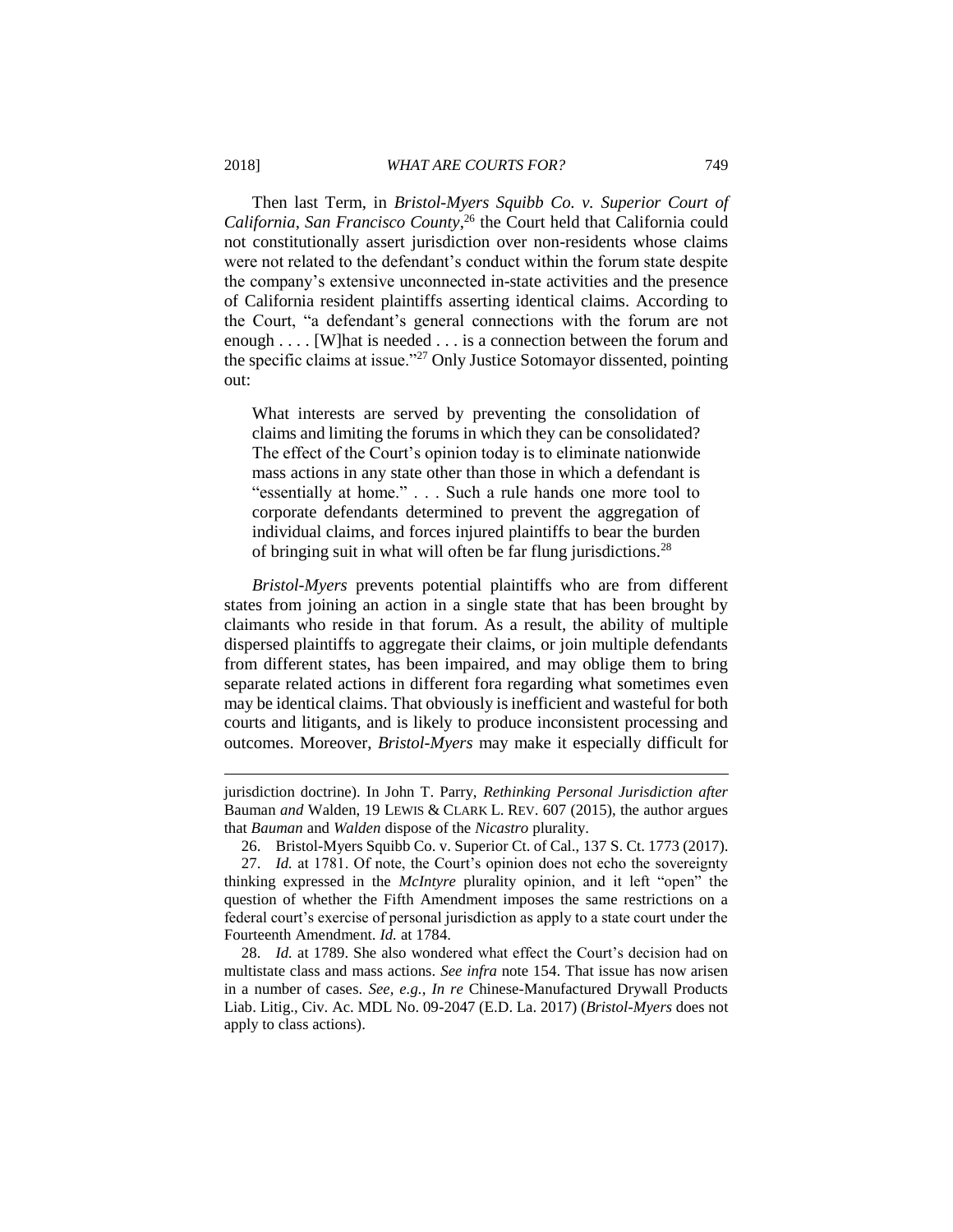Then last Term, in *Bristol-Myers Squibb Co. v. Superior Court of California*, *San Francisco County*,[26] the Court held that California could not constitutionally assert jurisdiction over non-residents whose claims were not related to the defendant's conduct within the forum state despite the company's extensive unconnected in-state activities and the presence of California resident plaintiffs asserting identical claims. According to the Court, "a defendant's general connections with the forum are not enough . . . . [W]hat is needed . . . is a connection between the forum and the specific claims at issue."[27] Only Justice Sotomayor dissented, pointing out:

> What interests are served by preventing the consolidation of claims and limiting the forums in which they can be consolidated? The effect of the Court's opinion today is to eliminate nationwide mass actions in any state other than those in which a defendant is "essentially at home." . . . Such a rule hands one more tool to corporate defendants determined to prevent the aggregation of individual claims, and forces injured plaintiffs to bear the burden of bringing suit in what will often be far flung jurisdictions.[28]

*Bristol-Myers* prevents potential plaintiffs who are from different states from joining an action in a single state that has been brought by claimants who reside in that forum. As a result, the ability of multiple dispersed plaintiffs to aggregate their claims, or join multiple defendants from different states, has been impaired, and may oblige them to bring separate related actions in different fora regarding what sometimes even may be identical claims. That obviously is inefficient and wasteful for both courts and litigants, and is likely to produce inconsistent processing and outcomes. Moreover, *Bristol-Myers* may make it especially difficult for

---

jurisdiction doctrine). In John T. Parry, *Rethinking Personal Jurisdiction after* Bauman *and* Walden, 19 LEWIS & CLARK L. REV. 607 (2015), the author argues that *Bauman* and *Walden* dispose of the *Nicastro* plurality.

26. Bristol-Myers Squibb Co. v. Superior Ct. of Cal., 137 S. Ct. 1773 (2017).

27. *Id.* at 1781. Of note, the Court's opinion does not echo the sovereignty thinking expressed in the *McIntyre* plurality opinion, and it left "open" the question of whether the Fifth Amendment imposes the same restrictions on a federal court's exercise of personal jurisdiction as apply to a state court under the Fourteenth Amendment. *Id.* at 1784.

28. *Id.* at 1789. She also wondered what effect the Court's decision had on multistate class and mass actions. *See infra* note 154. That issue has now arisen in a number of cases. *See, e.g.*, *In re* Chinese-Manufactured Drywall Products Liab. Litig., Civ. Ac. MDL No. 09-2047 (E.D. La. 2017) (*Bristol-Myers* does not apply to class actions).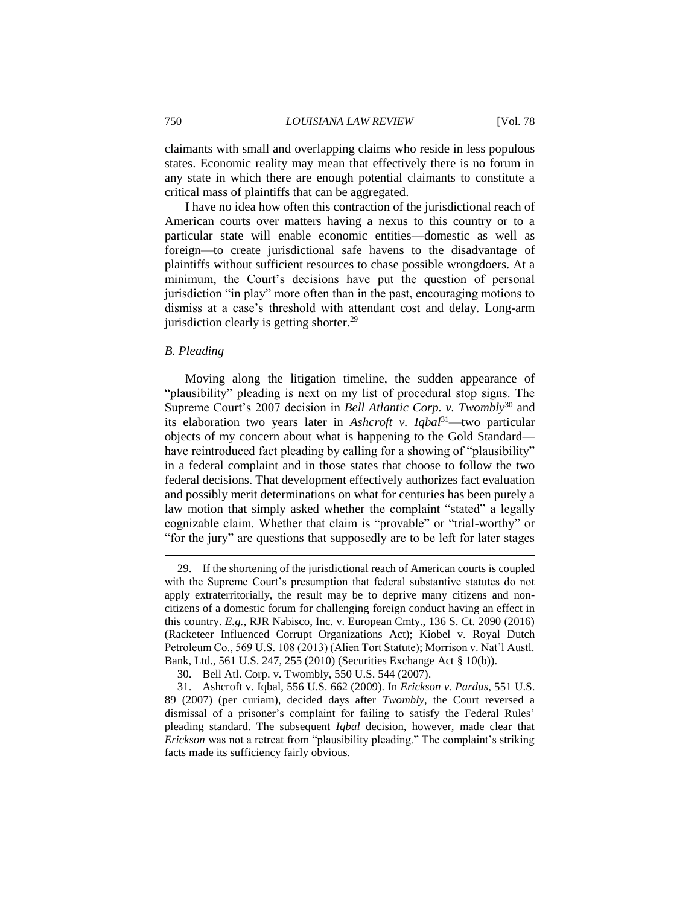claimants with small and overlapping claims who reside in less populous states. Economic reality may mean that effectively there is no forum in any state in which there are enough potential claimants to constitute a critical mass of plaintiffs that can be aggregated.

I have no idea how often this contraction of the jurisdictional reach of American courts over matters having a nexus to this country or to a particular state will enable economic entities—domestic as well as foreign—to create jurisdictional safe havens to the disadvantage of plaintiffs without sufficient resources to chase possible wrongdoers. At a minimum, the Court's decisions have put the question of personal jurisdiction "in play" more often than in the past, encouraging motions to dismiss at a case's threshold with attendant cost and delay. Long-arm jurisdiction clearly is getting shorter.[29]

### *B. Pleading*

Moving along the litigation timeline, the sudden appearance of "plausibility" pleading is next on my list of procedural stop signs. The Supreme Court's 2007 decision in *Bell Atlantic Corp. v. Twombly*[30] and its elaboration two years later in *Ashcroft v. Iqbal*[31]—two particular objects of my concern about what is happening to the Gold Standard—have reintroduced fact pleading by calling for a showing of "plausibility" in a federal complaint and in those states that choose to follow the two federal decisions. That development effectively authorizes fact evaluation and possibly merit determinations on what for centuries has been purely a law motion that simply asked whether the complaint "stated" a legally cognizable claim. Whether that claim is "provable" or "trial-worthy" or "for the jury" are questions that supposedly are to be left for later stages

---

29. If the shortening of the jurisdictional reach of American courts is coupled with the Supreme Court's presumption that federal substantive statutes do not apply extraterritorially, the result may be to deprive many citizens and non-citizens of a domestic forum for challenging foreign conduct having an effect in this country. *E.g.*, RJR Nabisco, Inc. v. European Cmty., 136 S. Ct. 2090 (2016) (Racketeer Influenced Corrupt Organizations Act); Kiobel v. Royal Dutch Petroleum Co., 569 U.S. 108 (2013) (Alien Tort Statute); Morrison v. Nat'l Austl. Bank, Ltd., 561 U.S. 247, 255 (2010) (Securities Exchange Act § 10(b)).

30. Bell Atl. Corp. v. Twombly, 550 U.S. 544 (2007).

31. Ashcroft v. Iqbal, 556 U.S. 662 (2009). In *Erickson v. Pardus*, 551 U.S. 89 (2007) (per curiam), decided days after *Twombly*, the Court reversed a dismissal of a prisoner's complaint for failing to satisfy the Federal Rules' pleading standard. The subsequent *Iqbal* decision, however, made clear that *Erickson* was not a retreat from "plausibility pleading." The complaint's striking facts made its sufficiency fairly obvious.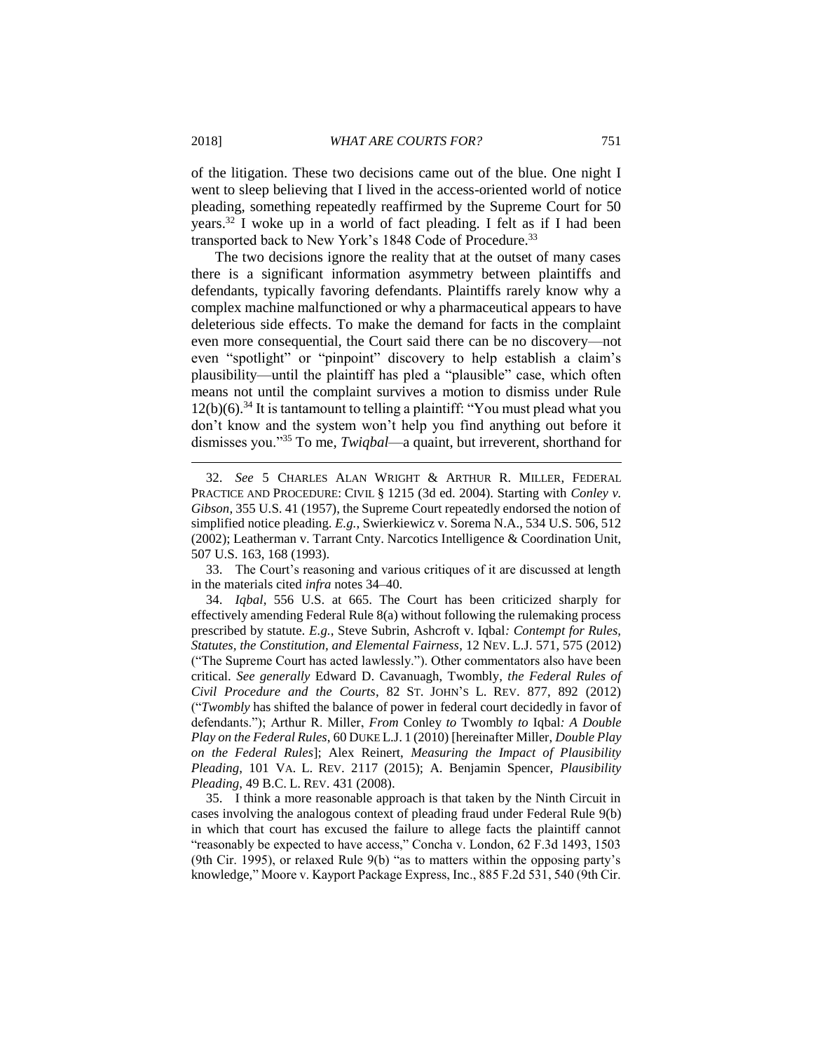of the litigation. These two decisions came out of the blue. One night I went to sleep believing that I lived in the access-oriented world of notice pleading, something repeatedly reaffirmed by the Supreme Court for 50 years.[32] I woke up in a world of fact pleading. I felt as if I had been transported back to New York's 1848 Code of Procedure.[33]

The two decisions ignore the reality that at the outset of many cases there is a significant information asymmetry between plaintiffs and defendants, typically favoring defendants. Plaintiffs rarely know why a complex machine malfunctioned or why a pharmaceutical appears to have deleterious side effects. To make the demand for facts in the complaint even more consequential, the Court said there can be no discovery—not even "spotlight" or "pinpoint" discovery to help establish a claim's plausibility—until the plaintiff has pled a "plausible" case, which often means not until the complaint survives a motion to dismiss under Rule 12(b)(6).[34] It is tantamount to telling a plaintiff: "You must plead what you don't know and the system won't help you find anything out before it dismisses you."[35] To me, *Twiqbal*—a quaint, but irreverent, shorthand for

---

32. *See* 5 CHARLES ALAN WRIGHT & ARTHUR R. MILLER, FEDERAL PRACTICE AND PROCEDURE: CIVIL § 1215 (3d ed. 2004). Starting with *Conley v. Gibson*, 355 U.S. 41 (1957), the Supreme Court repeatedly endorsed the notion of simplified notice pleading. *E.g.*, Swierkiewicz v. Sorema N.A., 534 U.S. 506, 512 (2002); Leatherman v. Tarrant Cnty. Narcotics Intelligence & Coordination Unit, 507 U.S. 163, 168 (1993).

33. The Court's reasoning and various critiques of it are discussed at length in the materials cited *infra* notes 34–40.

34. *Iqbal*, 556 U.S. at 665. The Court has been criticized sharply for effectively amending Federal Rule 8(a) without following the rulemaking process prescribed by statute. *E.g.*, Steve Subrin, Ashcroft v. Iqbal*: Contempt for Rules, Statutes, the Constitution, and Elemental Fairness*, 12 NEV. L.J. 571, 575 (2012) ("The Supreme Court has acted lawlessly."). Other commentators also have been critical. *See generally* Edward D. Cavanuagh, Twombly*, the Federal Rules of Civil Procedure and the Courts*, 82 ST. JOHN'S L. REV. 877, 892 (2012) ("*Twombly* has shifted the balance of power in federal court decidedly in favor of defendants."); Arthur R. Miller, *From* Conley *to* Twombly *to* Iqbal*: A Double Play on the Federal Rules*, 60 DUKE L.J. 1 (2010) [hereinafter Miller, *Double Play on the Federal Rules*]; Alex Reinert, *Measuring the Impact of Plausibility Pleading*, 101 VA. L. REV. 2117 (2015); A. Benjamin Spencer, *Plausibility Pleading*, 49 B.C. L. REV. 431 (2008).

35. I think a more reasonable approach is that taken by the Ninth Circuit in cases involving the analogous context of pleading fraud under Federal Rule 9(b) in which that court has excused the failure to allege facts the plaintiff cannot "reasonably be expected to have access," Concha v. London, 62 F.3d 1493, 1503 (9th Cir. 1995), or relaxed Rule 9(b) "as to matters within the opposing party's knowledge," Moore v. Kayport Package Express, Inc., 885 F.2d 531, 540 (9th Cir.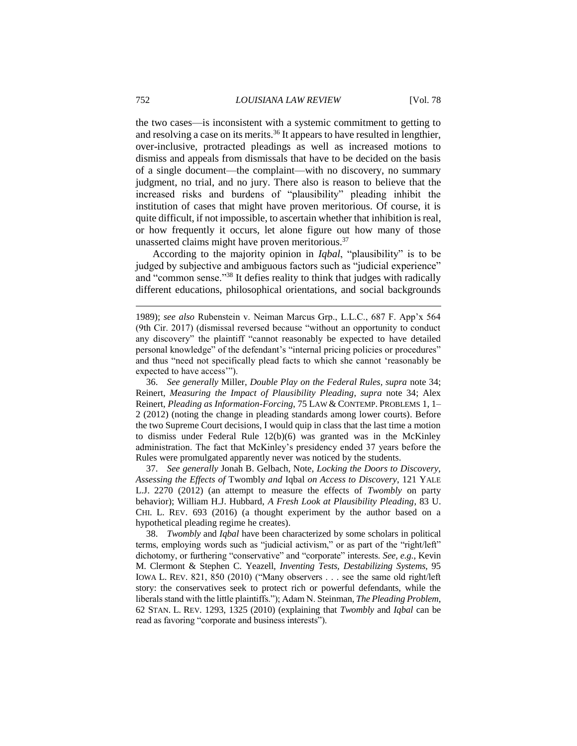the two cases—is inconsistent with a systemic commitment to getting to and resolving a case on its merits.[36] It appears to have resulted in lengthier, over-inclusive, protracted pleadings as well as increased motions to dismiss and appeals from dismissals that have to be decided on the basis of a single document—the complaint—with no discovery, no summary judgment, no trial, and no jury. There also is reason to believe that the increased risks and burdens of "plausibility" pleading inhibit the institution of cases that might have proven meritorious. Of course, it is quite difficult, if not impossible, to ascertain whether that inhibition is real, or how frequently it occurs, let alone figure out how many of those unasserted claims might have proven meritorious.[37]

According to the majority opinion in *Iqbal*, "plausibility" is to be judged by subjective and ambiguous factors such as "judicial experience" and "common sense."[38] It defies reality to think that judges with radically different educations, philosophical orientations, and social backgrounds

---

1989); *see also* Rubenstein v. Neiman Marcus Grp., L.L.C., 687 F. App'x 564 (9th Cir. 2017) (dismissal reversed because "without an opportunity to conduct any discovery" the plaintiff "cannot reasonably be expected to have detailed personal knowledge" of the defendant's "internal pricing policies or procedures" and thus "need not specifically plead facts to which she cannot 'reasonably be expected to have access'").

36. *See generally* Miller, *Double Play on the Federal Rules*, *supra* note 34; Reinert, *Measuring the Impact of Plausibility Pleading*, *supra* note 34; Alex Reinert, *Pleading as Information-Forcing*, 75 LAW & CONTEMP. PROBLEMS 1, 1–2 (2012) (noting the change in pleading standards among lower courts). Before the two Supreme Court decisions, I would quip in class that the last time a motion to dismiss under Federal Rule 12(b)(6) was granted was in the McKinley administration. The fact that McKinley's presidency ended 37 years before the Rules were promulgated apparently never was noticed by the students.

37. *See generally* Jonah B. Gelbach, Note, *Locking the Doors to Discovery, Assessing the Effects of* Twombly *and* Iqbal *on Access to Discovery*, 121 YALE L.J. 2270 (2012) (an attempt to measure the effects of *Twombly* on party behavior); William H.J. Hubbard, *A Fresh Look at Plausibility Pleading*, 83 U. CHI. L. REV. 693 (2016) (a thought experiment by the author based on a hypothetical pleading regime he creates).

38. *Twombly* and *Iqbal* have been characterized by some scholars in political terms, employing words such as "judicial activism," or as part of the "right/left" dichotomy, or furthering "conservative" and "corporate" interests. *See, e.g.*, Kevin M. Clermont & Stephen C. Yeazell, *Inventing Tests, Destabilizing Systems*, 95 IOWA L. REV. 821, 850 (2010) ("Many observers . . . see the same old right/left story: the conservatives seek to protect rich or powerful defendants, while the liberals stand with the little plaintiffs."); Adam N. Steinman, *The Pleading Problem*, 62 STAN. L. REV. 1293, 1325 (2010) (explaining that *Twombly* and *Iqbal* can be read as favoring "corporate and business interests").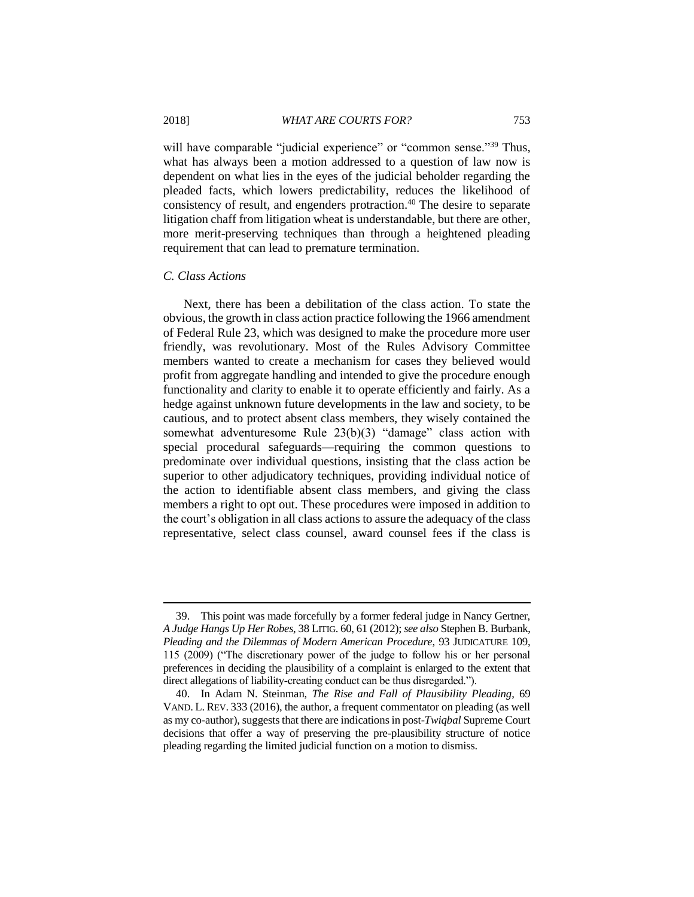will have comparable "judicial experience" or "common sense."[39] Thus, what has always been a motion addressed to a question of law now is dependent on what lies in the eyes of the judicial beholder regarding the pleaded facts, which lowers predictability, reduces the likelihood of consistency of result, and engenders protraction.[40] The desire to separate litigation chaff from litigation wheat is understandable, but there are other, more merit-preserving techniques than through a heightened pleading requirement that can lead to premature termination.

### *C. Class Actions*

Next, there has been a debilitation of the class action. To state the obvious, the growth in class action practice following the 1966 amendment of Federal Rule 23, which was designed to make the procedure more user friendly, was revolutionary. Most of the Rules Advisory Committee members wanted to create a mechanism for cases they believed would profit from aggregate handling and intended to give the procedure enough functionality and clarity to enable it to operate efficiently and fairly. As a hedge against unknown future developments in the law and society, to be cautious, and to protect absent class members, they wisely contained the somewhat adventuresome Rule 23(b)(3) "damage" class action with special procedural safeguards—requiring the common questions to predominate over individual questions, insisting that the class action be superior to other adjudicatory techniques, providing individual notice of the action to identifiable absent class members, and giving the class members a right to opt out. These procedures were imposed in addition to the court's obligation in all class actions to assure the adequacy of the class representative, select class counsel, award counsel fees if the class is

---

39. This point was made forcefully by a former federal judge in Nancy Gertner, *A Judge Hangs Up Her Robes*, 38 LITIG. 60, 61 (2012); *see also* Stephen B. Burbank, *Pleading and the Dilemmas of Modern American Procedure*, 93 JUDICATURE 109, 115 (2009) ("The discretionary power of the judge to follow his or her personal preferences in deciding the plausibility of a complaint is enlarged to the extent that direct allegations of liability-creating conduct can be thus disregarded.").

40. In Adam N. Steinman, *The Rise and Fall of Plausibility Pleading*, 69 VAND. L. REV. 333 (2016), the author, a frequent commentator on pleading (as well as my co-author), suggests that there are indications in post-*Twiqbal* Supreme Court decisions that offer a way of preserving the pre-plausibility structure of notice pleading regarding the limited judicial function on a motion to dismiss.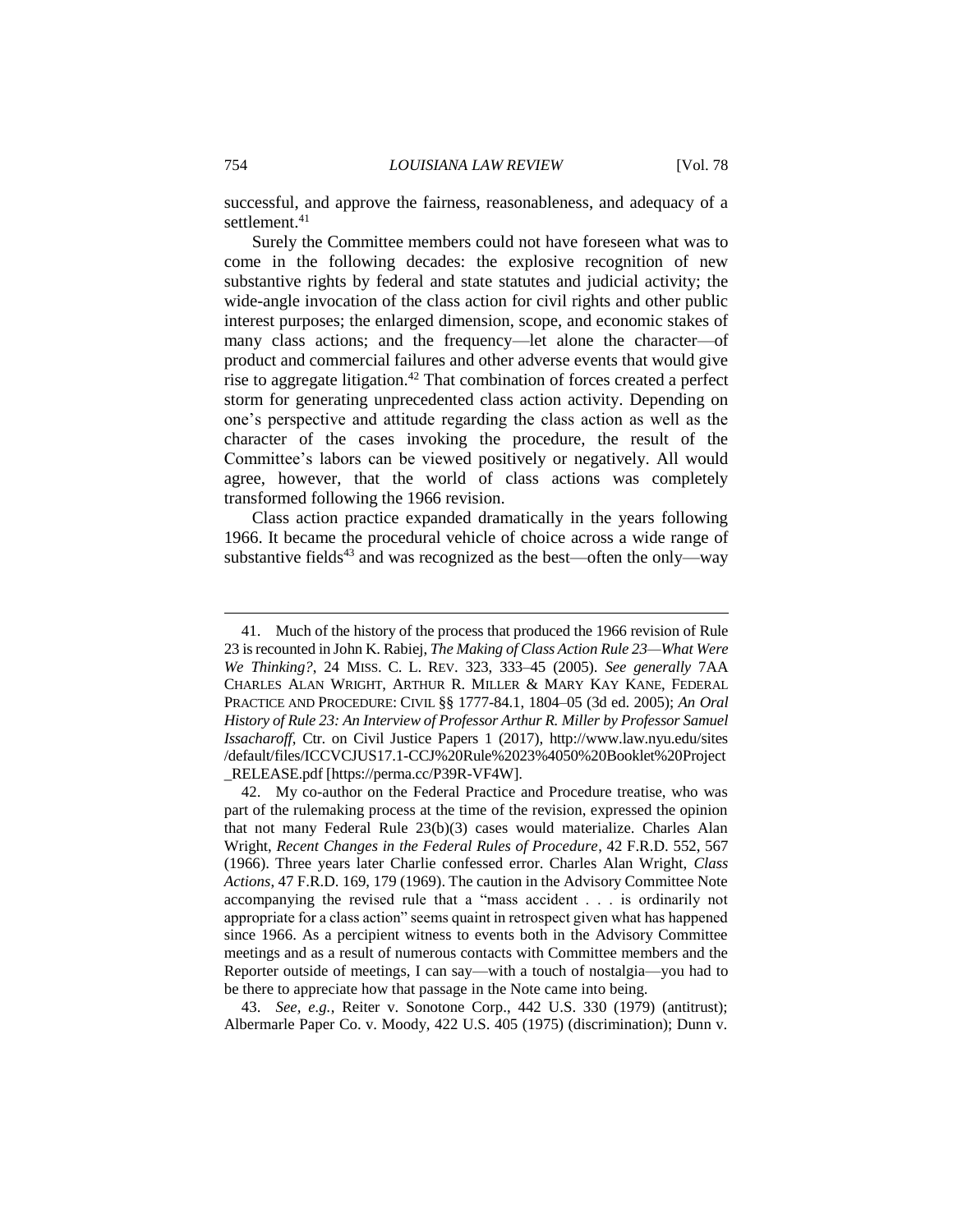successful, and approve the fairness, reasonableness, and adequacy of a settlement.[41]

Surely the Committee members could not have foreseen what was to come in the following decades: the explosive recognition of new substantive rights by federal and state statutes and judicial activity; the wide-angle invocation of the class action for civil rights and other public interest purposes; the enlarged dimension, scope, and economic stakes of many class actions; and the frequency—let alone the character—of product and commercial failures and other adverse events that would give rise to aggregate litigation.[42] That combination of forces created a perfect storm for generating unprecedented class action activity. Depending on one's perspective and attitude regarding the class action as well as the character of the cases invoking the procedure, the result of the Committee's labors can be viewed positively or negatively. All would agree, however, that the world of class actions was completely transformed following the 1966 revision.

Class action practice expanded dramatically in the years following 1966. It became the procedural vehicle of choice across a wide range of substantive fields[43] and was recognized as the best—often the only—way

---

41. Much of the history of the process that produced the 1966 revision of Rule 23 is recounted in John K. Rabiej, *The Making of Class Action Rule 23—What Were We Thinking?*, 24 MISS. C. L. REV. 323, 333–45 (2005). *See generally* 7AA CHARLES ALAN WRIGHT, ARTHUR R. MILLER & MARY KAY KANE, FEDERAL PRACTICE AND PROCEDURE: CIVIL §§ 1777-84.1, 1804–05 (3d ed. 2005); *An Oral History of Rule 23: An Interview of Professor Arthur R. Miller by Professor Samuel Issacharoff*, Ctr. on Civil Justice Papers 1 (2017), http://www.law.nyu.edu/sites/default/files/ICCVCJUS17.1-CCJ%20Rule%2023%4050%20Booklet%20Project_RELEASE.pdf [https://perma.cc/P39R-VF4W].

42. My co-author on the Federal Practice and Procedure treatise, who was part of the rulemaking process at the time of the revision, expressed the opinion that not many Federal Rule 23(b)(3) cases would materialize. Charles Alan Wright, *Recent Changes in the Federal Rules of Procedure*, 42 F.R.D. 552, 567 (1966). Three years later Charlie confessed error. Charles Alan Wright, *Class Actions*, 47 F.R.D. 169, 179 (1969). The caution in the Advisory Committee Note accompanying the revised rule that a "mass accident . . . is ordinarily not appropriate for a class action" seems quaint in retrospect given what has happened since 1966. As a percipient witness to events both in the Advisory Committee meetings and as a result of numerous contacts with Committee members and the Reporter outside of meetings, I can say—with a touch of nostalgia—you had to be there to appreciate how that passage in the Note came into being.

43. *See, e.g.*, Reiter v. Sonotone Corp., 442 U.S. 330 (1979) (antitrust); Albermarle Paper Co. v. Moody, 422 U.S. 405 (1975) (discrimination); Dunn v.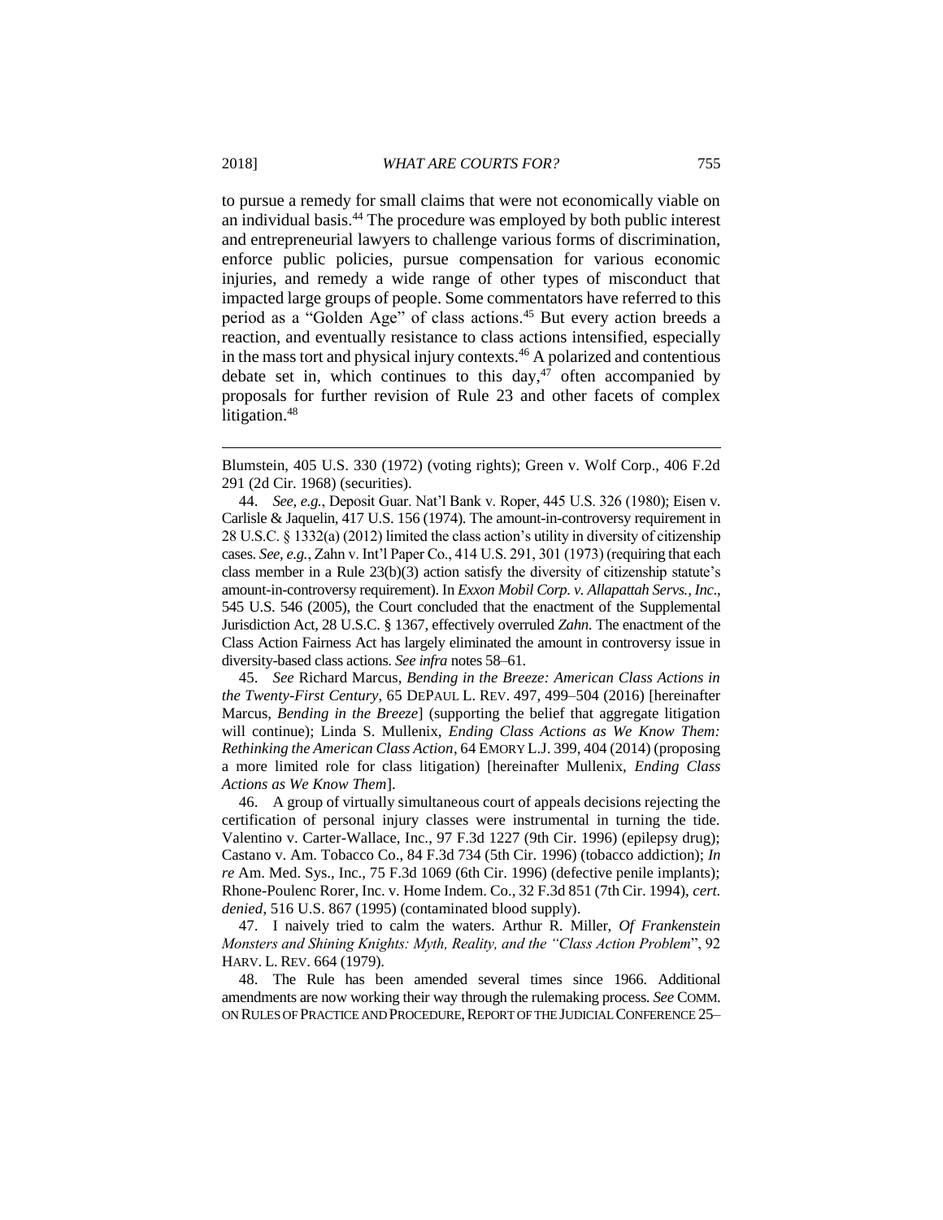to pursue a remedy for small claims that were not economically viable on an individual basis.[44] The procedure was employed by both public interest and entrepreneurial lawyers to challenge various forms of discrimination, enforce public policies, pursue compensation for various economic injuries, and remedy a wide range of other types of misconduct that impacted large groups of people. Some commentators have referred to this period as a "Golden Age" of class actions.[45] But every action breeds a reaction, and eventually resistance to class actions intensified, especially in the mass tort and physical injury contexts.[46] A polarized and contentious debate set in, which continues to this day,[47] often accompanied by proposals for further revision of Rule 23 and other facets of complex litigation.[48]

---

Blumstein, 405 U.S. 330 (1972) (voting rights); Green v. Wolf Corp., 406 F.2d 291 (2d Cir. 1968) (securities).

44. *See, e.g.*, Deposit Guar. Nat'l Bank v. Roper, 445 U.S. 326 (1980); Eisen v. Carlisle & Jaquelin, 417 U.S. 156 (1974). The amount-in-controversy requirement in 28 U.S.C. § 1332(a) (2012) limited the class action's utility in diversity of citizenship cases. *See, e.g.*, Zahn v. Int'l Paper Co., 414 U.S. 291, 301 (1973) (requiring that each class member in a Rule 23(b)(3) action satisfy the diversity of citizenship statute's amount-in-controversy requirement). In *Exxon Mobil Corp. v. Allapattah Servs., Inc*., 545 U.S. 546 (2005), the Court concluded that the enactment of the Supplemental Jurisdiction Act, 28 U.S.C. § 1367, effectively overruled *Zahn*. The enactment of the Class Action Fairness Act has largely eliminated the amount in controversy issue in diversity-based class actions. *See infra* notes 58–61.

45. *See* Richard Marcus, *Bending in the Breeze: American Class Actions in the Twenty-First Century*, 65 DEPAUL L. REV. 497, 499–504 (2016) [hereinafter Marcus, *Bending in the Breeze*] (supporting the belief that aggregate litigation will continue); Linda S. Mullenix, *Ending Class Actions as We Know Them: Rethinking the American Class Action*, 64 EMORY L.J. 399, 404 (2014) (proposing a more limited role for class litigation) [hereinafter Mullenix, *Ending Class Actions as We Know Them*].

46. A group of virtually simultaneous court of appeals decisions rejecting the certification of personal injury classes were instrumental in turning the tide. Valentino v. Carter-Wallace, Inc., 97 F.3d 1227 (9th Cir. 1996) (epilepsy drug); Castano v. Am. Tobacco Co., 84 F.3d 734 (5th Cir. 1996) (tobacco addiction); *In re* Am. Med. Sys., Inc., 75 F.3d 1069 (6th Cir. 1996) (defective penile implants); Rhone-Poulenc Rorer, Inc. v. Home Indem. Co., 32 F.3d 851 (7th Cir. 1994), *cert. denied*, 516 U.S. 867 (1995) (contaminated blood supply).

47. I naively tried to calm the waters. Arthur R. Miller, *Of Frankenstein Monsters and Shining Knights: Myth, Reality, and the "Class Action Problem*", 92 HARV. L. REV. 664 (1979).

48. The Rule has been amended several times since 1966. Additional amendments are now working their way through the rulemaking process. *See* COMM. ON RULES OF PRACTICE AND PROCEDURE, REPORT OF THE JUDICIAL CONFERENCE 25–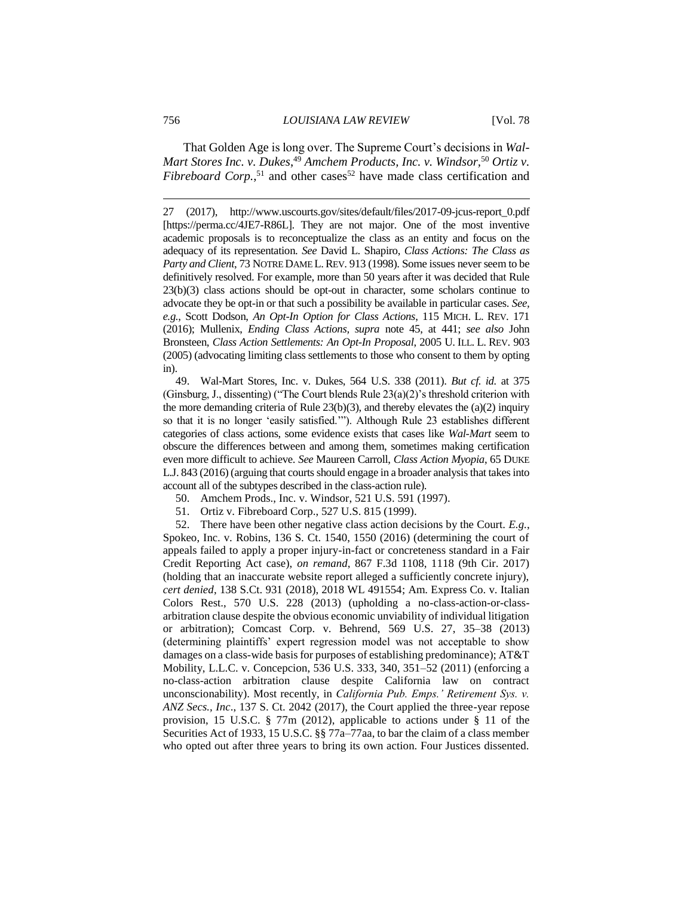That Golden Age is long over. The Supreme Court's decisions in *Wal-Mart Stores Inc. v. Dukes*,[49] *Amchem Products, Inc. v. Windsor*,[50] *Ortiz v. Fibreboard Corp.*,[51] and other cases[52] have made class certification and

---

27 (2017), http://www.uscourts.gov/sites/default/files/2017-09-jcus-report_0.pdf [https://perma.cc/4JE7-R86L]. They are not major. One of the most inventive academic proposals is to reconceptualize the class as an entity and focus on the adequacy of its representation. *See* David L. Shapiro, *Class Actions: The Class as Party and Client*, 73 NOTRE DAME L. REV. 913 (1998). Some issues never seem to be definitively resolved. For example, more than 50 years after it was decided that Rule 23(b)(3) class actions should be opt-out in character, some scholars continue to advocate they be opt-in or that such a possibility be available in particular cases. *See, e.g.,* Scott Dodson, *An Opt-In Option for Class Actions*, 115 MICH. L. REV. 171 (2016); Mullenix, *Ending Class Actions*, *supra* note 45, at 441; *see also* John Bronsteen, *Class Action Settlements: An Opt-In Proposal*, 2005 U. ILL. L. REV. 903 (2005) (advocating limiting class settlements to those who consent to them by opting in).

49. Wal-Mart Stores, Inc. v. Dukes, 564 U.S. 338 (2011). *But cf. id.* at 375 (Ginsburg, J., dissenting) ("The Court blends Rule 23(a)(2)'s threshold criterion with the more demanding criteria of Rule 23(b)(3), and thereby elevates the (a)(2) inquiry so that it is no longer 'easily satisfied.'"). Although Rule 23 establishes different categories of class actions, some evidence exists that cases like *Wal-Mart* seem to obscure the differences between and among them, sometimes making certification even more difficult to achieve. *See* Maureen Carroll, *Class Action Myopia*, 65 DUKE L.J. 843 (2016) (arguing that courts should engage in a broader analysis that takes into account all of the subtypes described in the class-action rule).

50. Amchem Prods., Inc. v. Windsor, 521 U.S. 591 (1997).

51. Ortiz v. Fibreboard Corp., 527 U.S. 815 (1999).

52. There have been other negative class action decisions by the Court. *E.g.*, Spokeo, Inc. v. Robins, 136 S. Ct. 1540, 1550 (2016) (determining the court of appeals failed to apply a proper injury-in-fact or concreteness standard in a Fair Credit Reporting Act case), *on remand*, 867 F.3d 1108, 1118 (9th Cir. 2017) (holding that an inaccurate website report alleged a sufficiently concrete injury), *cert denied*, 138 S.Ct. 931 (2018), 2018 WL 491554; Am. Express Co. v. Italian Colors Rest., 570 U.S. 228 (2013) (upholding a no-class-action-or-class-arbitration clause despite the obvious economic unviability of individual litigation or arbitration); Comcast Corp. v. Behrend, 569 U.S. 27, 35–38 (2013) (determining plaintiffs' expert regression model was not acceptable to show damages on a class-wide basis for purposes of establishing predominance); AT&T Mobility, L.L.C. v. Concepcion, 536 U.S. 333, 340, 351–52 (2011) (enforcing a no-class-action arbitration clause despite California law on contract unconscionability). Most recently, in *California Pub. Emps.' Retirement Sys. v. ANZ Secs., Inc*., 137 S. Ct. 2042 (2017), the Court applied the three-year repose provision, 15 U.S.C. § 77m (2012), applicable to actions under § 11 of the Securities Act of 1933, 15 U.S.C. §§ 77a–77aa, to bar the claim of a class member who opted out after three years to bring its own action. Four Justices dissented.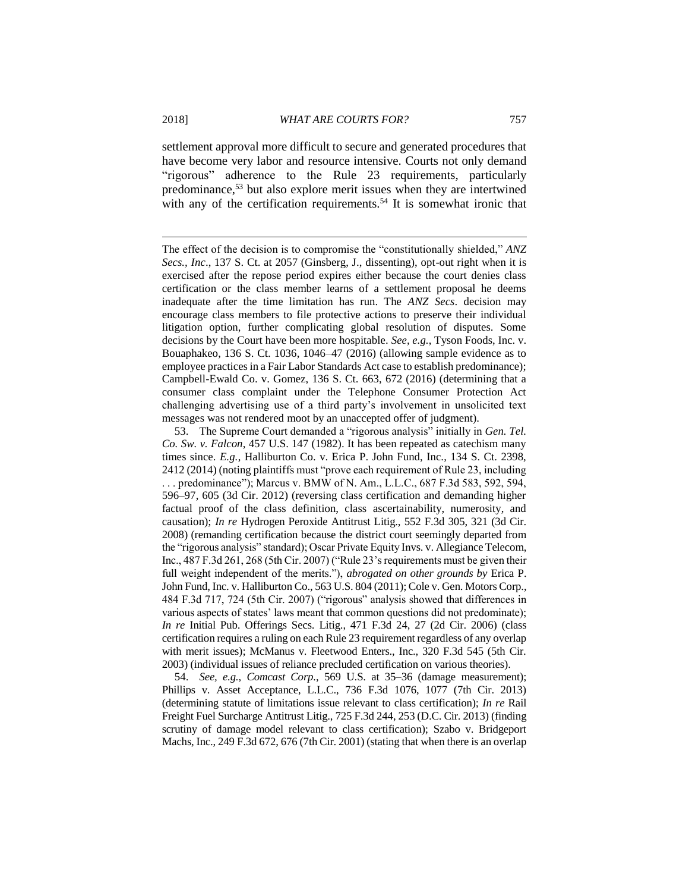settlement approval more difficult to secure and generated procedures that have become very labor and resource intensive. Courts not only demand "rigorous" adherence to the Rule 23 requirements, particularly predominance,[53] but also explore merit issues when they are intertwined with any of the certification requirements.[54] It is somewhat ironic that

---

The effect of the decision is to compromise the "constitutionally shielded," *ANZ Secs., Inc*., 137 S. Ct. at 2057 (Ginsberg, J., dissenting), opt-out right when it is exercised after the repose period expires either because the court denies class certification or the class member learns of a settlement proposal he deems inadequate after the time limitation has run. The *ANZ Secs*. decision may encourage class members to file protective actions to preserve their individual litigation option, further complicating global resolution of disputes. Some decisions by the Court have been more hospitable. *See, e.g.*, Tyson Foods, Inc. v. Bouaphakeo, 136 S. Ct. 1036, 1046–47 (2016) (allowing sample evidence as to employee practices in a Fair Labor Standards Act case to establish predominance); Campbell-Ewald Co. v. Gomez, 136 S. Ct. 663, 672 (2016) (determining that a consumer class complaint under the Telephone Consumer Protection Act challenging advertising use of a third party's involvement in unsolicited text messages was not rendered moot by an unaccepted offer of judgment).

53. The Supreme Court demanded a "rigorous analysis" initially in *Gen. Tel. Co. Sw. v. Falcon*, 457 U.S. 147 (1982). It has been repeated as catechism many times since. *E.g.*, Halliburton Co. v. Erica P. John Fund, Inc., 134 S. Ct. 2398, 2412 (2014) (noting plaintiffs must "prove each requirement of Rule 23, including . . . predominance"); Marcus v. BMW of N. Am., L.L.C., 687 F.3d 583, 592, 594, 596–97, 605 (3d Cir. 2012) (reversing class certification and demanding higher factual proof of the class definition, class ascertainability, numerosity, and causation); *In re* Hydrogen Peroxide Antitrust Litig., 552 F.3d 305, 321 (3d Cir. 2008) (remanding certification because the district court seemingly departed from the "rigorous analysis" standard); Oscar Private Equity Invs. v. Allegiance Telecom, Inc., 487 F.3d 261, 268 (5th Cir. 2007) ("Rule 23's requirements must be given their full weight independent of the merits."), *abrogated on other grounds by* Erica P. John Fund, Inc. v. Halliburton Co., 563 U.S. 804 (2011); Cole v. Gen. Motors Corp., 484 F.3d 717, 724 (5th Cir. 2007) ("rigorous" analysis showed that differences in various aspects of states' laws meant that common questions did not predominate); *In re* Initial Pub. Offerings Secs. Litig., 471 F.3d 24, 27 (2d Cir. 2006) (class certification requires a ruling on each Rule 23 requirement regardless of any overlap with merit issues); McManus v. Fleetwood Enters., Inc., 320 F.3d 545 (5th Cir. 2003) (individual issues of reliance precluded certification on various theories).

54. *See, e.g.*, *Comcast Corp*., 569 U.S. at 35–36 (damage measurement); Phillips v. Asset Acceptance, L.L.C., 736 F.3d 1076, 1077 (7th Cir. 2013) (determining statute of limitations issue relevant to class certification); *In re* Rail Freight Fuel Surcharge Antitrust Litig., 725 F.3d 244, 253 (D.C. Cir. 2013) (finding scrutiny of damage model relevant to class certification); Szabo v. Bridgeport Machs, Inc., 249 F.3d 672, 676 (7th Cir. 2001) (stating that when there is an overlap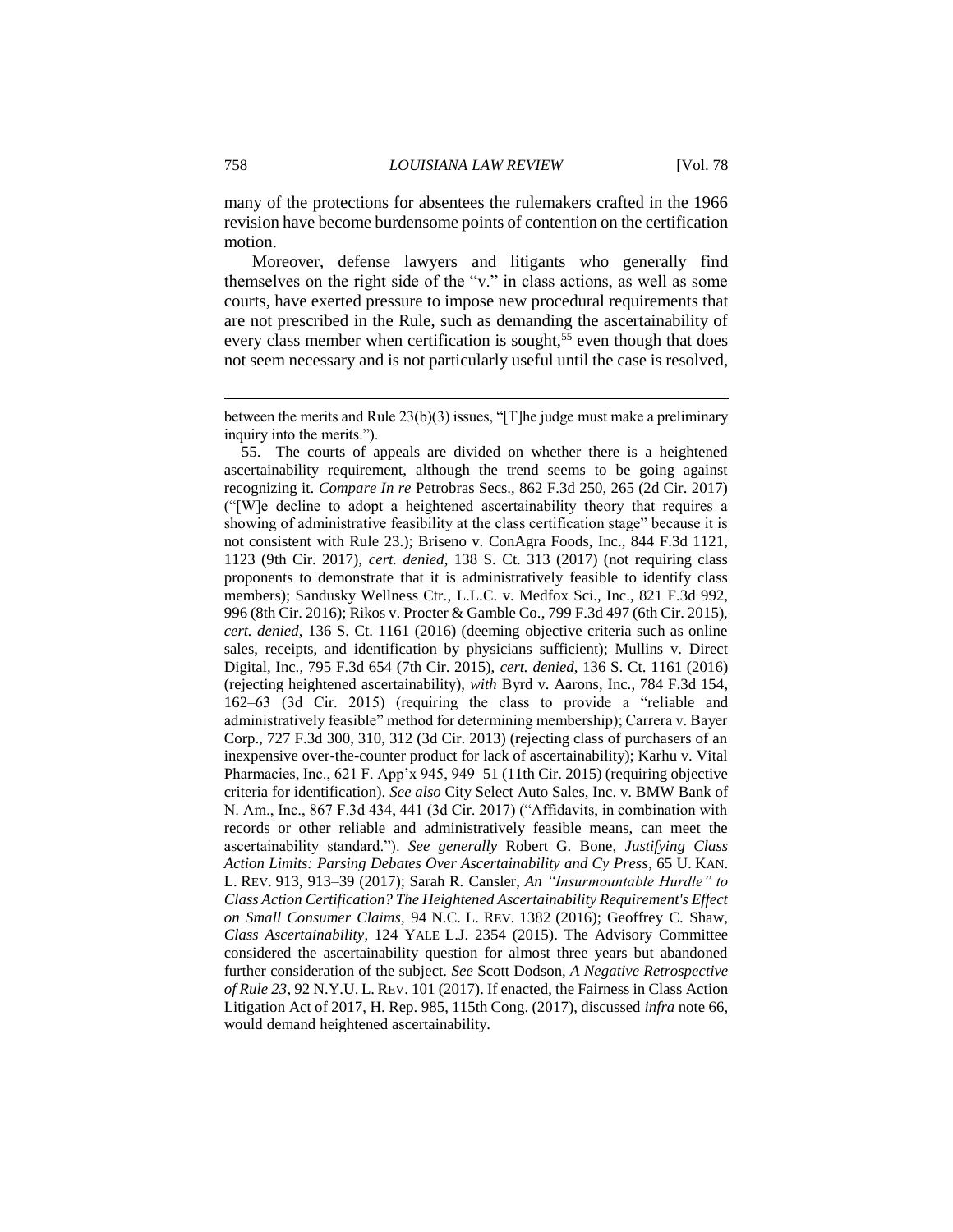many of the protections for absentees the rulemakers crafted in the 1966 revision have become burdensome points of contention on the certification motion.

Moreover, defense lawyers and litigants who generally find themselves on the right side of the "v." in class actions, as well as some courts, have exerted pressure to impose new procedural requirements that are not prescribed in the Rule, such as demanding the ascertainability of every class member when certification is sought,[55] even though that does not seem necessary and is not particularly useful until the case is resolved,

---

between the merits and Rule 23(b)(3) issues, "[T]he judge must make a preliminary inquiry into the merits.").

55. The courts of appeals are divided on whether there is a heightened ascertainability requirement, although the trend seems to be going against recognizing it. *Compare In re* Petrobras Secs., 862 F.3d 250, 265 (2d Cir. 2017) ("[W]e decline to adopt a heightened ascertainability theory that requires a showing of administrative feasibility at the class certification stage" because it is not consistent with Rule 23.); Briseno v. ConAgra Foods, Inc., 844 F.3d 1121, 1123 (9th Cir. 2017), *cert. denied*, 138 S. Ct. 313 (2017) (not requiring class proponents to demonstrate that it is administratively feasible to identify class members); Sandusky Wellness Ctr., L.L.C. v. Medfox Sci., Inc., 821 F.3d 992, 996 (8th Cir. 2016); Rikos v. Procter & Gamble Co., 799 F.3d 497 (6th Cir. 2015), *cert. denied*, 136 S. Ct. 1161 (2016) (deeming objective criteria such as online sales, receipts, and identification by physicians sufficient); Mullins v. Direct Digital, Inc., 795 F.3d 654 (7th Cir. 2015), *cert. denied*, 136 S. Ct. 1161 (2016) (rejecting heightened ascertainability), *with* Byrd v. Aarons, Inc., 784 F.3d 154, 162–63 (3d Cir. 2015) (requiring the class to provide a "reliable and administratively feasible" method for determining membership); Carrera v. Bayer Corp., 727 F.3d 300, 310, 312 (3d Cir. 2013) (rejecting class of purchasers of an inexpensive over-the-counter product for lack of ascertainability); Karhu v. Vital Pharmacies, Inc., 621 F. App'x 945, 949–51 (11th Cir. 2015) (requiring objective criteria for identification). *See also* City Select Auto Sales, Inc. v. BMW Bank of N. Am., Inc., 867 F.3d 434, 441 (3d Cir. 2017) ("Affidavits, in combination with records or other reliable and administratively feasible means, can meet the ascertainability standard."). *See generally* Robert G. Bone, *Justifying Class Action Limits: Parsing Debates Over Ascertainability and Cy Pres*, 65 U. KAN. L. REV. 913, 913–39 (2017); Sarah R. Cansler, *An "Insurmountable Hurdle" to Class Action Certification? The Heightened Ascertainability Requirement's Effect on Small Consumer Claims*, 94 N.C. L. REV. 1382 (2016); Geoffrey C. Shaw, *Class Ascertainability*, 124 YALE L.J. 2354 (2015). The Advisory Committee considered the ascertainability question for almost three years but abandoned further consideration of the subject. *See* Scott Dodson, *A Negative Retrospective of Rule 23*, 92 N.Y.U. L. REV. 101 (2017). If enacted, the Fairness in Class Action Litigation Act of 2017, H. Rep. 985, 115th Cong. (2017), discussed *infra* note 66, would demand heightened ascertainability.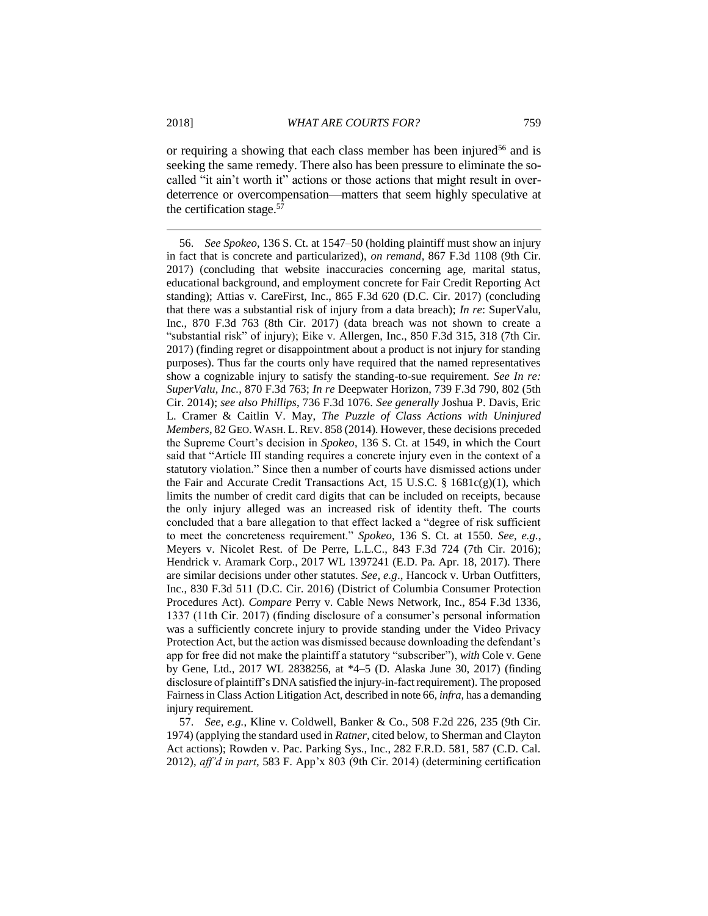or requiring a showing that each class member has been injured[56] and is seeking the same remedy. There also has been pressure to eliminate the so-called "it ain't worth it" actions or those actions that might result in over-deterrence or overcompensation—matters that seem highly speculative at the certification stage.[57]

---

56. *See Spokeo*, 136 S. Ct. at 1547–50 (holding plaintiff must show an injury in fact that is concrete and particularized), *on remand*, 867 F.3d 1108 (9th Cir. 2017) (concluding that website inaccuracies concerning age, marital status, educational background, and employment concrete for Fair Credit Reporting Act standing); Attias v. CareFirst, Inc., 865 F.3d 620 (D.C. Cir. 2017) (concluding that there was a substantial risk of injury from a data breach); *In re*: SuperValu, Inc., 870 F.3d 763 (8th Cir. 2017) (data breach was not shown to create a "substantial risk" of injury); Eike v. Allergen, Inc., 850 F.3d 315, 318 (7th Cir. 2017) (finding regret or disappointment about a product is not injury for standing purposes). Thus far the courts only have required that the named representatives show a cognizable injury to satisfy the standing-to-sue requirement. *See In re: SuperValu, Inc.*, 870 F.3d 763; *In re* Deepwater Horizon, 739 F.3d 790, 802 (5th Cir. 2014); *see also Phillips*, 736 F.3d 1076. *See generally* Joshua P. Davis, Eric L. Cramer & Caitlin V. May, *The Puzzle of Class Actions with Uninjured Members*, 82 GEO. WASH. L. REV. 858 (2014). However, these decisions preceded the Supreme Court's decision in *Spokeo*, 136 S. Ct. at 1549, in which the Court said that "Article III standing requires a concrete injury even in the context of a statutory violation." Since then a number of courts have dismissed actions under the Fair and Accurate Credit Transactions Act, 15 U.S.C. § 1681c(g)(1), which limits the number of credit card digits that can be included on receipts, because the only injury alleged was an increased risk of identity theft. The courts concluded that a bare allegation to that effect lacked a "degree of risk sufficient to meet the concreteness requirement." *Spokeo*, 136 S. Ct. at 1550. *See, e.g.*, Meyers v. Nicolet Rest. of De Perre, L.L.C., 843 F.3d 724 (7th Cir. 2016); Hendrick v. Aramark Corp., 2017 WL 1397241 (E.D. Pa. Apr. 18, 2017). There are similar decisions under other statutes. *See, e.g*., Hancock v. Urban Outfitters, Inc., 830 F.3d 511 (D.C. Cir. 2016) (District of Columbia Consumer Protection Procedures Act). *Compare* Perry v. Cable News Network, Inc., 854 F.3d 1336, 1337 (11th Cir. 2017) (finding disclosure of a consumer's personal information was a sufficiently concrete injury to provide standing under the Video Privacy Protection Act, but the action was dismissed because downloading the defendant's app for free did not make the plaintiff a statutory "subscriber"), *with* Cole v. Gene by Gene, Ltd., 2017 WL 2838256, at *4–5 (D. Alaska June 30, 2017) (finding disclosure of plaintiff's DNA satisfied the injury-in-fact requirement). The proposed Fairness in Class Action Litigation Act, described in note 66, *infra*, has a demanding injury requirement.

57. *See, e.g.*, Kline v. Coldwell, Banker & Co., 508 F.2d 226, 235 (9th Cir. 1974) (applying the standard used in *Ratner*, cited below, to Sherman and Clayton Act actions); Rowden v. Pac. Parking Sys., Inc., 282 F.R.D. 581, 587 (C.D. Cal. 2012), *aff'd in part*, 583 F. App'x 803 (9th Cir. 2014) (determining certification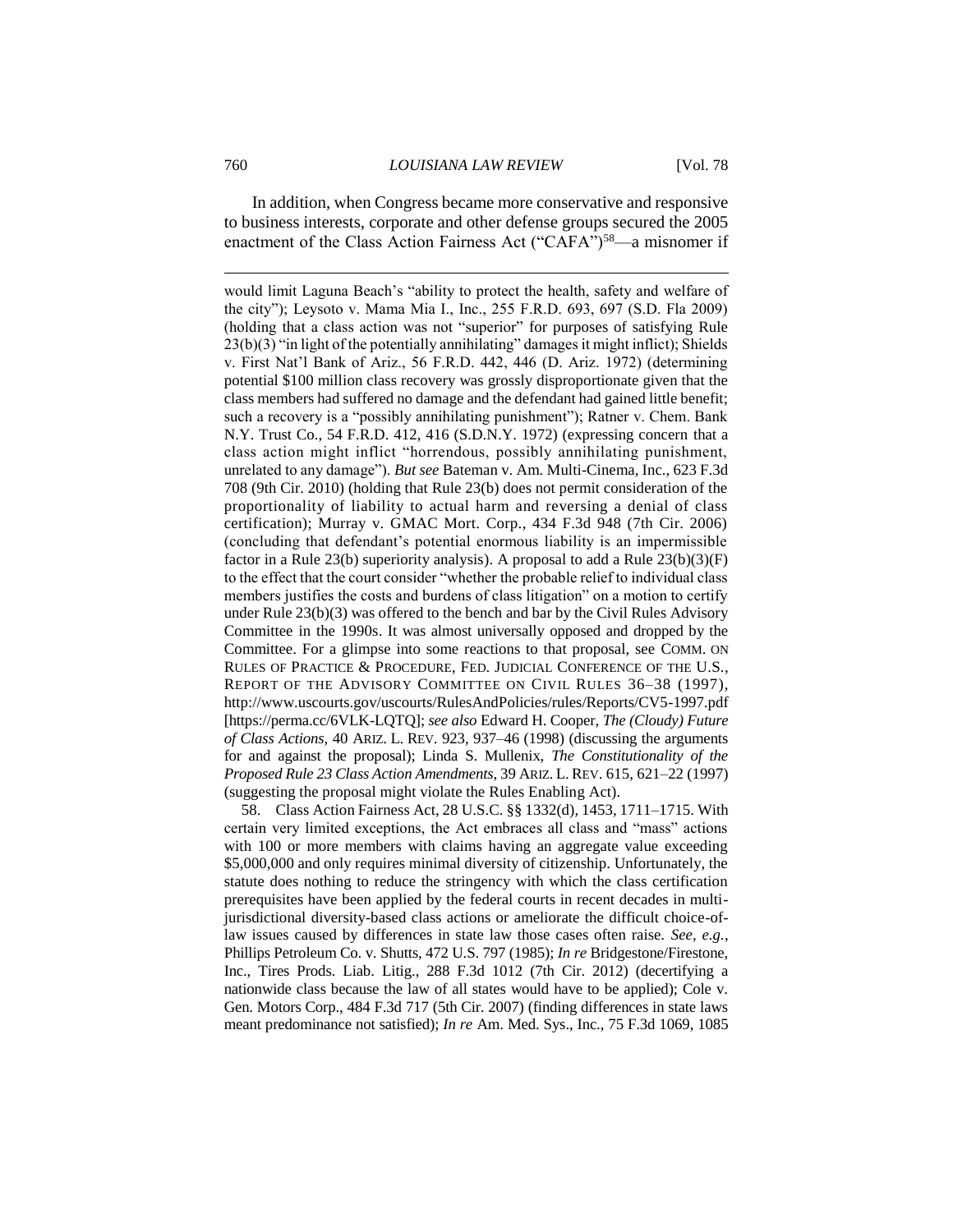In addition, when Congress became more conservative and responsive to business interests, corporate and other defense groups secured the 2005 enactment of the Class Action Fairness Act ("CAFA")[58]—a misnomer if

---

would limit Laguna Beach's "ability to protect the health, safety and welfare of the city"); Leysoto v. Mama Mia I., Inc., 255 F.R.D. 693, 697 (S.D. Fla 2009) (holding that a class action was not "superior" for purposes of satisfying Rule 23(b)(3) "in light of the potentially annihilating" damages it might inflict); Shields v. First Nat'l Bank of Ariz., 56 F.R.D. 442, 446 (D. Ariz. 1972) (determining potential $100 million class recovery was grossly disproportionate given that the class members had suffered no damage and the defendant had gained little benefit; such a recovery is a "possibly annihilating punishment"); Ratner v. Chem. Bank N.Y. Trust Co., 54 F.R.D. 412, 416 (S.D.N.Y. 1972) (expressing concern that a class action might inflict "horrendous, possibly annihilating punishment, unrelated to any damage"). *But see* Bateman v. Am. Multi-Cinema, Inc., 623 F.3d 708 (9th Cir. 2010) (holding that Rule 23(b) does not permit consideration of the proportionality of liability to actual harm and reversing a denial of class certification); Murray v. GMAC Mort. Corp., 434 F.3d 948 (7th Cir. 2006) (concluding that defendant's potential enormous liability is an impermissible factor in a Rule 23(b) superiority analysis). A proposal to add a Rule 23(b)(3)(F) to the effect that the court consider "whether the probable relief to individual class members justifies the costs and burdens of class litigation" on a motion to certify under Rule 23(b)(3) was offered to the bench and bar by the Civil Rules Advisory Committee in the 1990s. It was almost universally opposed and dropped by the Committee. For a glimpse into some reactions to that proposal, see COMM. ON RULES OF PRACTICE & PROCEDURE, FED. JUDICIAL CONFERENCE OF THE U.S., REPORT OF THE ADVISORY COMMITTEE ON CIVIL RULES 36–38 (1997), http://www.uscourts.gov/uscourts/RulesAndPolicies/rules/Reports/CV5-1997.pdf [https://perma.cc/6VLK-LQTQ]; *see also* Edward H. Cooper, *The (Cloudy) Future of Class Actions*, 40 ARIZ. L. REV. 923, 937–46 (1998) (discussing the arguments for and against the proposal); Linda S. Mullenix, *The Constitutionality of the Proposed Rule 23 Class Action Amendments*, 39 ARIZ. L. REV. 615, 621–22 (1997) (suggesting the proposal might violate the Rules Enabling Act).

58. Class Action Fairness Act, 28 U.S.C. §§ 1332(d), 1453, 1711–1715. With certain very limited exceptions, the Act embraces all class and "mass" actions with 100 or more members with claims having an aggregate value exceeding $5,000,000 and only requires minimal diversity of citizenship. Unfortunately, the statute does nothing to reduce the stringency with which the class certification prerequisites have been applied by the federal courts in recent decades in multi-jurisdictional diversity-based class actions or ameliorate the difficult choice-of-law issues caused by differences in state law those cases often raise. *See, e.g.*, Phillips Petroleum Co. v. Shutts, 472 U.S. 797 (1985); *In re* Bridgestone/Firestone, Inc., Tires Prods. Liab. Litig., 288 F.3d 1012 (7th Cir. 2012) (decertifying a nationwide class because the law of all states would have to be applied); Cole v. Gen. Motors Corp., 484 F.3d 717 (5th Cir. 2007) (finding differences in state laws meant predominance not satisfied); *In re* Am. Med. Sys., Inc., 75 F.3d 1069, 1085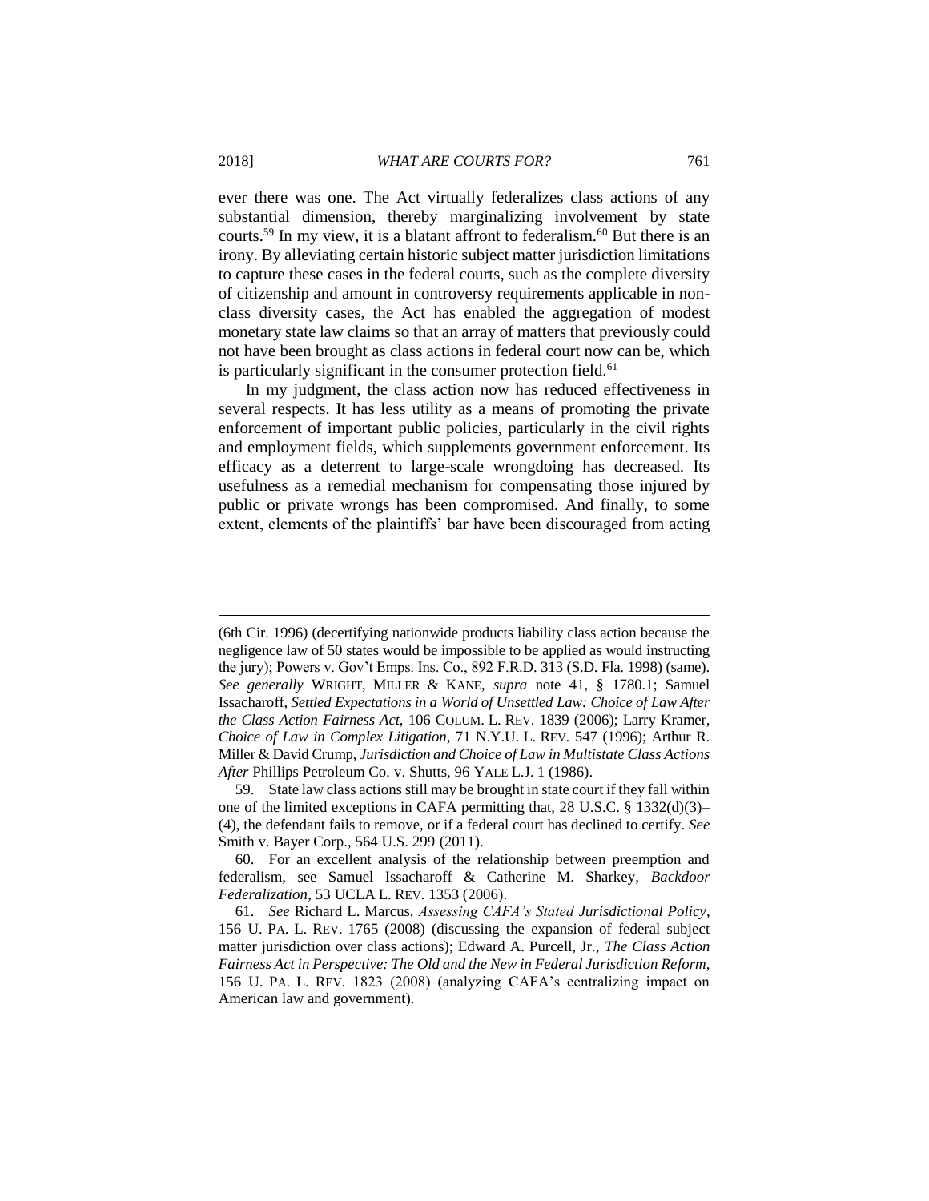ever there was one. The Act virtually federalizes class actions of any substantial dimension, thereby marginalizing involvement by state courts.[59] In my view, it is a blatant affront to federalism.[60] But there is an irony. By alleviating certain historic subject matter jurisdiction limitations to capture these cases in the federal courts, such as the complete diversity of citizenship and amount in controversy requirements applicable in non-class diversity cases, the Act has enabled the aggregation of modest monetary state law claims so that an array of matters that previously could not have been brought as class actions in federal court now can be, which is particularly significant in the consumer protection field.[61]

In my judgment, the class action now has reduced effectiveness in several respects. It has less utility as a means of promoting the private enforcement of important public policies, particularly in the civil rights and employment fields, which supplements government enforcement. Its efficacy as a deterrent to large-scale wrongdoing has decreased. Its usefulness as a remedial mechanism for compensating those injured by public or private wrongs has been compromised. And finally, to some extent, elements of the plaintiffs' bar have been discouraged from acting

---

(6th Cir. 1996) (decertifying nationwide products liability class action because the negligence law of 50 states would be impossible to be applied as would instructing the jury); Powers v. Gov't Emps. Ins. Co., 892 F.R.D. 313 (S.D. Fla. 1998) (same). *See generally* WRIGHT, MILLER & KANE, *supra* note 41, § 1780.1; Samuel Issacharoff, *Settled Expectations in a World of Unsettled Law: Choice of Law After the Class Action Fairness Act*, 106 COLUM. L. REV. 1839 (2006); Larry Kramer, *Choice of Law in Complex Litigation*, 71 N.Y.U. L. REV. 547 (1996); Arthur R. Miller & David Crump, *Jurisdiction and Choice of Law in Multistate Class Actions After* Phillips Petroleum Co. v. Shutts, 96 YALE L.J. 1 (1986).

59. State law class actions still may be brought in state court if they fall within one of the limited exceptions in CAFA permitting that, 28 U.S.C. § 1332(d)(3)–(4), the defendant fails to remove, or if a federal court has declined to certify. *See* Smith v. Bayer Corp., 564 U.S. 299 (2011).

60. For an excellent analysis of the relationship between preemption and federalism, see Samuel Issacharoff & Catherine M. Sharkey, *Backdoor Federalization*, 53 UCLA L. REV. 1353 (2006).

61. *See* Richard L. Marcus, *Assessing CAFA's Stated Jurisdictional Policy*, 156 U. PA. L. REV. 1765 (2008) (discussing the expansion of federal subject matter jurisdiction over class actions); Edward A. Purcell, Jr., *The Class Action Fairness Act in Perspective: The Old and the New in Federal Jurisdiction Reform*, 156 U. PA. L. REV. 1823 (2008) (analyzing CAFA's centralizing impact on American law and government).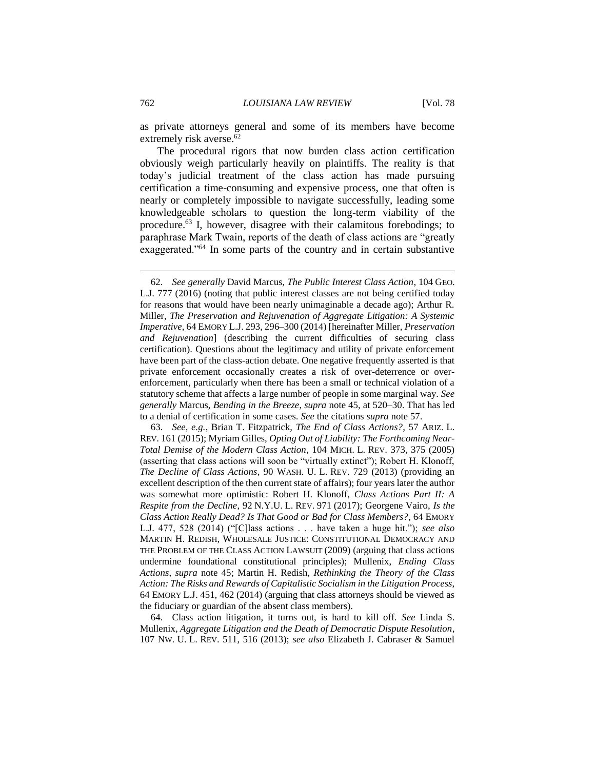as private attorneys general and some of its members have become extremely risk averse.[62]

The procedural rigors that now burden class action certification obviously weigh particularly heavily on plaintiffs. The reality is that today's judicial treatment of the class action has made pursuing certification a time-consuming and expensive process, one that often is nearly or completely impossible to navigate successfully, leading some knowledgeable scholars to question the long-term viability of the procedure.[63] I, however, disagree with their calamitous forebodings; to paraphrase Mark Twain, reports of the death of class actions are "greatly exaggerated."[64] In some parts of the country and in certain substantive

---

62. *See generally* David Marcus, *The Public Interest Class Action*, 104 GEO. L.J. 777 (2016) (noting that public interest classes are not being certified today for reasons that would have been nearly unimaginable a decade ago); Arthur R. Miller, *The Preservation and Rejuvenation of Aggregate Litigation: A Systemic Imperative*, 64 EMORY L.J. 293, 296–300 (2014) [hereinafter Miller, *Preservation and Rejuvenation*] (describing the current difficulties of securing class certification). Questions about the legitimacy and utility of private enforcement have been part of the class-action debate. One negative frequently asserted is that private enforcement occasionally creates a risk of over-deterrence or over-enforcement, particularly when there has been a small or technical violation of a statutory scheme that affects a large number of people in some marginal way. *See generally* Marcus, *Bending in the Breeze*, *supra* note 45, at 520–30. That has led to a denial of certification in some cases. *See* the citations *supra* note 57.

63. *See, e.g.*, Brian T. Fitzpatrick, *The End of Class Actions?*, 57 ARIZ. L. REV. 161 (2015); Myriam Gilles, *Opting Out of Liability: The Forthcoming Near-Total Demise of the Modern Class Action*, 104 MICH. L. REV. 373, 375 (2005) (asserting that class actions will soon be "virtually extinct"); Robert H. Klonoff, *The Decline of Class Actions*, 90 WASH. U. L. REV. 729 (2013) (providing an excellent description of the then current state of affairs); four years later the author was somewhat more optimistic: Robert H. Klonoff, *Class Actions Part II: A Respite from the Decline*, 92 N.Y.U. L. REV. 971 (2017); Georgene Vairo, *Is the Class Action Really Dead? Is That Good or Bad for Class Members?*, 64 EMORY L.J. 477, 528 (2014) ("[C]lass actions . . . have taken a huge hit."); *see also* MARTIN H. REDISH, WHOLESALE JUSTICE: CONSTITUTIONAL DEMOCRACY AND THE PROBLEM OF THE CLASS ACTION LAWSUIT (2009) (arguing that class actions undermine foundational constitutional principles); Mullenix, *Ending Class Actions*, *supra* note 45; Martin H. Redish, *Rethinking the Theory of the Class Action: The Risks and Rewards of Capitalistic Socialism in the Litigation Process*, 64 EMORY L.J. 451, 462 (2014) (arguing that class attorneys should be viewed as the fiduciary or guardian of the absent class members).

64. Class action litigation, it turns out, is hard to kill off. *See* Linda S. Mullenix, *Aggregate Litigation and the Death of Democratic Dispute Resolution*, 107 NW. U. L. REV. 511, 516 (2013); *see also* Elizabeth J. Cabraser & Samuel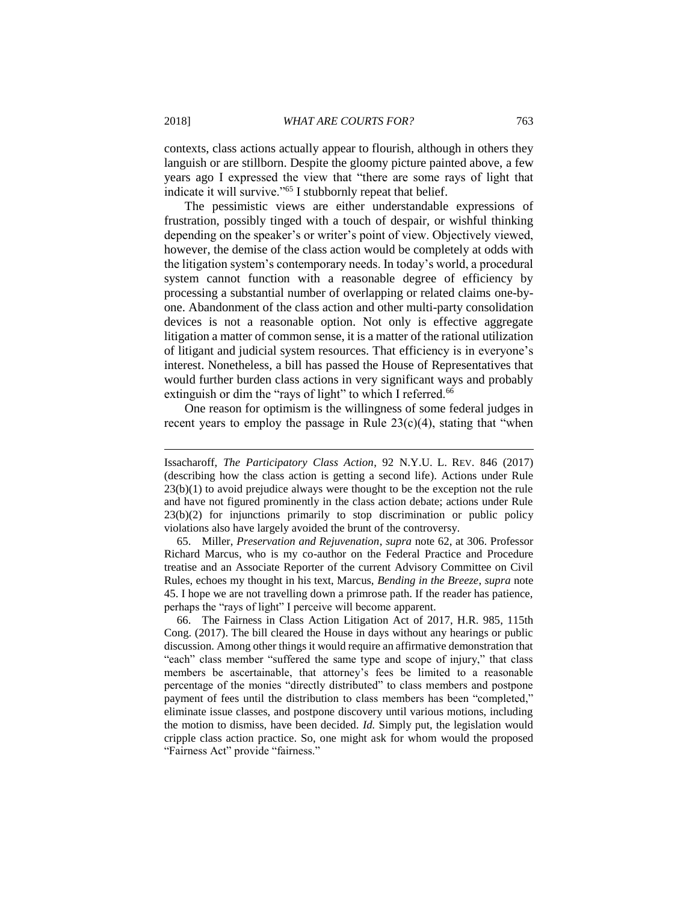contexts, class actions actually appear to flourish, although in others they languish or are stillborn. Despite the gloomy picture painted above, a few years ago I expressed the view that "there are some rays of light that indicate it will survive."[65] I stubbornly repeat that belief.

The pessimistic views are either understandable expressions of frustration, possibly tinged with a touch of despair, or wishful thinking depending on the speaker's or writer's point of view. Objectively viewed, however, the demise of the class action would be completely at odds with the litigation system's contemporary needs. In today's world, a procedural system cannot function with a reasonable degree of efficiency by processing a substantial number of overlapping or related claims one-by-one. Abandonment of the class action and other multi-party consolidation devices is not a reasonable option. Not only is effective aggregate litigation a matter of common sense, it is a matter of the rational utilization of litigant and judicial system resources. That efficiency is in everyone's interest. Nonetheless, a bill has passed the House of Representatives that would further burden class actions in very significant ways and probably extinguish or dim the "rays of light" to which I referred.[66]

One reason for optimism is the willingness of some federal judges in recent years to employ the passage in Rule 23(c)(4), stating that "when

---

Issacharoff, *The Participatory Class Action*, 92 N.Y.U. L. REV. 846 (2017) (describing how the class action is getting a second life). Actions under Rule 23(b)(1) to avoid prejudice always were thought to be the exception not the rule and have not figured prominently in the class action debate; actions under Rule 23(b)(2) for injunctions primarily to stop discrimination or public policy violations also have largely avoided the brunt of the controversy.

65. Miller, *Preservation and Rejuvenation*, *supra* note 62, at 306. Professor Richard Marcus, who is my co-author on the Federal Practice and Procedure treatise and an Associate Reporter of the current Advisory Committee on Civil Rules, echoes my thought in his text, Marcus, *Bending in the Breeze*, *supra* note 45. I hope we are not travelling down a primrose path. If the reader has patience, perhaps the "rays of light" I perceive will become apparent.

66. The Fairness in Class Action Litigation Act of 2017, H.R. 985, 115th Cong. (2017). The bill cleared the House in days without any hearings or public discussion. Among other things it would require an affirmative demonstration that "each" class member "suffered the same type and scope of injury," that class members be ascertainable, that attorney's fees be limited to a reasonable percentage of the monies "directly distributed" to class members and postpone payment of fees until the distribution to class members has been "completed," eliminate issue classes, and postpone discovery until various motions, including the motion to dismiss, have been decided. *Id.* Simply put, the legislation would cripple class action practice. So, one might ask for whom would the proposed "Fairness Act" provide "fairness."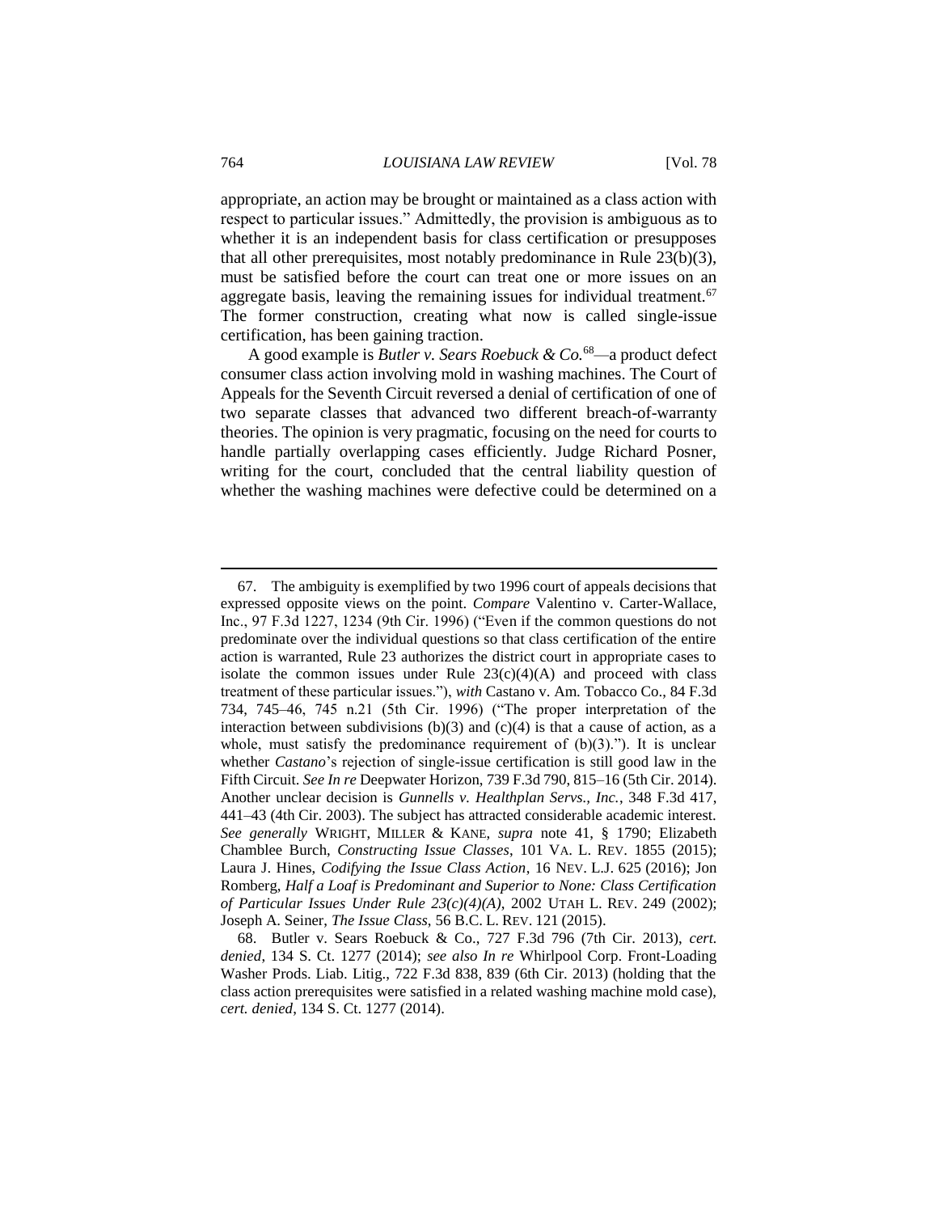appropriate, an action may be brought or maintained as a class action with respect to particular issues." Admittedly, the provision is ambiguous as to whether it is an independent basis for class certification or presupposes that all other prerequisites, most notably predominance in Rule 23(b)(3), must be satisfied before the court can treat one or more issues on an aggregate basis, leaving the remaining issues for individual treatment.[67] The former construction, creating what now is called single-issue certification, has been gaining traction.

A good example is *Butler v. Sears Roebuck & Co.*[68]—a product defect consumer class action involving mold in washing machines. The Court of Appeals for the Seventh Circuit reversed a denial of certification of one of two separate classes that advanced two different breach-of-warranty theories. The opinion is very pragmatic, focusing on the need for courts to handle partially overlapping cases efficiently. Judge Richard Posner, writing for the court, concluded that the central liability question of whether the washing machines were defective could be determined on a

---

67. The ambiguity is exemplified by two 1996 court of appeals decisions that expressed opposite views on the point. *Compare* Valentino v. Carter-Wallace, Inc., 97 F.3d 1227, 1234 (9th Cir. 1996) ("Even if the common questions do not predominate over the individual questions so that class certification of the entire action is warranted, Rule 23 authorizes the district court in appropriate cases to isolate the common issues under Rule 23(c)(4)(A) and proceed with class treatment of these particular issues."), *with* Castano v. Am. Tobacco Co., 84 F.3d 734, 745–46, 745 n.21 (5th Cir. 1996) ("The proper interpretation of the interaction between subdivisions (b)(3) and (c)(4) is that a cause of action, as a whole, must satisfy the predominance requirement of (b)(3)."). It is unclear whether *Castano*'s rejection of single-issue certification is still good law in the Fifth Circuit. *See In re* Deepwater Horizon, 739 F.3d 790, 815–16 (5th Cir. 2014). Another unclear decision is *Gunnells v. Healthplan Servs., Inc.*, 348 F.3d 417, 441–43 (4th Cir. 2003). The subject has attracted considerable academic interest. *See generally* WRIGHT, MILLER & KANE, *supra* note 41, § 1790; Elizabeth Chamblee Burch, *Constructing Issue Classes*, 101 VA. L. REV. 1855 (2015); Laura J. Hines, *Codifying the Issue Class Action*, 16 NEV. L.J. 625 (2016); Jon Romberg, *Half a Loaf is Predominant and Superior to None: Class Certification of Particular Issues Under Rule 23(c)(4)(A)*, 2002 UTAH L. REV. 249 (2002); Joseph A. Seiner, *The Issue Class*, 56 B.C. L. REV. 121 (2015).

68. Butler v. Sears Roebuck & Co., 727 F.3d 796 (7th Cir. 2013), *cert. denied*, 134 S. Ct. 1277 (2014); *see also In re* Whirlpool Corp. Front-Loading Washer Prods. Liab. Litig., 722 F.3d 838, 839 (6th Cir. 2013) (holding that the class action prerequisites were satisfied in a related washing machine mold case), *cert. denied*, 134 S. Ct. 1277 (2014).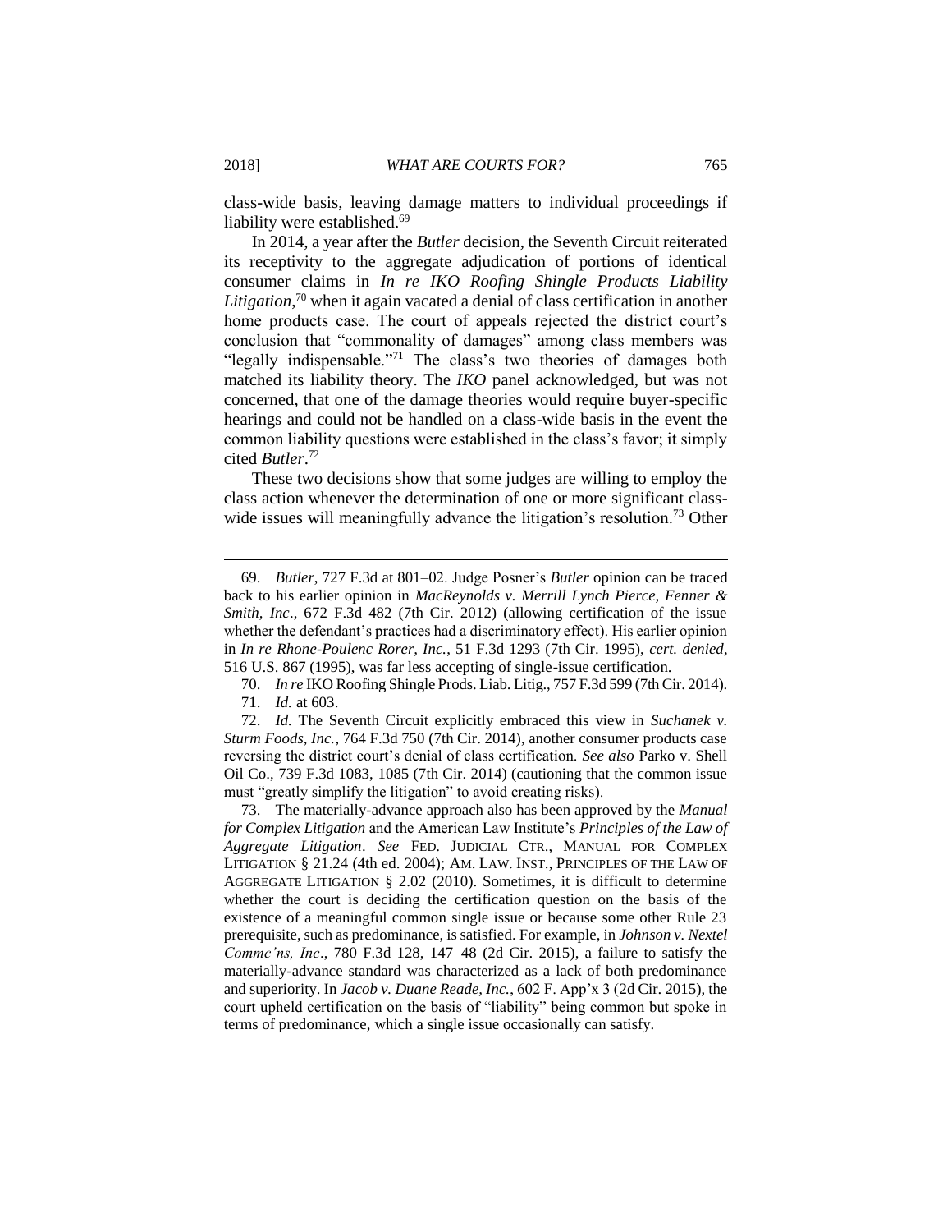class-wide basis, leaving damage matters to individual proceedings if liability were established.[69]

In 2014, a year after the *Butler* decision, the Seventh Circuit reiterated its receptivity to the aggregate adjudication of portions of identical consumer claims in *In re IKO Roofing Shingle Products Liability Litigation*,[70] when it again vacated a denial of class certification in another home products case. The court of appeals rejected the district court's conclusion that "commonality of damages" among class members was "legally indispensable."[71] The class's two theories of damages both matched its liability theory. The *IKO* panel acknowledged, but was not concerned, that one of the damage theories would require buyer-specific hearings and could not be handled on a class-wide basis in the event the common liability questions were established in the class's favor; it simply cited *Butler*.[72]

These two decisions show that some judges are willing to employ the class action whenever the determination of one or more significant class-wide issues will meaningfully advance the litigation's resolution.[73] Other

---

69. *Butler*, 727 F.3d at 801–02. Judge Posner's *Butler* opinion can be traced back to his earlier opinion in *MacReynolds v. Merrill Lynch Pierce, Fenner & Smith, Inc*., 672 F.3d 482 (7th Cir. 2012) (allowing certification of the issue whether the defendant's practices had a discriminatory effect). His earlier opinion in *In re Rhone-Poulenc Rorer, Inc.*, 51 F.3d 1293 (7th Cir. 1995), *cert. denied*, 516 U.S. 867 (1995), was far less accepting of single-issue certification.

70. *In re* IKO Roofing Shingle Prods. Liab. Litig., 757 F.3d 599 (7th Cir. 2014).

71. *Id.* at 603.

72. *Id.* The Seventh Circuit explicitly embraced this view in *Suchanek v. Sturm Foods, Inc.*, 764 F.3d 750 (7th Cir. 2014), another consumer products case reversing the district court's denial of class certification. *See also* Parko v. Shell Oil Co., 739 F.3d 1083, 1085 (7th Cir. 2014) (cautioning that the common issue must "greatly simplify the litigation" to avoid creating risks).

73. The materially-advance approach also has been approved by the *Manual for Complex Litigation* and the American Law Institute's *Principles of the Law of Aggregate Litigation*. *See* FED. JUDICIAL CTR., MANUAL FOR COMPLEX LITIGATION § 21.24 (4th ed. 2004); AM. LAW. INST., PRINCIPLES OF THE LAW OF AGGREGATE LITIGATION § 2.02 (2010). Sometimes, it is difficult to determine whether the court is deciding the certification question on the basis of the existence of a meaningful common single issue or because some other Rule 23 prerequisite, such as predominance, is satisfied. For example, in *Johnson v. Nextel Commc'ns, Inc*., 780 F.3d 128, 147–48 (2d Cir. 2015), a failure to satisfy the materially-advance standard was characterized as a lack of both predominance and superiority. In *Jacob v. Duane Reade, Inc.*, 602 F. App'x 3 (2d Cir. 2015), the court upheld certification on the basis of "liability" being common but spoke in terms of predominance, which a single issue occasionally can satisfy.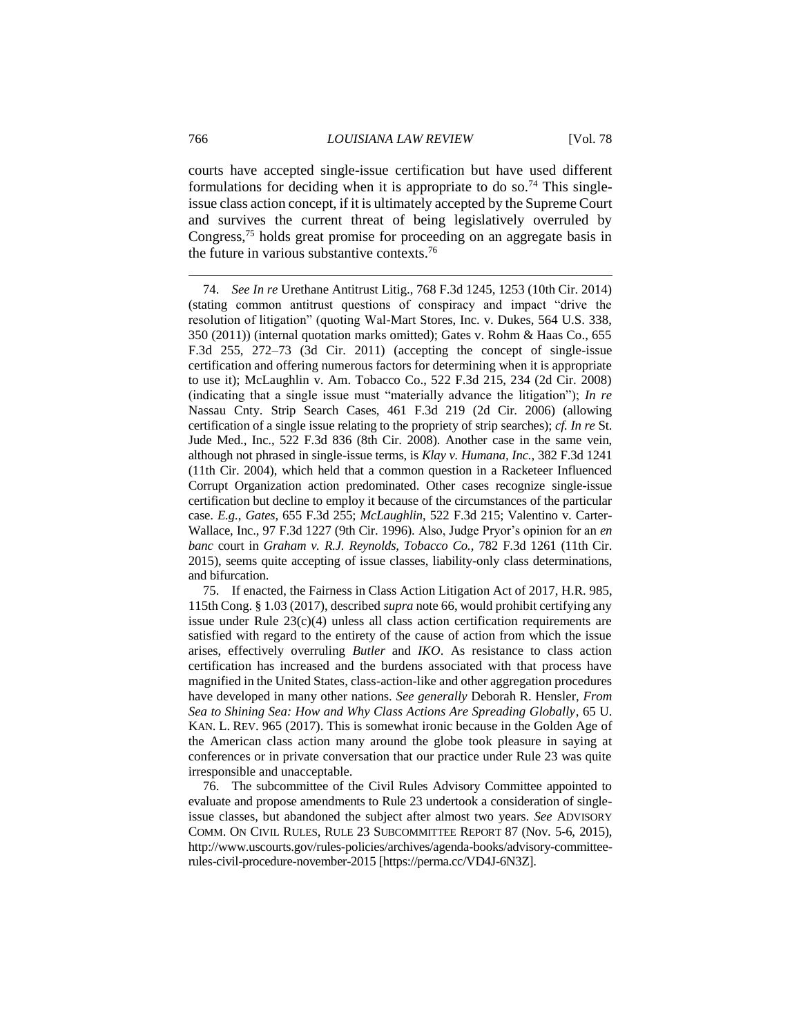courts have accepted single-issue certification but have used different formulations for deciding when it is appropriate to do so.[74] This single-issue class action concept, if it is ultimately accepted by the Supreme Court and survives the current threat of being legislatively overruled by Congress,[75] holds great promise for proceeding on an aggregate basis in the future in various substantive contexts.[76]

---

74. *See In re* Urethane Antitrust Litig., 768 F.3d 1245, 1253 (10th Cir. 2014) (stating common antitrust questions of conspiracy and impact "drive the resolution of litigation" (quoting Wal-Mart Stores, Inc. v. Dukes, 564 U.S. 338, 350 (2011)) (internal quotation marks omitted); Gates v. Rohm & Haas Co., 655 F.3d 255, 272–73 (3d Cir. 2011) (accepting the concept of single-issue certification and offering numerous factors for determining when it is appropriate to use it); McLaughlin v. Am. Tobacco Co., 522 F.3d 215, 234 (2d Cir. 2008) (indicating that a single issue must "materially advance the litigation"); *In re* Nassau Cnty. Strip Search Cases, 461 F.3d 219 (2d Cir. 2006) (allowing certification of a single issue relating to the propriety of strip searches); *cf. In re* St. Jude Med., Inc., 522 F.3d 836 (8th Cir. 2008). Another case in the same vein, although not phrased in single-issue terms, is *Klay v. Humana, Inc.*, 382 F.3d 1241 (11th Cir. 2004), which held that a common question in a Racketeer Influenced Corrupt Organization action predominated. Other cases recognize single-issue certification but decline to employ it because of the circumstances of the particular case. *E.g.*, *Gates*, 655 F.3d 255; *McLaughlin*, 522 F.3d 215; Valentino v. Carter-Wallace, Inc., 97 F.3d 1227 (9th Cir. 1996). Also, Judge Pryor's opinion for an *en banc* court in *Graham v. R.J. Reynolds, Tobacco Co.*, 782 F.3d 1261 (11th Cir. 2015), seems quite accepting of issue classes, liability-only class determinations, and bifurcation.

75. If enacted, the Fairness in Class Action Litigation Act of 2017, H.R. 985, 115th Cong. § 1.03 (2017), described *supra* note 66, would prohibit certifying any issue under Rule 23(c)(4) unless all class action certification requirements are satisfied with regard to the entirety of the cause of action from which the issue arises, effectively overruling *Butler* and *IKO*. As resistance to class action certification has increased and the burdens associated with that process have magnified in the United States, class-action-like and other aggregation procedures have developed in many other nations. *See generally* Deborah R. Hensler, *From Sea to Shining Sea: How and Why Class Actions Are Spreading Globally*, 65 U. KAN. L. REV. 965 (2017). This is somewhat ironic because in the Golden Age of the American class action many around the globe took pleasure in saying at conferences or in private conversation that our practice under Rule 23 was quite irresponsible and unacceptable.

76. The subcommittee of the Civil Rules Advisory Committee appointed to evaluate and propose amendments to Rule 23 undertook a consideration of single-issue classes, but abandoned the subject after almost two years. *See* ADVISORY COMM. ON CIVIL RULES, RULE 23 SUBCOMMITTEE REPORT 87 (Nov. 5-6, 2015), http://www.uscourts.gov/rules-policies/archives/agenda-books/advisory-committee-rules-civil-procedure-november-2015 [https://perma.cc/VD4J-6N3Z].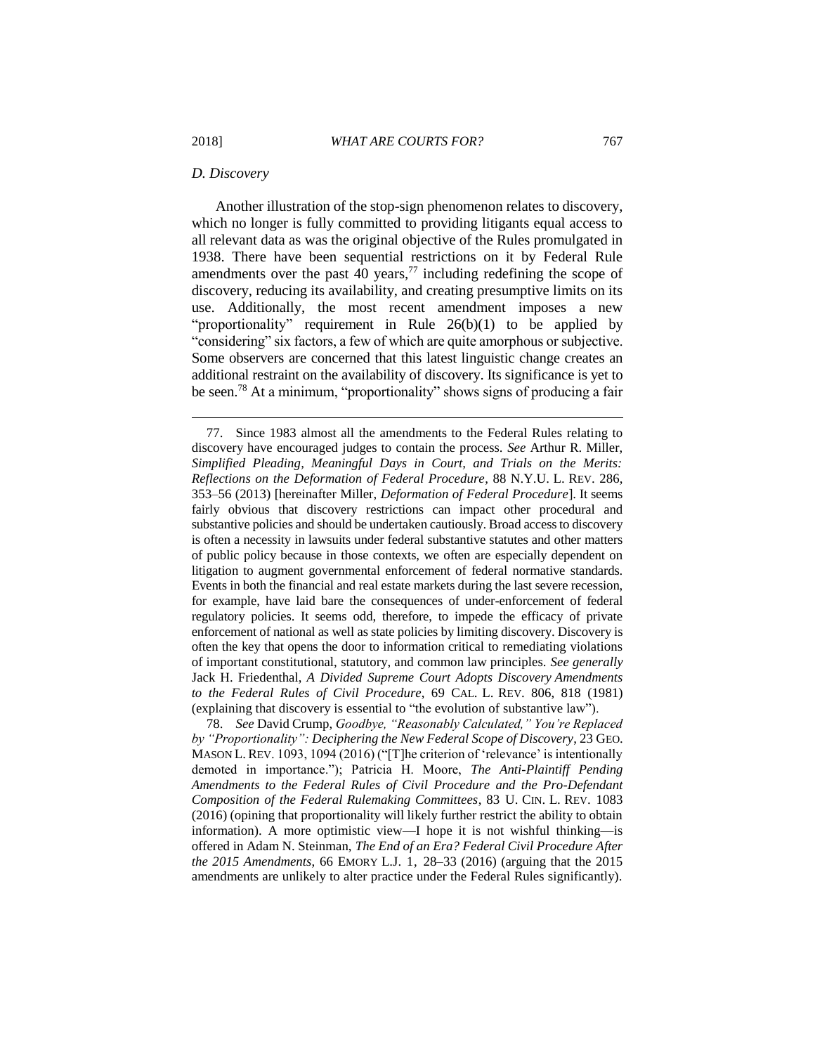### *D. Discovery*

Another illustration of the stop-sign phenomenon relates to discovery, which no longer is fully committed to providing litigants equal access to all relevant data as was the original objective of the Rules promulgated in 1938. There have been sequential restrictions on it by Federal Rule amendments over the past 40 years,[77] including redefining the scope of discovery, reducing its availability, and creating presumptive limits on its use. Additionally, the most recent amendment imposes a new "proportionality" requirement in Rule 26(b)(1) to be applied by "considering" six factors, a few of which are quite amorphous or subjective. Some observers are concerned that this latest linguistic change creates an additional restraint on the availability of discovery. Its significance is yet to be seen.[78] At a minimum, "proportionality" shows signs of producing a fair

---

77. Since 1983 almost all the amendments to the Federal Rules relating to discovery have encouraged judges to contain the process. *See* Arthur R. Miller, *Simplified Pleading, Meaningful Days in Court, and Trials on the Merits: Reflections on the Deformation of Federal Procedure*, 88 N.Y.U. L. REV. 286, 353–56 (2013) [hereinafter Miller, *Deformation of Federal Procedure*]. It seems fairly obvious that discovery restrictions can impact other procedural and substantive policies and should be undertaken cautiously. Broad access to discovery is often a necessity in lawsuits under federal substantive statutes and other matters of public policy because in those contexts, we often are especially dependent on litigation to augment governmental enforcement of federal normative standards. Events in both the financial and real estate markets during the last severe recession, for example, have laid bare the consequences of under-enforcement of federal regulatory policies. It seems odd, therefore, to impede the efficacy of private enforcement of national as well as state policies by limiting discovery. Discovery is often the key that opens the door to information critical to remediating violations of important constitutional, statutory, and common law principles. *See generally* Jack H. Friedenthal, *A Divided Supreme Court Adopts Discovery Amendments to the Federal Rules of Civil Procedure*, 69 CAL. L. REV. 806, 818 (1981) (explaining that discovery is essential to "the evolution of substantive law").

78. *See* David Crump, *Goodbye, "Reasonably Calculated," You're Replaced by "Proportionality": Deciphering the New Federal Scope of Discovery*, 23 GEO. MASON L. REV. 1093, 1094 (2016) ("[T]he criterion of 'relevance' is intentionally demoted in importance."); Patricia H. Moore, *The Anti-Plaintiff Pending Amendments to the Federal Rules of Civil Procedure and the Pro-Defendant Composition of the Federal Rulemaking Committees*, 83 U. CIN. L. REV. 1083 (2016) (opining that proportionality will likely further restrict the ability to obtain information). A more optimistic view—I hope it is not wishful thinking—is offered in Adam N. Steinman, *The End of an Era? Federal Civil Procedure After the 2015 Amendments*, 66 EMORY L.J. 1, 28–33 (2016) (arguing that the 2015 amendments are unlikely to alter practice under the Federal Rules significantly).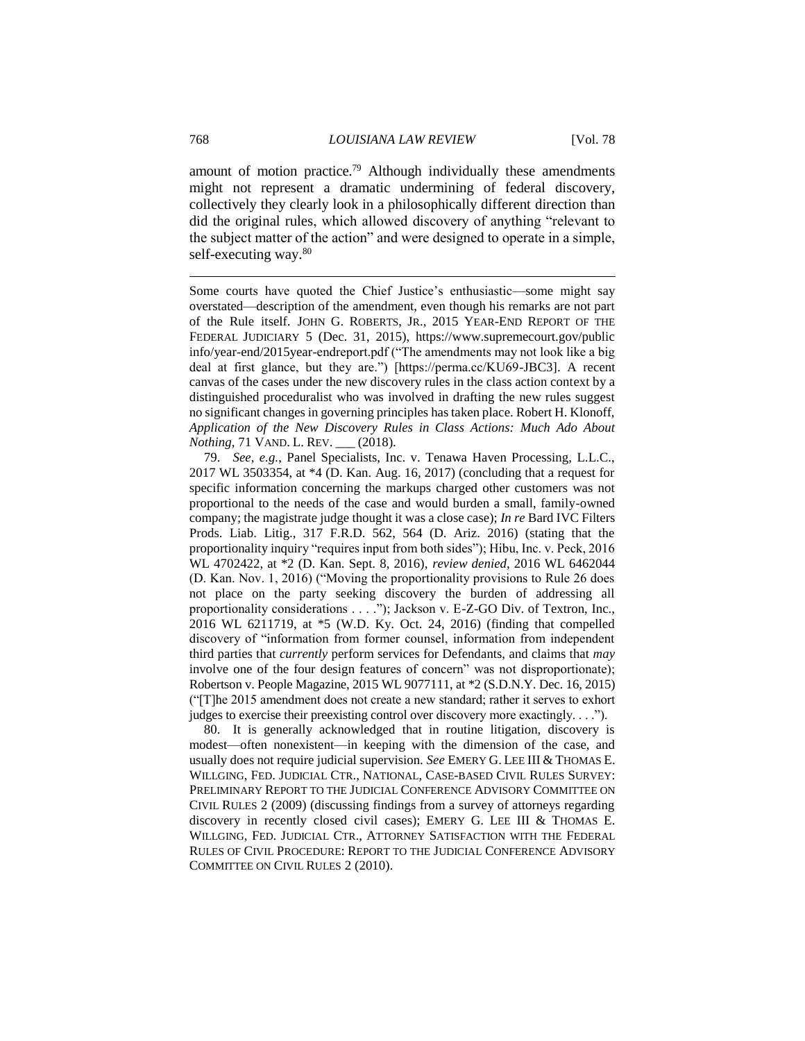amount of motion practice.[79] Although individually these amendments might not represent a dramatic undermining of federal discovery, collectively they clearly look in a philosophically different direction than did the original rules, which allowed discovery of anything "relevant to the subject matter of the action" and were designed to operate in a simple, self-executing way.[80]

---

Some courts have quoted the Chief Justice's enthusiastic—some might say overstated—description of the amendment, even though his remarks are not part of the Rule itself. JOHN G. ROBERTS, JR., 2015 YEAR-END REPORT OF THE FEDERAL JUDICIARY 5 (Dec. 31, 2015), https://www.supremecourt.gov/public info/year-end/2015year-endreport.pdf ("The amendments may not look like a big deal at first glance, but they are.") [https://perma.cc/KU69-JBC3]. A recent canvas of the cases under the new discovery rules in the class action context by a distinguished proceduralist who was involved in drafting the new rules suggest no significant changes in governing principles has taken place. Robert H. Klonoff, *Application of the New Discovery Rules in Class Actions: Much Ado About Nothing*, 71 VAND. L. REV. ___ (2018).

79. *See, e.g.*, Panel Specialists, Inc. v. Tenawa Haven Processing, L.L.C., 2017 WL 3503354, at *4 (D. Kan. Aug. 16, 2017) (concluding that a request for specific information concerning the markups charged other customers was not proportional to the needs of the case and would burden a small, family-owned company; the magistrate judge thought it was a close case); *In re* Bard IVC Filters Prods. Liab. Litig., 317 F.R.D. 562, 564 (D. Ariz. 2016) (stating that the proportionality inquiry "requires input from both sides"); Hibu, Inc. v. Peck, 2016 WL 4702422, at *2 (D. Kan. Sept. 8, 2016), *review denied*, 2016 WL 6462044 (D. Kan. Nov. 1, 2016) ("Moving the proportionality provisions to Rule 26 does not place on the party seeking discovery the burden of addressing all proportionality considerations . . . ."); Jackson v. E-Z-GO Div. of Textron, Inc., 2016 WL 6211719, at *5 (W.D. Ky. Oct. 24, 2016) (finding that compelled discovery of "information from former counsel, information from independent third parties that *currently* perform services for Defendants, and claims that *may* involve one of the four design features of concern" was not disproportionate); Robertson v. People Magazine, 2015 WL 9077111, at *2 (S.D.N.Y. Dec. 16, 2015) ("[T]he 2015 amendment does not create a new standard; rather it serves to exhort judges to exercise their preexisting control over discovery more exactingly. . . .").

80. It is generally acknowledged that in routine litigation, discovery is modest—often nonexistent—in keeping with the dimension of the case, and usually does not require judicial supervision. *See* EMERY G. LEE III & THOMAS E. WILLGING, FED. JUDICIAL CTR., NATIONAL, CASE-BASED CIVIL RULES SURVEY: PRELIMINARY REPORT TO THE JUDICIAL CONFERENCE ADVISORY COMMITTEE ON CIVIL RULES 2 (2009) (discussing findings from a survey of attorneys regarding discovery in recently closed civil cases); EMERY G. LEE III & THOMAS E. WILLGING, FED. JUDICIAL CTR., ATTORNEY SATISFACTION WITH THE FEDERAL RULES OF CIVIL PROCEDURE: REPORT TO THE JUDICIAL CONFERENCE ADVISORY COMMITTEE ON CIVIL RULES 2 (2010).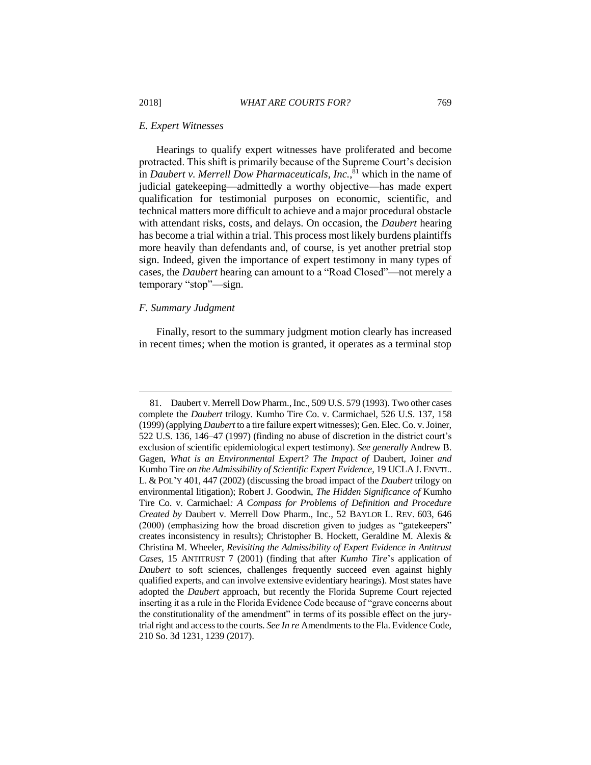### *E. Expert Witnesses*

Hearings to qualify expert witnesses have proliferated and become protracted. This shift is primarily because of the Supreme Court's decision in *Daubert v. Merrell Dow Pharmaceuticals, Inc.*,[81] which in the name of judicial gatekeeping—admittedly a worthy objective—has made expert qualification for testimonial purposes on economic, scientific, and technical matters more difficult to achieve and a major procedural obstacle with attendant risks, costs, and delays. On occasion, the *Daubert* hearing has become a trial within a trial. This process most likely burdens plaintiffs more heavily than defendants and, of course, is yet another pretrial stop sign. Indeed, given the importance of expert testimony in many types of cases, the *Daubert* hearing can amount to a "Road Closed"—not merely a temporary "stop"—sign.

### *F. Summary Judgment*

Finally, resort to the summary judgment motion clearly has increased in recent times; when the motion is granted, it operates as a terminal stop

---

81. Daubert v. Merrell Dow Pharm., Inc., 509 U.S. 579 (1993). Two other cases complete the *Daubert* trilogy. Kumho Tire Co. v. Carmichael, 526 U.S. 137, 158 (1999) (applying *Daubert* to a tire failure expert witnesses); Gen. Elec. Co. v. Joiner, 522 U.S. 136, 146–47 (1997) (finding no abuse of discretion in the district court's exclusion of scientific epidemiological expert testimony). *See generally* Andrew B. Gagen, *What is an Environmental Expert? The Impact of* Daubert, Joiner *and* Kumho Tire *on the Admissibility of Scientific Expert Evidence*, 19 UCLA J. ENVTL. L. & POL'Y 401, 447 (2002) (discussing the broad impact of the *Daubert* trilogy on environmental litigation); Robert J. Goodwin, *The Hidden Significance of* Kumho Tire Co. v. Carmichael*: A Compass for Problems of Definition and Procedure Created by* Daubert v. Merrell Dow Pharm., Inc., 52 BAYLOR L. REV. 603, 646 (2000) (emphasizing how the broad discretion given to judges as "gatekeepers" creates inconsistency in results); Christopher B. Hockett, Geraldine M. Alexis & Christina M. Wheeler, *Revisiting the Admissibility of Expert Evidence in Antitrust Cases*, 15 ANTITRUST 7 (2001) (finding that after *Kumho Tire*'s application of *Daubert* to soft sciences, challenges frequently succeed even against highly qualified experts, and can involve extensive evidentiary hearings). Most states have adopted the *Daubert* approach, but recently the Florida Supreme Court rejected inserting it as a rule in the Florida Evidence Code because of "grave concerns about the constitutionality of the amendment" in terms of its possible effect on the jury-trial right and access to the courts. *See In re* Amendments to the Fla. Evidence Code, 210 So. 3d 1231, 1239 (2017).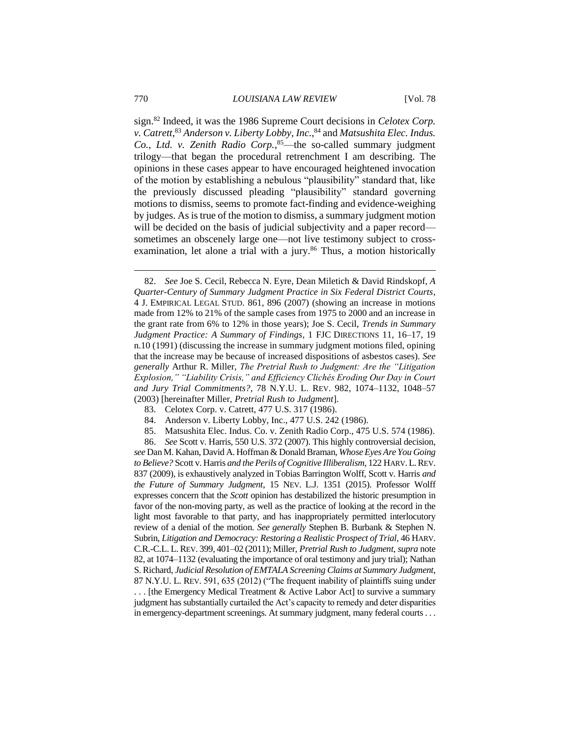sign.[82] Indeed, it was the 1986 Supreme Court decisions in *Celotex Corp. v. Catrett*,[83] *Anderson v. Liberty Lobby, Inc.*,[84] and *Matsushita Elec. Indus. Co., Ltd. v. Zenith Radio Corp.*,[85]—the so-called summary judgment trilogy—that began the procedural retrenchment I am describing. The opinions in these cases appear to have encouraged heightened invocation of the motion by establishing a nebulous "plausibility" standard that, like the previously discussed pleading "plausibility" standard governing motions to dismiss, seems to promote fact-finding and evidence-weighing by judges. As is true of the motion to dismiss, a summary judgment motion will be decided on the basis of judicial subjectivity and a paper record—sometimes an obscenely large one—not live testimony subject to cross-examination, let alone a trial with a jury.[86] Thus, a motion historically

---

82. *See* Joe S. Cecil, Rebecca N. Eyre, Dean Miletich & David Rindskopf, *A Quarter-Century of Summary Judgment Practice in Six Federal District Courts*, 4 J. EMPIRICAL LEGAL STUD. 861, 896 (2007) (showing an increase in motions made from 12% to 21% of the sample cases from 1975 to 2000 and an increase in the grant rate from 6% to 12% in those years); Joe S. Cecil, *Trends in Summary Judgment Practice: A Summary of Findings*, 1 FJC DIRECTIONS 11, 16–17, 19 n.10 (1991) (discussing the increase in summary judgment motions filed, opining that the increase may be because of increased dispositions of asbestos cases). *See generally* Arthur R. Miller, *The Pretrial Rush to Judgment: Are the "Litigation Explosion," "Liability Crisis," and Efficiency Clichés Eroding Our Day in Court and Jury Trial Commitments?*, 78 N.Y.U. L. REV. 982, 1074–1132, 1048–57 (2003) [hereinafter Miller, *Pretrial Rush to Judgment*].

83. Celotex Corp. v. Catrett, 477 U.S. 317 (1986).

84. Anderson v. Liberty Lobby, Inc., 477 U.S. 242 (1986).

85. Matsushita Elec. Indus. Co. v. Zenith Radio Corp., 475 U.S. 574 (1986).

86. *See* Scott v. Harris, 550 U.S. 372 (2007). This highly controversial decision, *see* Dan M. Kahan, David A. Hoffman & Donald Braman, *Whose Eyes Are You Going to Believe?* Scott v. Harris *and the Perils of Cognitive Illiberalism*, 122 HARV. L. REV. 837 (2009), is exhaustively analyzed in Tobias Barrington Wolff, Scott v. Harris *and the Future of Summary Judgment*, 15 NEV. L.J. 1351 (2015). Professor Wolff expresses concern that the *Scott* opinion has destabilized the historic presumption in favor of the non-moving party, as well as the practice of looking at the record in the light most favorable to that party, and has inappropriately permitted interlocutory review of a denial of the motion. *See generally* Stephen B. Burbank & Stephen N. Subrin, *Litigation and Democracy: Restoring a Realistic Prospect of Trial*, 46 HARV. C.R.-C.L. L. REV. 399, 401–02 (2011); Miller, *Pretrial Rush to Judgment*, *supra* note 82, at 1074–1132 (evaluating the importance of oral testimony and jury trial); Nathan S. Richard, *Judicial Resolution of EMTALA Screening Claims at Summary Judgment*, 87 N.Y.U. L. REV. 591, 635 (2012) ("The frequent inability of plaintiffs suing under . . . [the Emergency Medical Treatment & Active Labor Act] to survive a summary judgment has substantially curtailed the Act's capacity to remedy and deter disparities in emergency-department screenings. At summary judgment, many federal courts . . .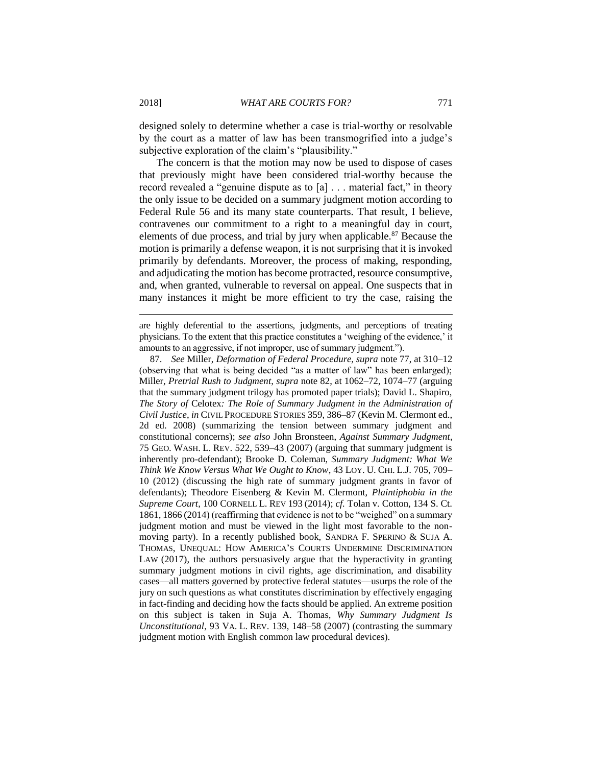designed solely to determine whether a case is trial-worthy or resolvable by the court as a matter of law has been transmogrified into a judge's subjective exploration of the claim's "plausibility."

The concern is that the motion may now be used to dispose of cases that previously might have been considered trial-worthy because the record revealed a "genuine dispute as to [a] . . . material fact," in theory the only issue to be decided on a summary judgment motion according to Federal Rule 56 and its many state counterparts. That result, I believe, contravenes our commitment to a right to a meaningful day in court, elements of due process, and trial by jury when applicable.[87] Because the motion is primarily a defense weapon, it is not surprising that it is invoked primarily by defendants. Moreover, the process of making, responding, and adjudicating the motion has become protracted, resource consumptive, and, when granted, vulnerable to reversal on appeal. One suspects that in many instances it might be more efficient to try the case, raising the

---

are highly deferential to the assertions, judgments, and perceptions of treating physicians. To the extent that this practice constitutes a 'weighing of the evidence,' it amounts to an aggressive, if not improper, use of summary judgment.").

87. *See* Miller, *Deformation of Federal Procedure*, *supra* note 77, at 310–12 (observing that what is being decided "as a matter of law" has been enlarged); Miller, *Pretrial Rush to Judgment*, *supra* note 82, at 1062–72, 1074–77 (arguing that the summary judgment trilogy has promoted paper trials); David L. Shapiro, *The Story of* Celotex*: The Role of Summary Judgment in the Administration of Civil Justice*, *in* CIVIL PROCEDURE STORIES 359, 386–87 (Kevin M. Clermont ed., 2d ed. 2008) (summarizing the tension between summary judgment and constitutional concerns); *see also* John Bronsteen, *Against Summary Judgment*, 75 GEO. WASH. L. REV. 522, 539–43 (2007) (arguing that summary judgment is inherently pro-defendant); Brooke D. Coleman, *Summary Judgment: What We Think We Know Versus What We Ought to Know*, 43 LOY. U. CHI. L.J. 705, 709–10 (2012) (discussing the high rate of summary judgment grants in favor of defendants); Theodore Eisenberg & Kevin M. Clermont, *Plaintiphobia in the Supreme Court*, 100 CORNELL L. REV 193 (2014); *cf.* Tolan v. Cotton, 134 S. Ct. 1861, 1866 (2014) (reaffirming that evidence is not to be "weighed" on a summary judgment motion and must be viewed in the light most favorable to the non-moving party). In a recently published book, SANDRA F. SPERINO & SUJA A. THOMAS, UNEQUAL: HOW AMERICA'S COURTS UNDERMINE DISCRIMINATION LAW (2017), the authors persuasively argue that the hyperactivity in granting summary judgment motions in civil rights, age discrimination, and disability cases—all matters governed by protective federal statutes—usurps the role of the jury on such questions as what constitutes discrimination by effectively engaging in fact-finding and deciding how the facts should be applied. An extreme position on this subject is taken in Suja A. Thomas, *Why Summary Judgment Is Unconstitutional*, 93 VA. L. REV. 139, 148–58 (2007) (contrasting the summary judgment motion with English common law procedural devices).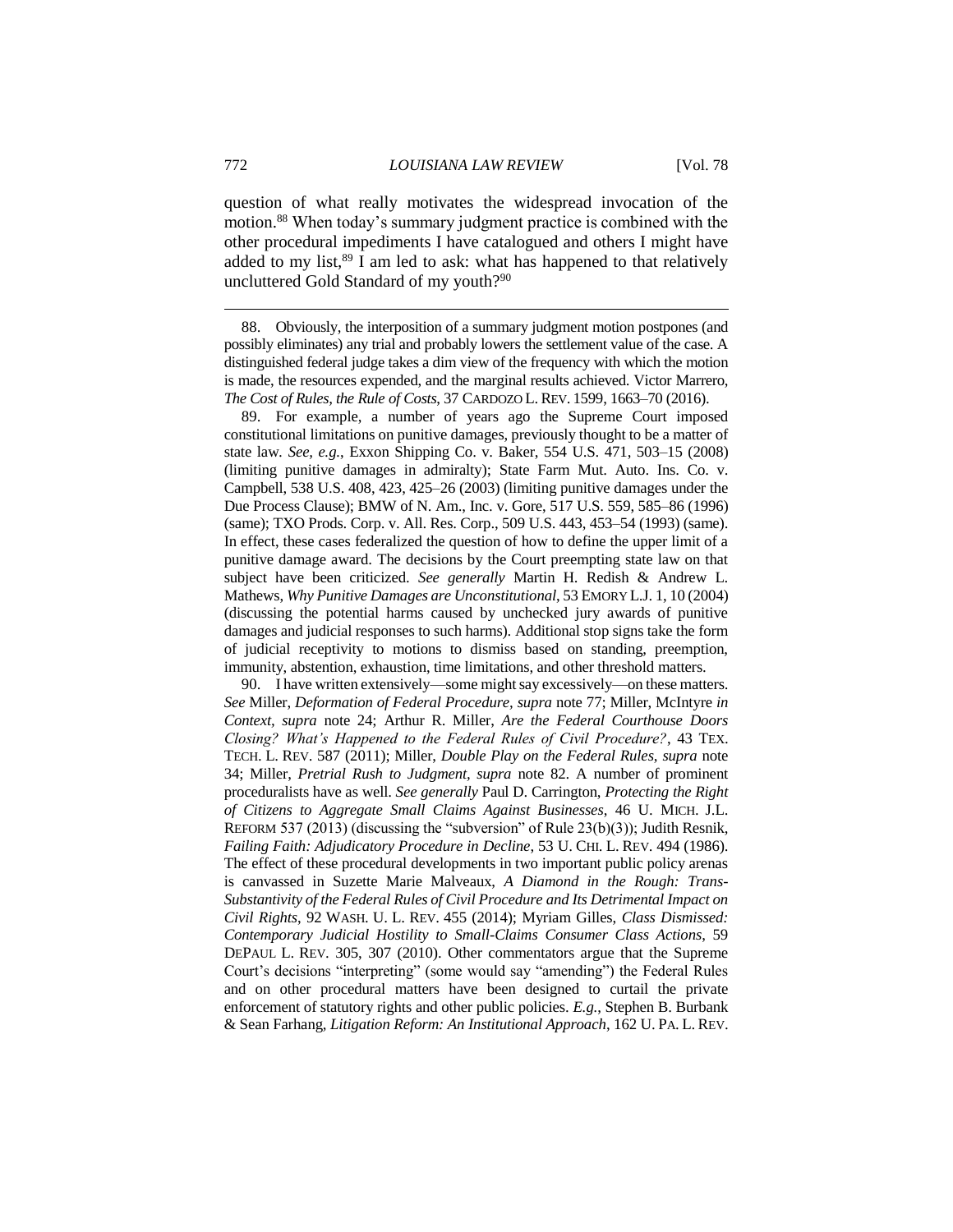question of what really motivates the widespread invocation of the motion.[88] When today's summary judgment practice is combined with the other procedural impediments I have catalogued and others I might have added to my list,[89] I am led to ask: what has happened to that relatively uncluttered Gold Standard of my youth?[90]

---

88. Obviously, the interposition of a summary judgment motion postpones (and possibly eliminates) any trial and probably lowers the settlement value of the case. A distinguished federal judge takes a dim view of the frequency with which the motion is made, the resources expended, and the marginal results achieved. Victor Marrero, *The Cost of Rules, the Rule of Costs*, 37 CARDOZO L. REV. 1599, 1663–70 (2016).

89. For example, a number of years ago the Supreme Court imposed constitutional limitations on punitive damages, previously thought to be a matter of state law. *See, e.g.*, Exxon Shipping Co. v. Baker, 554 U.S. 471, 503–15 (2008) (limiting punitive damages in admiralty); State Farm Mut. Auto. Ins. Co. v. Campbell, 538 U.S. 408, 423, 425–26 (2003) (limiting punitive damages under the Due Process Clause); BMW of N. Am., Inc. v. Gore, 517 U.S. 559, 585–86 (1996) (same); TXO Prods. Corp. v. All. Res. Corp., 509 U.S. 443, 453–54 (1993) (same). In effect, these cases federalized the question of how to define the upper limit of a punitive damage award. The decisions by the Court preempting state law on that subject have been criticized. *See generally* Martin H. Redish & Andrew L. Mathews, *Why Punitive Damages are Unconstitutional*, 53 EMORY L.J. 1, 10 (2004) (discussing the potential harms caused by unchecked jury awards of punitive damages and judicial responses to such harms). Additional stop signs take the form of judicial receptivity to motions to dismiss based on standing, preemption, immunity, abstention, exhaustion, time limitations, and other threshold matters.

90. I have written extensively—some might say excessively—on these matters. *See* Miller, *Deformation of Federal Procedure*, *supra* note 77; Miller, McIntyre *in Context*, *supra* note 24; Arthur R. Miller, *Are the Federal Courthouse Doors Closing? What's Happened to the Federal Rules of Civil Procedure?*, 43 TEX. TECH. L. REV. 587 (2011); Miller, *Double Play on the Federal Rules*, *supra* note 34; Miller, *Pretrial Rush to Judgment*, *supra* note 82. A number of prominent proceduralists have as well. *See generally* Paul D. Carrington, *Protecting the Right of Citizens to Aggregate Small Claims Against Businesses*, 46 U. MICH. J.L. REFORM 537 (2013) (discussing the "subversion" of Rule 23(b)(3)); Judith Resnik, *Failing Faith: Adjudicatory Procedure in Decline*, 53 U. CHI. L. REV. 494 (1986). The effect of these procedural developments in two important public policy arenas is canvassed in Suzette Marie Malveaux, *A Diamond in the Rough: Trans-Substantivity of the Federal Rules of Civil Procedure and Its Detrimental Impact on Civil Rights*, 92 WASH. U. L. REV. 455 (2014); Myriam Gilles, *Class Dismissed: Contemporary Judicial Hostility to Small-Claims Consumer Class Actions*, 59 DEPAUL L. REV. 305, 307 (2010). Other commentators argue that the Supreme Court's decisions "interpreting" (some would say "amending") the Federal Rules and on other procedural matters have been designed to curtail the private enforcement of statutory rights and other public policies. *E.g.*, Stephen B. Burbank & Sean Farhang, *Litigation Reform: An Institutional Approach*, 162 U. PA. L. REV.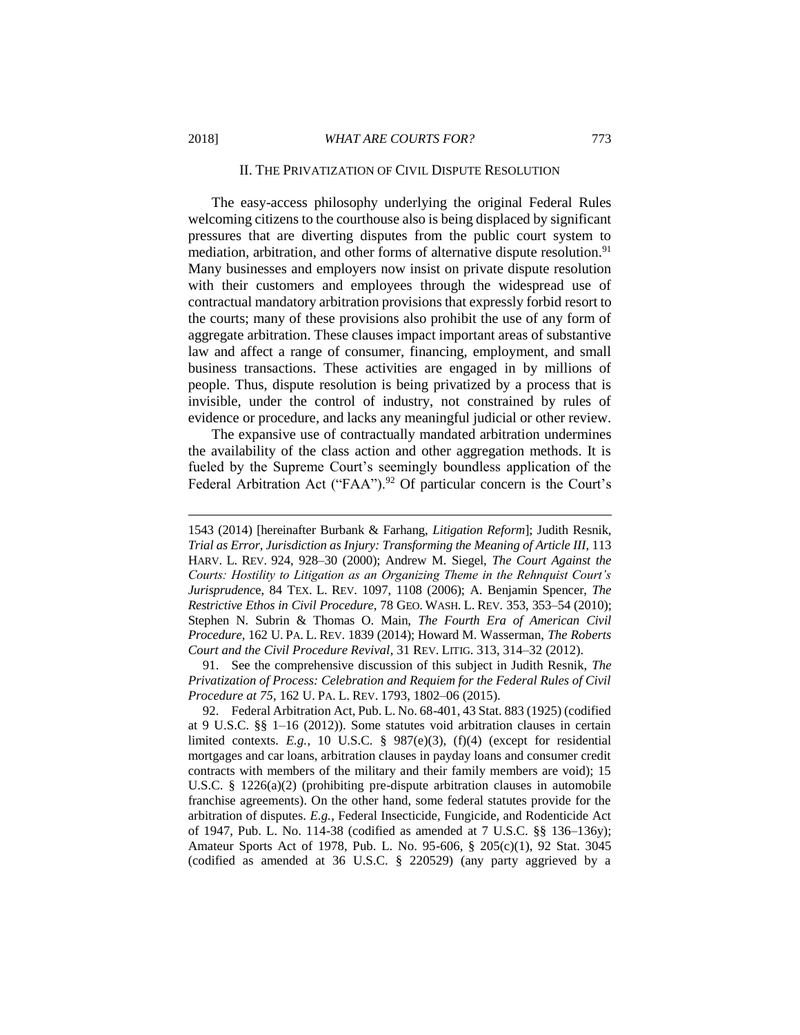## II. THE PRIVATIZATION OF CIVIL DISPUTE RESOLUTION

The easy-access philosophy underlying the original Federal Rules welcoming citizens to the courthouse also is being displaced by significant pressures that are diverting disputes from the public court system to mediation, arbitration, and other forms of alternative dispute resolution.[91] Many businesses and employers now insist on private dispute resolution with their customers and employees through the widespread use of contractual mandatory arbitration provisions that expressly forbid resort to the courts; many of these provisions also prohibit the use of any form of aggregate arbitration. These clauses impact important areas of substantive law and affect a range of consumer, financing, employment, and small business transactions. These activities are engaged in by millions of people. Thus, dispute resolution is being privatized by a process that is invisible, under the control of industry, not constrained by rules of evidence or procedure, and lacks any meaningful judicial or other review.

The expansive use of contractually mandated arbitration undermines the availability of the class action and other aggregation methods. It is fueled by the Supreme Court's seemingly boundless application of the Federal Arbitration Act ("FAA").[92] Of particular concern is the Court's

---

1543 (2014) [hereinafter Burbank & Farhang, *Litigation Reform*]; Judith Resnik, *Trial as Error, Jurisdiction as Injury: Transforming the Meaning of Article III*, 113 HARV. L. REV. 924, 928–30 (2000); Andrew M. Siegel, *The Court Against the Courts: Hostility to Litigation as an Organizing Theme in the Rehnquist Court's Jurisprudence*, 84 TEX. L. REV. 1097, 1108 (2006); A. Benjamin Spencer, *The Restrictive Ethos in Civil Procedure*, 78 GEO. WASH. L. REV. 353, 353–54 (2010); Stephen N. Subrin & Thomas O. Main, *The Fourth Era of American Civil Procedure*, 162 U. PA. L. REV. 1839 (2014); Howard M. Wasserman, *The Roberts Court and the Civil Procedure Revival*, 31 REV. LITIG. 313, 314–32 (2012).

91. See the comprehensive discussion of this subject in Judith Resnik, *The Privatization of Process: Celebration and Requiem for the Federal Rules of Civil Procedure at 75*, 162 U. PA. L. REV. 1793, 1802–06 (2015).

92. Federal Arbitration Act, Pub. L. No. 68-401, 43 Stat. 883 (1925) (codified at 9 U.S.C. §§ 1–16 (2012)). Some statutes void arbitration clauses in certain limited contexts. *E.g.*, 10 U.S.C. § 987(e)(3), (f)(4) (except for residential mortgages and car loans, arbitration clauses in payday loans and consumer credit contracts with members of the military and their family members are void); 15 U.S.C. § 1226(a)(2) (prohibiting pre-dispute arbitration clauses in automobile franchise agreements). On the other hand, some federal statutes provide for the arbitration of disputes. *E.g.*, Federal Insecticide, Fungicide, and Rodenticide Act of 1947, Pub. L. No. 114-38 (codified as amended at 7 U.S.C. §§ 136–136y); Amateur Sports Act of 1978, Pub. L. No. 95-606, § 205(c)(1), 92 Stat. 3045 (codified as amended at 36 U.S.C. § 220529) (any party aggrieved by a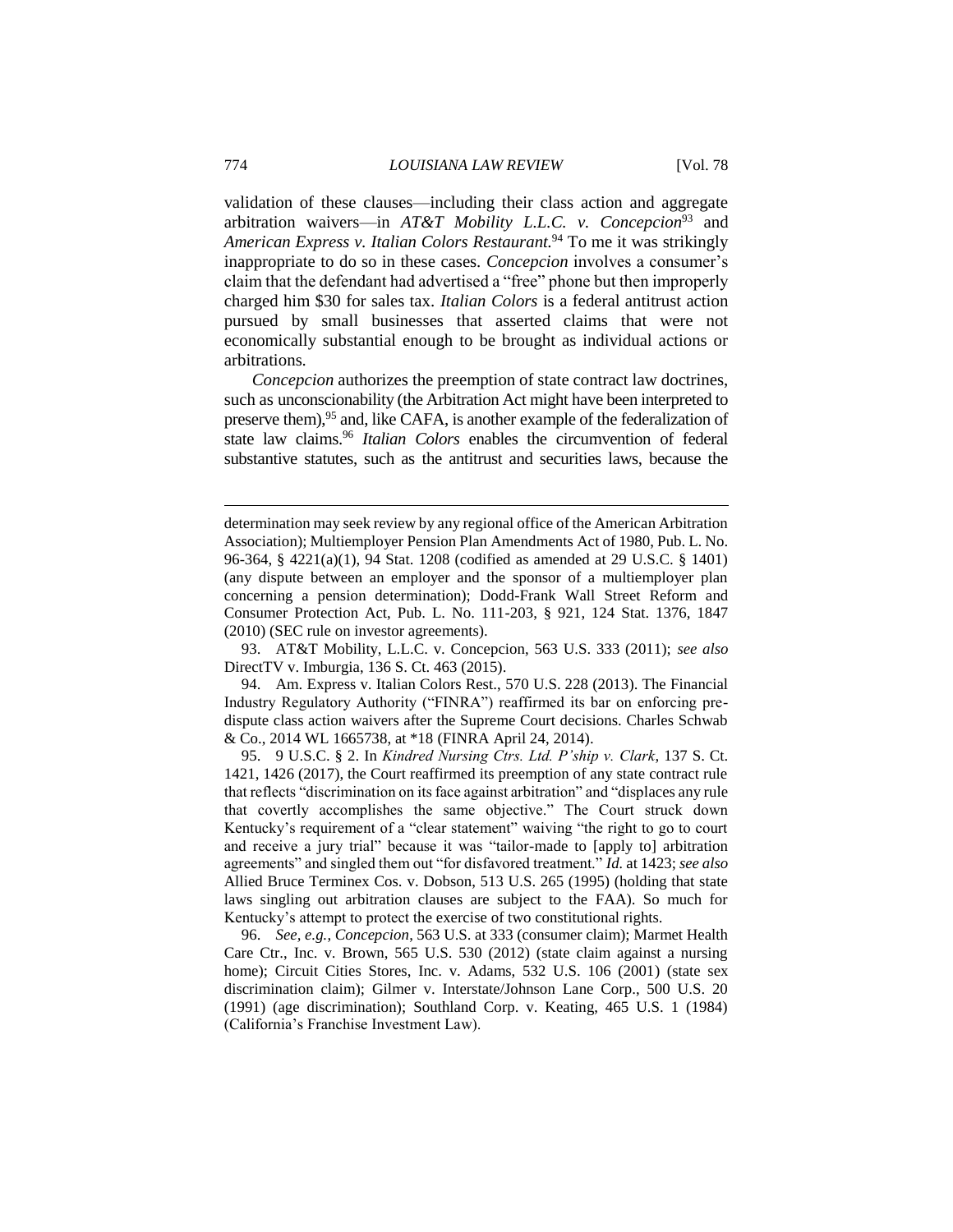validation of these clauses—including their class action and aggregate arbitration waivers—in *AT&T Mobility L.L.C. v. Concepcion*[93] and *American Express v. Italian Colors Restaurant.*[94] To me it was strikingly inappropriate to do so in these cases. *Concepcion* involves a consumer's claim that the defendant had advertised a "free" phone but then improperly charged him $30 for sales tax. *Italian Colors* is a federal antitrust action pursued by small businesses that asserted claims that were not economically substantial enough to be brought as individual actions or arbitrations.

*Concepcion* authorizes the preemption of state contract law doctrines, such as unconscionability (the Arbitration Act might have been interpreted to preserve them),[95] and, like CAFA, is another example of the federalization of state law claims.[96] *Italian Colors* enables the circumvention of federal substantive statutes, such as the antitrust and securities laws, because the

---

determination may seek review by any regional office of the American Arbitration Association); Multiemployer Pension Plan Amendments Act of 1980, Pub. L. No. 96-364, § 4221(a)(1), 94 Stat. 1208 (codified as amended at 29 U.S.C. § 1401) (any dispute between an employer and the sponsor of a multiemployer plan concerning a pension determination); Dodd-Frank Wall Street Reform and Consumer Protection Act, Pub. L. No. 111-203, § 921, 124 Stat. 1376, 1847 (2010) (SEC rule on investor agreements).

93. AT&T Mobility, L.L.C. v. Concepcion, 563 U.S. 333 (2011); *see also* DirectTV v. Imburgia, 136 S. Ct. 463 (2015).

94. Am. Express v. Italian Colors Rest., 570 U.S. 228 (2013). The Financial Industry Regulatory Authority ("FINRA") reaffirmed its bar on enforcing pre-dispute class action waivers after the Supreme Court decisions. Charles Schwab & Co., 2014 WL 1665738, at *18 (FINRA April 24, 2014).

95. 9 U.S.C. § 2. In *Kindred Nursing Ctrs. Ltd. P'ship v. Clark*, 137 S. Ct. 1421, 1426 (2017), the Court reaffirmed its preemption of any state contract rule that reflects "discrimination on its face against arbitration" and "displaces any rule that covertly accomplishes the same objective." The Court struck down Kentucky's requirement of a "clear statement" waiving "the right to go to court and receive a jury trial" because it was "tailor-made to [apply to] arbitration agreements" and singled them out "for disfavored treatment." *Id.* at 1423; *see also* Allied Bruce Terminex Cos. v. Dobson, 513 U.S. 265 (1995) (holding that state laws singling out arbitration clauses are subject to the FAA). So much for Kentucky's attempt to protect the exercise of two constitutional rights.

96. *See, e.g., Concepcion*, 563 U.S. at 333 (consumer claim); Marmet Health Care Ctr., Inc. v. Brown, 565 U.S. 530 (2012) (state claim against a nursing home); Circuit Cities Stores, Inc. v. Adams, 532 U.S. 106 (2001) (state sex discrimination claim); Gilmer v. Interstate/Johnson Lane Corp., 500 U.S. 20 (1991) (age discrimination); Southland Corp. v. Keating, 465 U.S. 1 (1984) (California's Franchise Investment Law).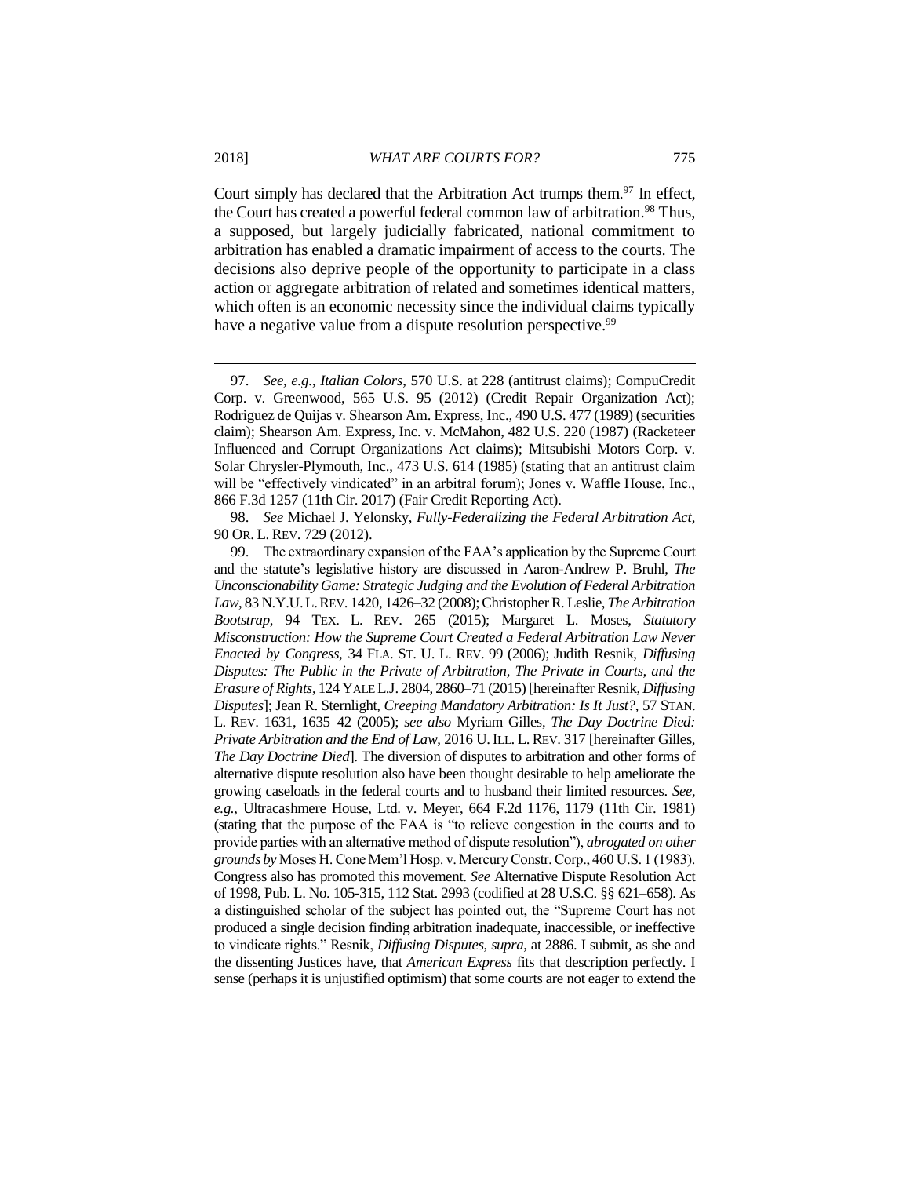Court simply has declared that the Arbitration Act trumps them.[97] In effect, the Court has created a powerful federal common law of arbitration.[98] Thus, a supposed, but largely judicially fabricated, national commitment to arbitration has enabled a dramatic impairment of access to the courts. The decisions also deprive people of the opportunity to participate in a class action or aggregate arbitration of related and sometimes identical matters, which often is an economic necessity since the individual claims typically have a negative value from a dispute resolution perspective.[99]

---

97. *See, e.g.*, *Italian Colors*, 570 U.S. at 228 (antitrust claims); CompuCredit Corp. v. Greenwood, 565 U.S. 95 (2012) (Credit Repair Organization Act); Rodriguez de Quijas v. Shearson Am. Express, Inc., 490 U.S. 477 (1989) (securities claim); Shearson Am. Express, Inc. v. McMahon, 482 U.S. 220 (1987) (Racketeer Influenced and Corrupt Organizations Act claims); Mitsubishi Motors Corp. v. Solar Chrysler-Plymouth, Inc., 473 U.S. 614 (1985) (stating that an antitrust claim will be "effectively vindicated" in an arbitral forum); Jones v. Waffle House, Inc., 866 F.3d 1257 (11th Cir. 2017) (Fair Credit Reporting Act).

98. *See* Michael J. Yelonsky, *Fully-Federalizing the Federal Arbitration Act*, 90 OR. L. REV. 729 (2012).

99. The extraordinary expansion of the FAA's application by the Supreme Court and the statute's legislative history are discussed in Aaron-Andrew P. Bruhl, *The Unconscionability Game: Strategic Judging and the Evolution of Federal Arbitration Law*, 83 N.Y.U. L. REV. 1420, 1426–32 (2008); Christopher R. Leslie, *The Arbitration Bootstrap*, 94 TEX. L. REV. 265 (2015); Margaret L. Moses, *Statutory Misconstruction: How the Supreme Court Created a Federal Arbitration Law Never Enacted by Congress*, 34 FLA. ST. U. L. REV. 99 (2006); Judith Resnik, *Diffusing Disputes: The Public in the Private of Arbitration, The Private in Courts, and the Erasure of Rights*, 124 YALE L.J. 2804, 2860–71 (2015) [hereinafter Resnik, *Diffusing Disputes*]; Jean R. Sternlight, *Creeping Mandatory Arbitration: Is It Just?*, 57 STAN. L. REV. 1631, 1635–42 (2005); *see also* Myriam Gilles, *The Day Doctrine Died: Private Arbitration and the End of Law*, 2016 U. ILL. L. REV. 317 [hereinafter Gilles, *The Day Doctrine Died*]. The diversion of disputes to arbitration and other forms of alternative dispute resolution also have been thought desirable to help ameliorate the growing caseloads in the federal courts and to husband their limited resources. *See, e.g.*, Ultracashmere House, Ltd. v. Meyer, 664 F.2d 1176, 1179 (11th Cir. 1981) (stating that the purpose of the FAA is "to relieve congestion in the courts and to provide parties with an alternative method of dispute resolution"), *abrogated on other grounds by* Moses H. Cone Mem'l Hosp. v. Mercury Constr. Corp., 460 U.S. 1 (1983). Congress also has promoted this movement. *See* Alternative Dispute Resolution Act of 1998, Pub. L. No. 105-315, 112 Stat. 2993 (codified at 28 U.S.C. §§ 621–658). As a distinguished scholar of the subject has pointed out, the "Supreme Court has not produced a single decision finding arbitration inadequate, inaccessible, or ineffective to vindicate rights." Resnik, *Diffusing Disputes*, *supra*, at 2886. I submit, as she and the dissenting Justices have, that *American Express* fits that description perfectly. I sense (perhaps it is unjustified optimism) that some courts are not eager to extend the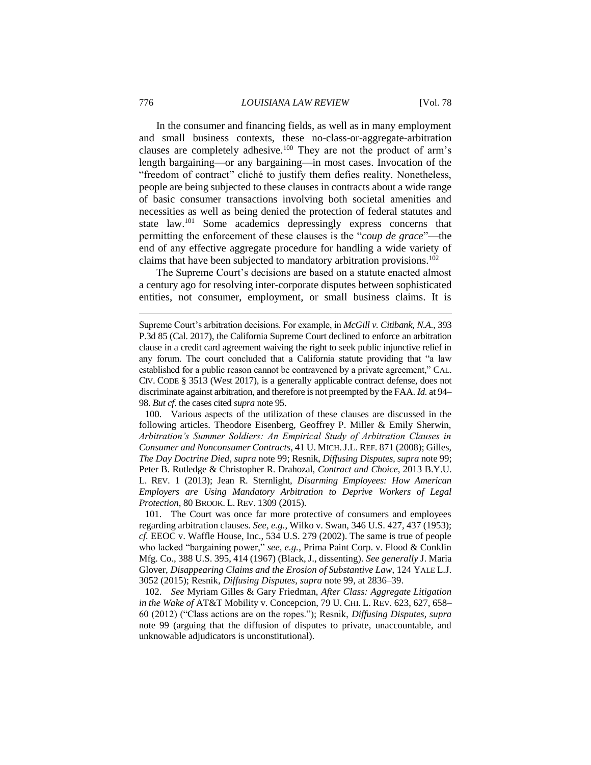In the consumer and financing fields, as well as in many employment and small business contexts, these no-class-or-aggregate-arbitration clauses are completely adhesive.[100] They are not the product of arm's length bargaining—or any bargaining—in most cases. Invocation of the "freedom of contract" cliché to justify them defies reality. Nonetheless, people are being subjected to these clauses in contracts about a wide range of basic consumer transactions involving both societal amenities and necessities as well as being denied the protection of federal statutes and state law.[101] Some academics depressingly express concerns that permitting the enforcement of these clauses is the "*coup de grace*"—the end of any effective aggregate procedure for handling a wide variety of claims that have been subjected to mandatory arbitration provisions.[102]

The Supreme Court's decisions are based on a statute enacted almost a century ago for resolving inter-corporate disputes between sophisticated entities, not consumer, employment, or small business claims. It is

---

Supreme Court's arbitration decisions. For example, in *McGill v. Citibank, N.A.*, 393 P.3d 85 (Cal. 2017), the California Supreme Court declined to enforce an arbitration clause in a credit card agreement waiving the right to seek public injunctive relief in any forum. The court concluded that a California statute providing that "a law established for a public reason cannot be contravened by a private agreement," CAL. CIV. CODE § 3513 (West 2017), is a generally applicable contract defense, does not discriminate against arbitration, and therefore is not preempted by the FAA. *Id.* at 94–98. *But cf.* the cases cited *supra* note 95.

100. Various aspects of the utilization of these clauses are discussed in the following articles. Theodore Eisenberg, Geoffrey P. Miller & Emily Sherwin, *Arbitration's Summer Soldiers: An Empirical Study of Arbitration Clauses in Consumer and Nonconsumer Contracts*, 41 U. MICH. J.L. REF. 871 (2008); Gilles, *The Day Doctrine Died*, *supra* note 99; Resnik, *Diffusing Disputes*, *supra* note 99; Peter B. Rutledge & Christopher R. Drahozal, *Contract and Choice*, 2013 B.Y.U. L. REV. 1 (2013); Jean R. Sternlight, *Disarming Employees: How American Employers are Using Mandatory Arbitration to Deprive Workers of Legal Protection*, 80 BROOK. L. REV. 1309 (2015).

101. The Court was once far more protective of consumers and employees regarding arbitration clauses. *See, e.g.*, Wilko v. Swan, 346 U.S. 427, 437 (1953); *cf.* EEOC v. Waffle House, Inc., 534 U.S. 279 (2002). The same is true of people who lacked "bargaining power," *see, e.g.*, Prima Paint Corp. v. Flood & Conklin Mfg. Co., 388 U.S. 395, 414 (1967) (Black, J., dissenting). *See generally* J. Maria Glover, *Disappearing Claims and the Erosion of Substantive Law*, 124 YALE L.J. 3052 (2015); Resnik, *Diffusing Disputes*, *supra* note 99, at 2836–39.

102. *See* Myriam Gilles & Gary Friedman, *After Class: Aggregate Litigation in the Wake of* AT&T Mobility v. Concepcion, 79 U. CHI. L. REV. 623, 627, 658–60 (2012) ("Class actions are on the ropes."); Resnik, *Diffusing Disputes*, *supra* note 99 (arguing that the diffusion of disputes to private, unaccountable, and unknowable adjudicators is unconstitutional).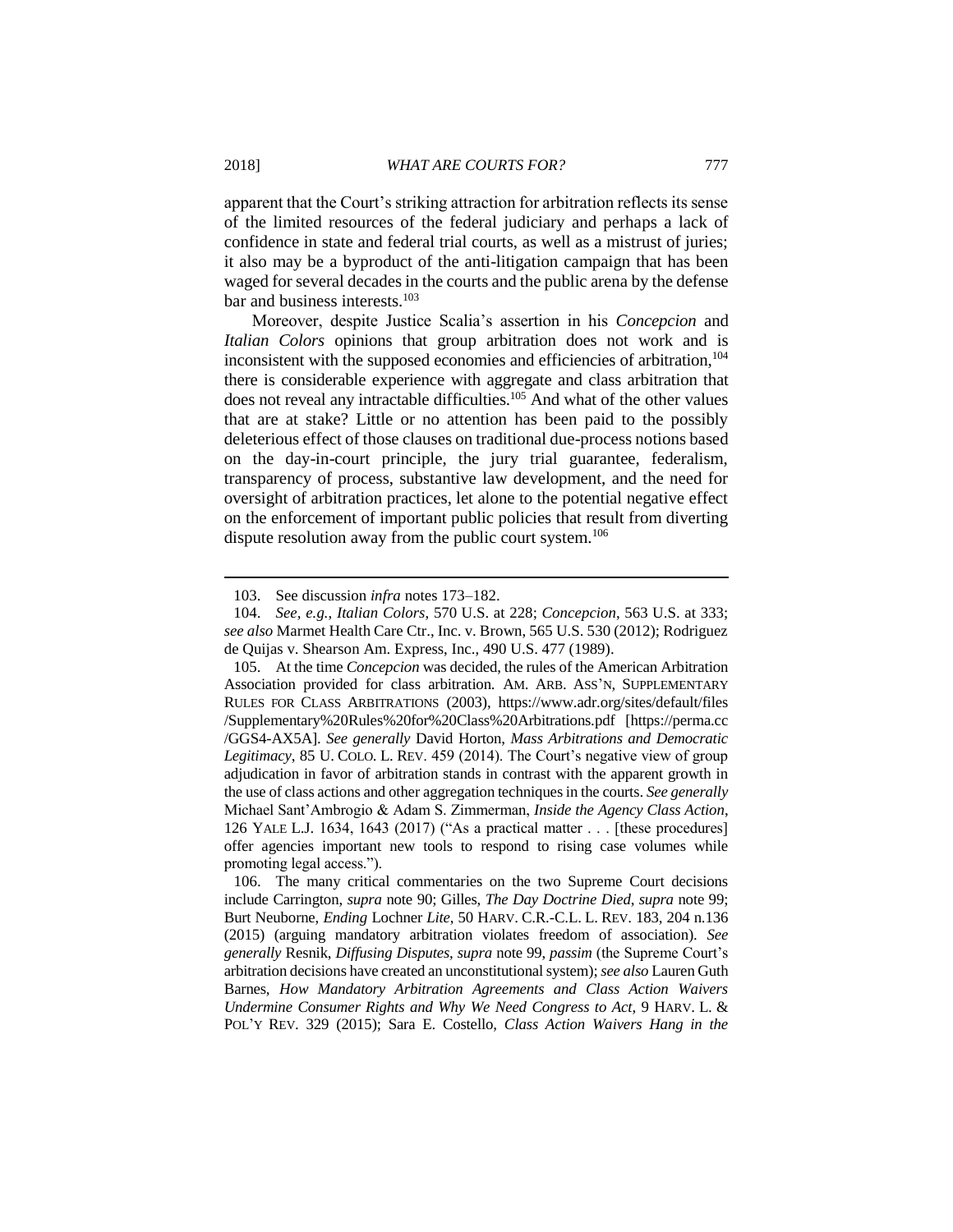apparent that the Court's striking attraction for arbitration reflects its sense of the limited resources of the federal judiciary and perhaps a lack of confidence in state and federal trial courts, as well as a mistrust of juries; it also may be a byproduct of the anti-litigation campaign that has been waged for several decades in the courts and the public arena by the defense bar and business interests.[103]

Moreover, despite Justice Scalia's assertion in his *Concepcion* and *Italian Colors* opinions that group arbitration does not work and is inconsistent with the supposed economies and efficiencies of arbitration,[104] there is considerable experience with aggregate and class arbitration that does not reveal any intractable difficulties.[105] And what of the other values that are at stake? Little or no attention has been paid to the possibly deleterious effect of those clauses on traditional due-process notions based on the day-in-court principle, the jury trial guarantee, federalism, transparency of process, substantive law development, and the need for oversight of arbitration practices, let alone to the potential negative effect on the enforcement of important public policies that result from diverting dispute resolution away from the public court system.[106]

---

103. See discussion *infra* notes 173–182.

104. *See, e.g.*, *Italian Colors*, 570 U.S. at 228; *Concepcion*, 563 U.S. at 333; *see also* Marmet Health Care Ctr., Inc. v. Brown, 565 U.S. 530 (2012); Rodriguez de Quijas v. Shearson Am. Express, Inc., 490 U.S. 477 (1989).

105. At the time *Concepcion* was decided, the rules of the American Arbitration Association provided for class arbitration. AM. ARB. ASS'N, SUPPLEMENTARY RULES FOR CLASS ARBITRATIONS (2003), https://www.adr.org/sites/default/files/Supplementary%20Rules%20for%20Class%20Arbitrations.pdf [https://perma.cc/GGS4-AX5A]. *See generally* David Horton, *Mass Arbitrations and Democratic Legitimacy*, 85 U. COLO. L. REV. 459 (2014). The Court's negative view of group adjudication in favor of arbitration stands in contrast with the apparent growth in the use of class actions and other aggregation techniques in the courts. *See generally* Michael Sant'Ambrogio & Adam S. Zimmerman, *Inside the Agency Class Action*, 126 YALE L.J. 1634, 1643 (2017) ("As a practical matter . . . [these procedures] offer agencies important new tools to respond to rising case volumes while promoting legal access.").

106. The many critical commentaries on the two Supreme Court decisions include Carrington, *supra* note 90; Gilles, *The Day Doctrine Died*, *supra* note 99; Burt Neuborne, *Ending* Lochner *Lite*, 50 HARV. C.R.-C.L. L. REV. 183, 204 n.136 (2015) (arguing mandatory arbitration violates freedom of association). *See generally* Resnik, *Diffusing Disputes*, *supra* note 99, *passim* (the Supreme Court's arbitration decisions have created an unconstitutional system); *see also* Lauren Guth Barnes, *How Mandatory Arbitration Agreements and Class Action Waivers Undermine Consumer Rights and Why We Need Congress to Act*, 9 HARV. L. & POL'Y REV. 329 (2015); Sara E. Costello, *Class Action Waivers Hang in the*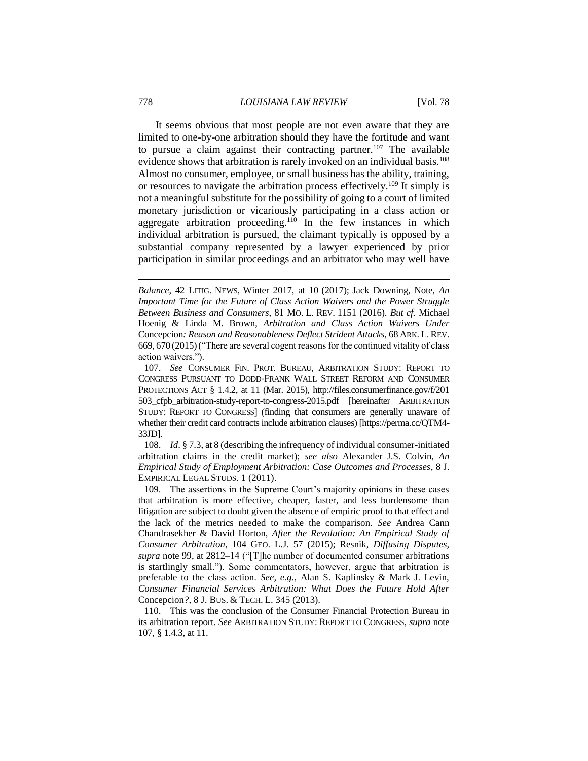It seems obvious that most people are not even aware that they are limited to one-by-one arbitration should they have the fortitude and want to pursue a claim against their contracting partner.[107] The available evidence shows that arbitration is rarely invoked on an individual basis.[108] Almost no consumer, employee, or small business has the ability, training, or resources to navigate the arbitration process effectively.[109] It simply is not a meaningful substitute for the possibility of going to a court of limited monetary jurisdiction or vicariously participating in a class action or aggregate arbitration proceeding.[110] In the few instances in which individual arbitration is pursued, the claimant typically is opposed by a substantial company represented by a lawyer experienced by prior participation in similar proceedings and an arbitrator who may well have

---

*Balance*, 42 LITIG. NEWS, Winter 2017, at 10 (2017); Jack Downing, Note, *An Important Time for the Future of Class Action Waivers and the Power Struggle Between Business and Consumers*, 81 MO. L. REV. 1151 (2016). *But cf.* Michael Hoenig & Linda M. Brown, *Arbitration and Class Action Waivers Under* Concepcion*: Reason and Reasonableness Deflect Strident Attacks*, 68 ARK. L. REV. 669, 670 (2015) ("There are several cogent reasons for the continued vitality of class action waivers.").

107. *See* CONSUMER FIN. PROT. BUREAU, ARBITRATION STUDY: REPORT TO CONGRESS PURSUANT TO DODD-FRANK WALL STREET REFORM AND CONSUMER PROTECTIONS ACT § 1.4.2, at 11 (Mar. 2015), http://files.consumerfinance.gov/f/201503_cfpb_arbitration-study-report-to-congress-2015.pdf [hereinafter ARBITRATION STUDY: REPORT TO CONGRESS] (finding that consumers are generally unaware of whether their credit card contracts include arbitration clauses) [https://perma.cc/QTM4-33JD].

108. *Id*. § 7.3, at 8 (describing the infrequency of individual consumer-initiated arbitration claims in the credit market); *see also* Alexander J.S. Colvin, *An Empirical Study of Employment Arbitration: Case Outcomes and Processes*, 8 J. EMPIRICAL LEGAL STUDS. 1 (2011).

109. The assertions in the Supreme Court's majority opinions in these cases that arbitration is more effective, cheaper, faster, and less burdensome than litigation are subject to doubt given the absence of empiric proof to that effect and the lack of the metrics needed to make the comparison. *See* Andrea Cann Chandrasekher & David Horton, *After the Revolution: An Empirical Study of Consumer Arbitration*, 104 GEO. L.J. 57 (2015); Resnik, *Diffusing Disputes*, *supra* note 99, at 2812–14 ("[T]he number of documented consumer arbitrations is startlingly small."). Some commentators, however, argue that arbitration is preferable to the class action. *See, e.g.,* Alan S. Kaplinsky & Mark J. Levin, *Consumer Financial Services Arbitration: What Does the Future Hold After* Concepcion*?*, 8 J. BUS. & TECH. L. 345 (2013).

110. This was the conclusion of the Consumer Financial Protection Bureau in its arbitration report. *See* ARBITRATION STUDY: REPORT TO CONGRESS, *supra* note 107, § 1.4.3, at 11.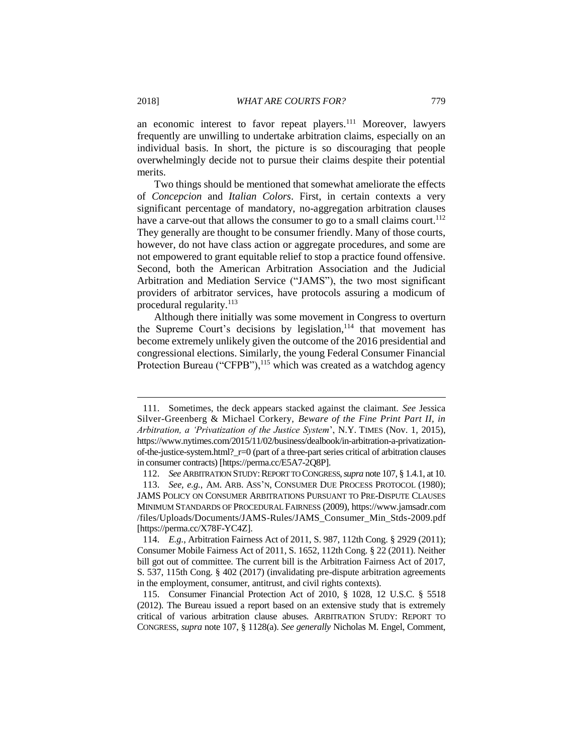an economic interest to favor repeat players.[111] Moreover, lawyers frequently are unwilling to undertake arbitration claims, especially on an individual basis. In short, the picture is so discouraging that people overwhelmingly decide not to pursue their claims despite their potential merits.

Two things should be mentioned that somewhat ameliorate the effects of *Concepcion* and *Italian Colors*. First, in certain contexts a very significant percentage of mandatory, no-aggregation arbitration clauses have a carve-out that allows the consumer to go to a small claims court.[112] They generally are thought to be consumer friendly. Many of those courts, however, do not have class action or aggregate procedures, and some are not empowered to grant equitable relief to stop a practice found offensive. Second, both the American Arbitration Association and the Judicial Arbitration and Mediation Service ("JAMS"), the two most significant providers of arbitrator services, have protocols assuring a modicum of procedural regularity.[113]

Although there initially was some movement in Congress to overturn the Supreme Court's decisions by legislation,[114] that movement has become extremely unlikely given the outcome of the 2016 presidential and congressional elections. Similarly, the young Federal Consumer Financial Protection Bureau ("CFPB"),[115] which was created as a watchdog agency

---

111. Sometimes, the deck appears stacked against the claimant. *See* Jessica Silver-Greenberg & Michael Corkery, *Beware of the Fine Print Part II, in Arbitration, a 'Privatization of the Justice System'*, N.Y. TIMES (Nov. 1, 2015), https://www.nytimes.com/2015/11/02/business/dealbook/in-arbitration-a-privatization-of-the-justice-system.html?_r=0 (part of a three-part series critical of arbitration clauses in consumer contracts) [https://perma.cc/E5A7-2Q8P].

112. *See* ARBITRATION STUDY: REPORT TO CONGRESS, *supra* note 107, § 1.4.1, at 10.

113. *See, e.g.*, AM. ARB. ASS'N, CONSUMER DUE PROCESS PROTOCOL (1980); JAMS POLICY ON CONSUMER ARBITRATIONS PURSUANT TO PRE-DISPUTE CLAUSES MINIMUM STANDARDS OF PROCEDURAL FAIRNESS (2009), https://www.jamsadr.com/files/Uploads/Documents/JAMS-Rules/JAMS_Consumer_Min_Stds-2009.pdf [https://perma.cc/X78F-YC4Z].

114. *E.g.*, Arbitration Fairness Act of 2011, S. 987, 112th Cong. § 2929 (2011); Consumer Mobile Fairness Act of 2011, S. 1652, 112th Cong. § 22 (2011). Neither bill got out of committee. The current bill is the Arbitration Fairness Act of 2017, S. 537, 115th Cong. § 402 (2017) (invalidating pre-dispute arbitration agreements in the employment, consumer, antitrust, and civil rights contexts).

115. Consumer Financial Protection Act of 2010, § 1028, 12 U.S.C. § 5518 (2012). The Bureau issued a report based on an extensive study that is extremely critical of various arbitration clause abuses. ARBITRATION STUDY: REPORT TO CONGRESS, *supra* note 107, § 1128(a). *See generally* Nicholas M. Engel, Comment,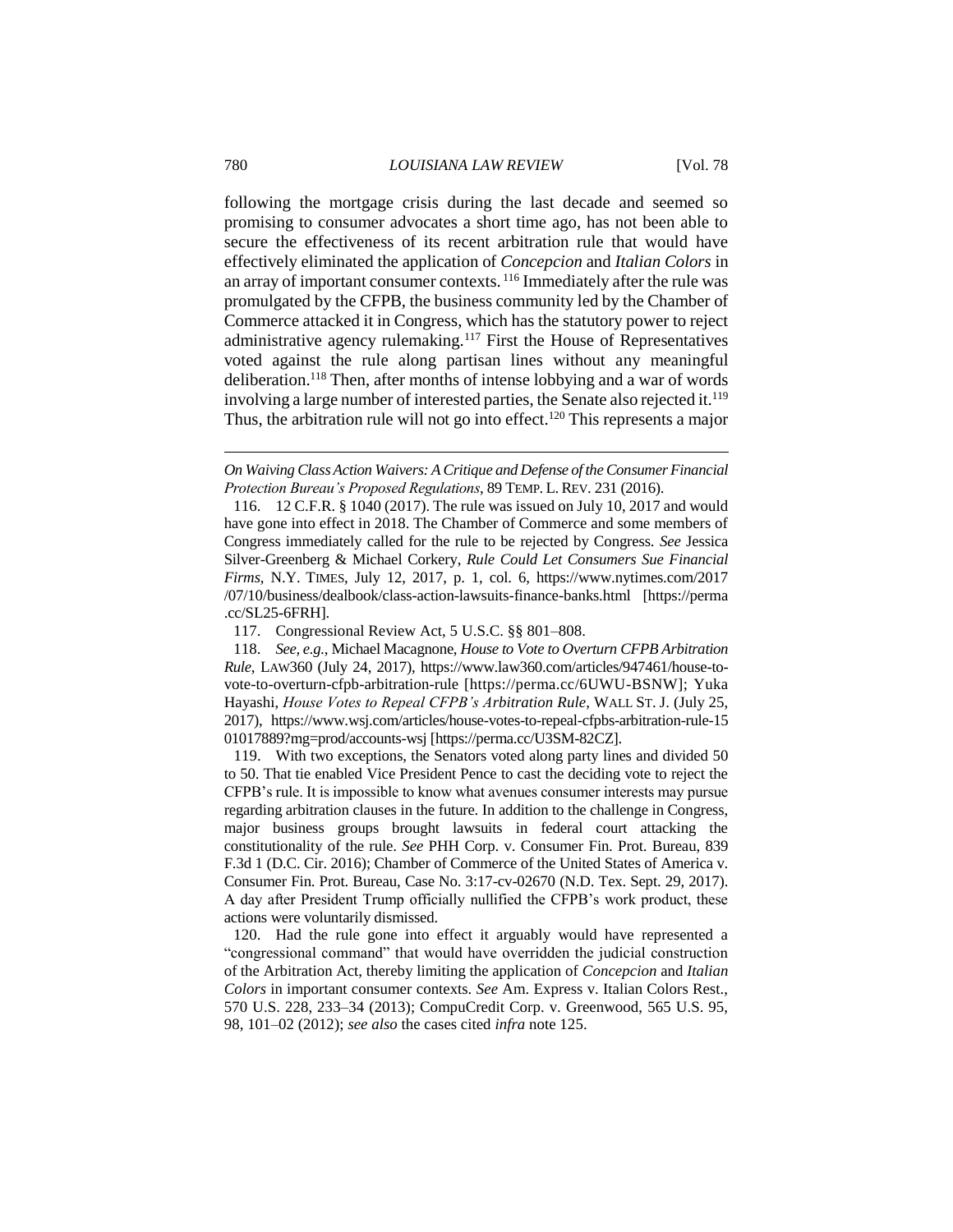following the mortgage crisis during the last decade and seemed so promising to consumer advocates a short time ago, has not been able to secure the effectiveness of its recent arbitration rule that would have effectively eliminated the application of *Concepcion* and *Italian Colors* in an array of important consumer contexts.[116] Immediately after the rule was promulgated by the CFPB, the business community led by the Chamber of Commerce attacked it in Congress, which has the statutory power to reject administrative agency rulemaking.[117] First the House of Representatives voted against the rule along partisan lines without any meaningful deliberation.[118] Then, after months of intense lobbying and a war of words involving a large number of interested parties, the Senate also rejected it.[119] Thus, the arbitration rule will not go into effect.[120] This represents a major

---

*On Waiving Class Action Waivers: A Critique and Defense of the Consumer Financial Protection Bureau's Proposed Regulations*, 89 TEMP. L. REV. 231 (2016).

116. 12 C.F.R. § 1040 (2017). The rule was issued on July 10, 2017 and would have gone into effect in 2018. The Chamber of Commerce and some members of Congress immediately called for the rule to be rejected by Congress. *See* Jessica Silver-Greenberg & Michael Corkery, *Rule Could Let Consumers Sue Financial Firms*, N.Y. TIMES, July 12, 2017, p. 1, col. 6, https://www.nytimes.com/2017/07/10/business/dealbook/class-action-lawsuits-finance-banks.html [https://perma.cc/SL25-6FRH].

117. Congressional Review Act, 5 U.S.C. §§ 801–808.

118. *See, e.g.*, Michael Macagnone, *House to Vote to Overturn CFPB Arbitration Rule*, LAW360 (July 24, 2017), https://www.law360.com/articles/947461/house-to-vote-to-overturn-cfpb-arbitration-rule [https://perma.cc/6UWU-BSNW]; Yuka Hayashi, *House Votes to Repeal CFPB's Arbitration Rule*, WALL ST. J. (July 25, 2017), https://www.wsj.com/articles/house-votes-to-repeal-cfpbs-arbitration-rule-1501017889?mg=prod/accounts-wsj [https://perma.cc/U3SM-82CZ].

119. With two exceptions, the Senators voted along party lines and divided 50 to 50. That tie enabled Vice President Pence to cast the deciding vote to reject the CFPB's rule. It is impossible to know what avenues consumer interests may pursue regarding arbitration clauses in the future. In addition to the challenge in Congress, major business groups brought lawsuits in federal court attacking the constitutionality of the rule. *See* PHH Corp. v. Consumer Fin. Prot. Bureau, 839 F.3d 1 (D.C. Cir. 2016); Chamber of Commerce of the United States of America v. Consumer Fin. Prot. Bureau, Case No. 3:17-cv-02670 (N.D. Tex. Sept. 29, 2017). A day after President Trump officially nullified the CFPB's work product, these actions were voluntarily dismissed.

120. Had the rule gone into effect it arguably would have represented a "congressional command" that would have overridden the judicial construction of the Arbitration Act, thereby limiting the application of *Concepcion* and *Italian Colors* in important consumer contexts. *See* Am. Express v. Italian Colors Rest., 570 U.S. 228, 233–34 (2013); CompuCredit Corp. v. Greenwood, 565 U.S. 95, 98, 101–02 (2012); *see also* the cases cited *infra* note 125.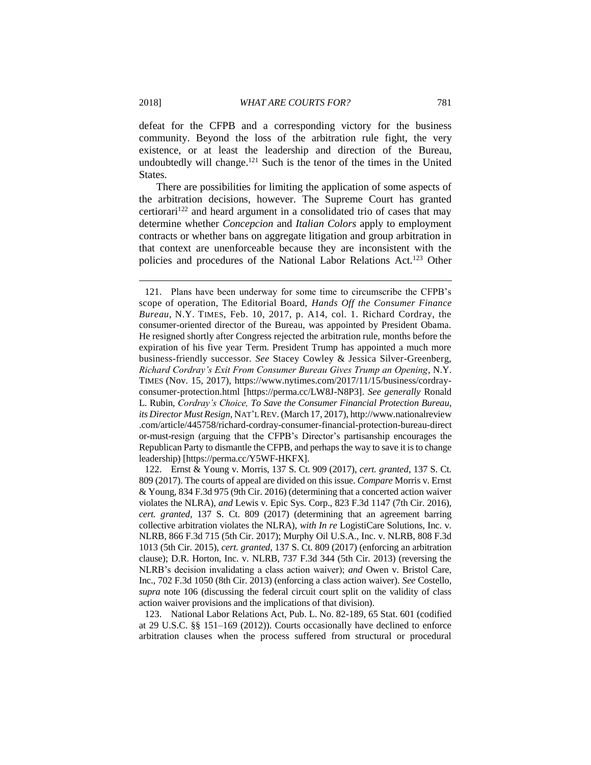defeat for the CFPB and a corresponding victory for the business community. Beyond the loss of the arbitration rule fight, the very existence, or at least the leadership and direction of the Bureau, undoubtedly will change.[121] Such is the tenor of the times in the United States.

There are possibilities for limiting the application of some aspects of the arbitration decisions, however. The Supreme Court has granted certiorari[122] and heard argument in a consolidated trio of cases that may determine whether *Concepcion* and *Italian Colors* apply to employment contracts or whether bans on aggregate litigation and group arbitration in that context are unenforceable because they are inconsistent with the policies and procedures of the National Labor Relations Act.[123] Other

---

121. Plans have been underway for some time to circumscribe the CFPB's scope of operation, The Editorial Board, *Hands Off the Consumer Finance Bureau*, N.Y. TIMES, Feb. 10, 2017, p. A14, col. 1. Richard Cordray, the consumer-oriented director of the Bureau, was appointed by President Obama. He resigned shortly after Congress rejected the arbitration rule, months before the expiration of his five year Term. President Trump has appointed a much more business-friendly successor. *See* Stacey Cowley & Jessica Silver-Greenberg, *Richard Cordray's Exit From Consumer Bureau Gives Trump an Opening*, N.Y. TIMES (Nov. 15, 2017), https://www.nytimes.com/2017/11/15/business/cordray-consumer-protection.html [https://perma.cc/LW8J-N8P3]. *See generally* Ronald L. Rubin, *Cordray's Choice, To Save the Consumer Financial Protection Bureau, its Director Must Resign*, NAT'L REV. (March 17, 2017), http://www.nationalreview.com/article/445758/richard-cordray-consumer-financial-protection-bureau-director-must-resign (arguing that the CFPB's Director's partisanship encourages the Republican Party to dismantle the CFPB, and perhaps the way to save it is to change leadership) [https://perma.cc/Y5WF-HKFX].

122. Ernst & Young v. Morris, 137 S. Ct. 909 (2017), *cert. granted*, 137 S. Ct. 809 (2017). The courts of appeal are divided on this issue. *Compare* Morris v. Ernst & Young, 834 F.3d 975 (9th Cir. 2016) (determining that a concerted action waiver violates the NLRA), *and* Lewis v. Epic Sys. Corp., 823 F.3d 1147 (7th Cir. 2016), *cert. granted*, 137 S. Ct. 809 (2017) (determining that an agreement barring collective arbitration violates the NLRA), *with In re* LogistiCare Solutions, Inc. v. NLRB, 866 F.3d 715 (5th Cir. 2017); Murphy Oil U.S.A., Inc. v. NLRB, 808 F.3d 1013 (5th Cir. 2015), *cert. granted*, 137 S. Ct. 809 (2017) (enforcing an arbitration clause); D.R. Horton, Inc. v. NLRB, 737 F.3d 344 (5th Cir. 2013) (reversing the NLRB's decision invalidating a class action waiver); *and* Owen v. Bristol Care, Inc., 702 F.3d 1050 (8th Cir. 2013) (enforcing a class action waiver). *See* Costello, *supra* note 106 (discussing the federal circuit court split on the validity of class action waiver provisions and the implications of that division).

123. National Labor Relations Act, Pub. L. No. 82-189, 65 Stat. 601 (codified at 29 U.S.C. §§ 151–169 (2012)). Courts occasionally have declined to enforce arbitration clauses when the process suffered from structural or procedural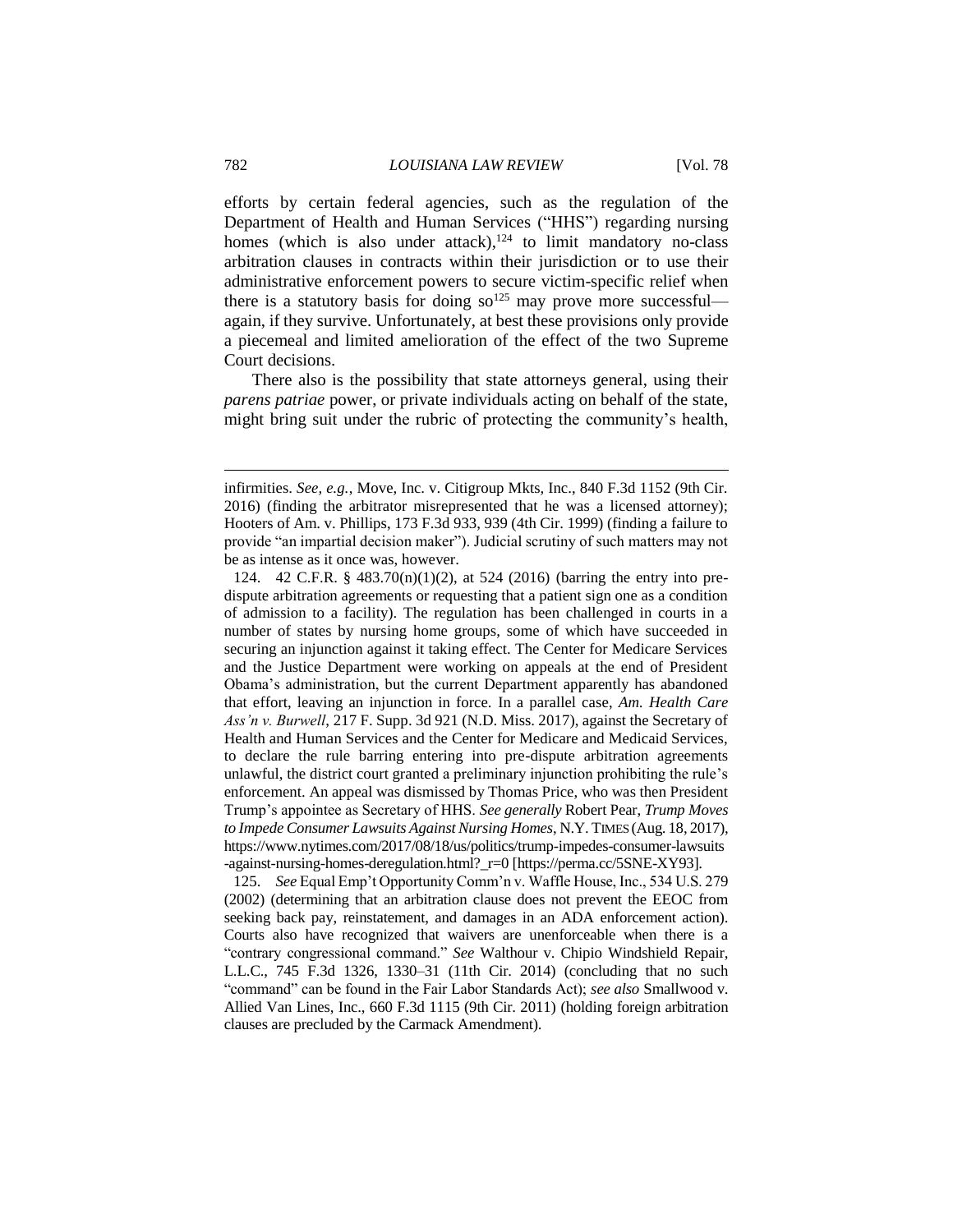efforts by certain federal agencies, such as the regulation of the Department of Health and Human Services ("HHS") regarding nursing homes (which is also under attack),[124] to limit mandatory no-class arbitration clauses in contracts within their jurisdiction or to use their administrative enforcement powers to secure victim-specific relief when there is a statutory basis for doing so[125] may prove more successful—again, if they survive. Unfortunately, at best these provisions only provide a piecemeal and limited amelioration of the effect of the two Supreme Court decisions.

There also is the possibility that state attorneys general, using their *parens patriae* power, or private individuals acting on behalf of the state, might bring suit under the rubric of protecting the community's health,

---

infirmities. *See, e.g.*, Move, Inc. v. Citigroup Mkts, Inc., 840 F.3d 1152 (9th Cir. 2016) (finding the arbitrator misrepresented that he was a licensed attorney); Hooters of Am. v. Phillips, 173 F.3d 933, 939 (4th Cir. 1999) (finding a failure to provide "an impartial decision maker"). Judicial scrutiny of such matters may not be as intense as it once was, however.

124. 42 C.F.R. § 483.70(n)(1)(2), at 524 (2016) (barring the entry into pre-dispute arbitration agreements or requesting that a patient sign one as a condition of admission to a facility). The regulation has been challenged in courts in a number of states by nursing home groups, some of which have succeeded in securing an injunction against it taking effect. The Center for Medicare Services and the Justice Department were working on appeals at the end of President Obama's administration, but the current Department apparently has abandoned that effort, leaving an injunction in force. In a parallel case, *Am. Health Care Ass'n v. Burwell*, 217 F. Supp. 3d 921 (N.D. Miss. 2017), against the Secretary of Health and Human Services and the Center for Medicare and Medicaid Services, to declare the rule barring entering into pre-dispute arbitration agreements unlawful, the district court granted a preliminary injunction prohibiting the rule's enforcement. An appeal was dismissed by Thomas Price, who was then President Trump's appointee as Secretary of HHS. *See generally* Robert Pear, *Trump Moves to Impede Consumer Lawsuits Against Nursing Homes*, N.Y. TIMES (Aug. 18, 2017), https://www.nytimes.com/2017/08/18/us/politics/trump-impedes-consumer-lawsuits-against-nursing-homes-deregulation.html?_r=0 [https://perma.cc/5SNE-XY93].

125. *See* Equal Emp't Opportunity Comm'n v. Waffle House, Inc., 534 U.S. 279 (2002) (determining that an arbitration clause does not prevent the EEOC from seeking back pay, reinstatement, and damages in an ADA enforcement action). Courts also have recognized that waivers are unenforceable when there is a "contrary congressional command." *See* Walthour v. Chipio Windshield Repair, L.L.C., 745 F.3d 1326, 1330–31 (11th Cir. 2014) (concluding that no such "command" can be found in the Fair Labor Standards Act); *see also* Smallwood v. Allied Van Lines, Inc., 660 F.3d 1115 (9th Cir. 2011) (holding foreign arbitration clauses are precluded by the Carmack Amendment).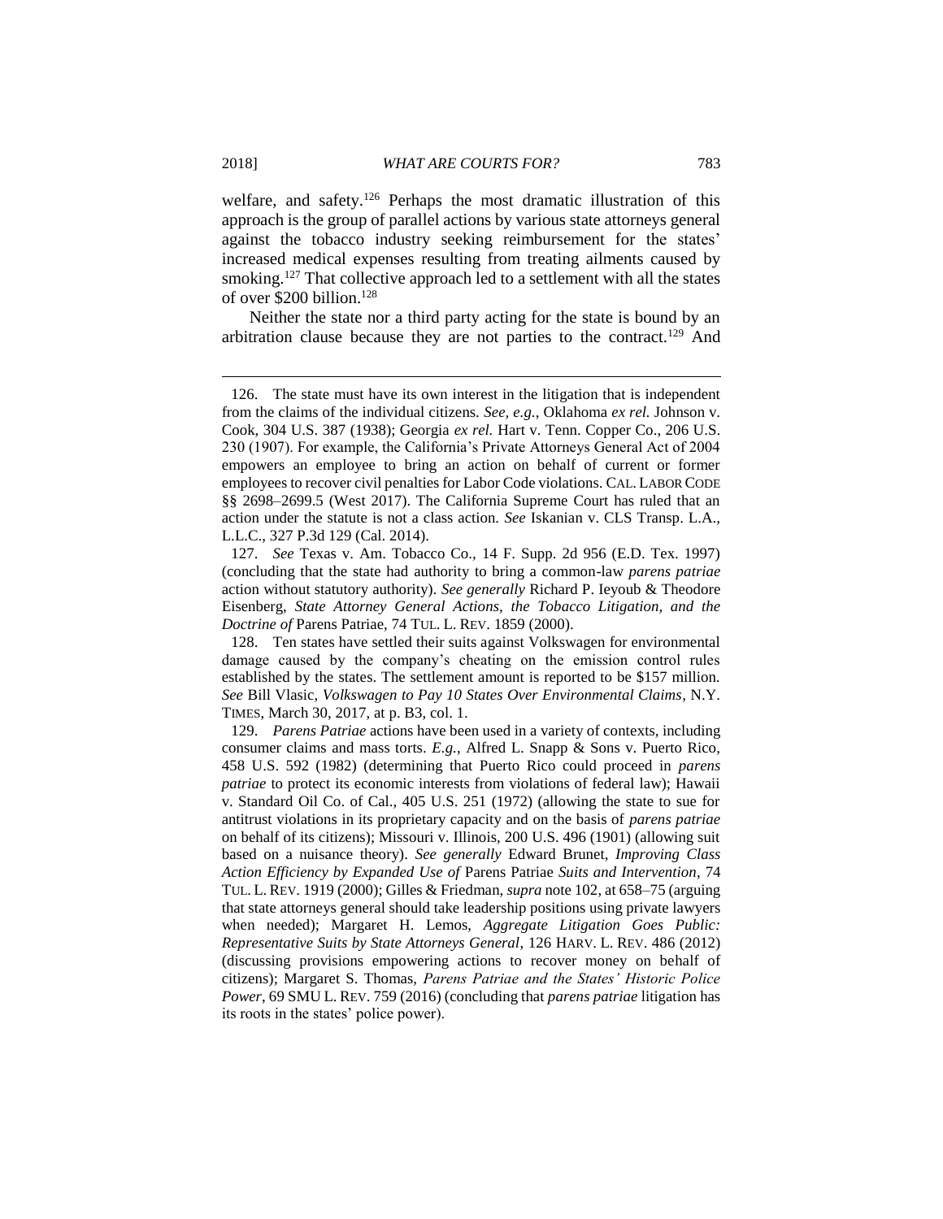welfare, and safety.[126] Perhaps the most dramatic illustration of this approach is the group of parallel actions by various state attorneys general against the tobacco industry seeking reimbursement for the states' increased medical expenses resulting from treating ailments caused by smoking.[127] That collective approach led to a settlement with all the states of over $200 billion.[128]

Neither the state nor a third party acting for the state is bound by an arbitration clause because they are not parties to the contract.[129] And

---

126. The state must have its own interest in the litigation that is independent from the claims of the individual citizens. *See, e.g.*, Oklahoma *ex rel.* Johnson v. Cook, 304 U.S. 387 (1938); Georgia *ex rel.* Hart v. Tenn. Copper Co., 206 U.S. 230 (1907). For example, the California's Private Attorneys General Act of 2004 empowers an employee to bring an action on behalf of current or former employees to recover civil penalties for Labor Code violations. CAL. LABOR CODE §§ 2698–2699.5 (West 2017). The California Supreme Court has ruled that an action under the statute is not a class action. *See* Iskanian v. CLS Transp. L.A., L.L.C., 327 P.3d 129 (Cal. 2014).

127. *See* Texas v. Am. Tobacco Co., 14 F. Supp. 2d 956 (E.D. Tex. 1997) (concluding that the state had authority to bring a common-law *parens patriae* action without statutory authority). *See generally* Richard P. Ieyoub & Theodore Eisenberg, *State Attorney General Actions, the Tobacco Litigation, and the Doctrine of* Parens Patriae, 74 TUL. L. REV. 1859 (2000).

128. Ten states have settled their suits against Volkswagen for environmental damage caused by the company's cheating on the emission control rules established by the states. The settlement amount is reported to be $157 million. *See* Bill Vlasic, *Volkswagen to Pay 10 States Over Environmental Claims*, N.Y. TIMES, March 30, 2017, at p. B3, col. 1.

129. *Parens Patriae* actions have been used in a variety of contexts, including consumer claims and mass torts. *E.g.*, Alfred L. Snapp & Sons v. Puerto Rico, 458 U.S. 592 (1982) (determining that Puerto Rico could proceed in *parens patriae* to protect its economic interests from violations of federal law); Hawaii v. Standard Oil Co. of Cal., 405 U.S. 251 (1972) (allowing the state to sue for antitrust violations in its proprietary capacity and on the basis of *parens patriae* on behalf of its citizens); Missouri v. Illinois, 200 U.S. 496 (1901) (allowing suit based on a nuisance theory). *See generally* Edward Brunet, *Improving Class Action Efficiency by Expanded Use of* Parens Patriae *Suits and Intervention*, 74 TUL. L. REV. 1919 (2000); Gilles & Friedman, *supra* note 102, at 658–75 (arguing that state attorneys general should take leadership positions using private lawyers when needed); Margaret H. Lemos, *Aggregate Litigation Goes Public: Representative Suits by State Attorneys General*, 126 HARV. L. REV. 486 (2012) (discussing provisions empowering actions to recover money on behalf of citizens); Margaret S. Thomas, *Parens Patriae and the States' Historic Police Power*, 69 SMU L. REV. 759 (2016) (concluding that *parens patriae* litigation has its roots in the states' police power).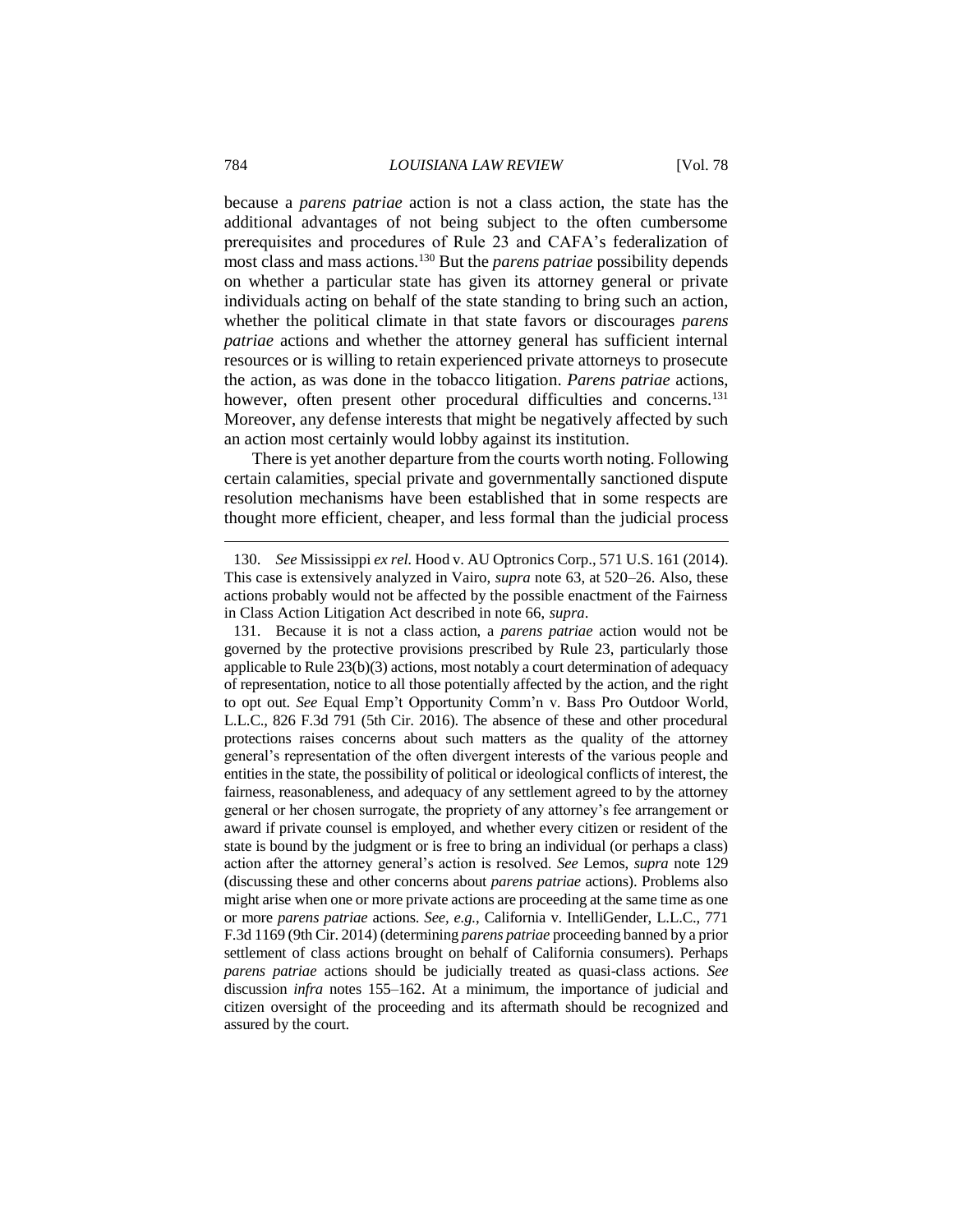because a *parens patriae* action is not a class action, the state has the additional advantages of not being subject to the often cumbersome prerequisites and procedures of Rule 23 and CAFA's federalization of most class and mass actions.[130] But the *parens patriae* possibility depends on whether a particular state has given its attorney general or private individuals acting on behalf of the state standing to bring such an action, whether the political climate in that state favors or discourages *parens patriae* actions and whether the attorney general has sufficient internal resources or is willing to retain experienced private attorneys to prosecute the action, as was done in the tobacco litigation. *Parens patriae* actions, however, often present other procedural difficulties and concerns.[131] Moreover, any defense interests that might be negatively affected by such an action most certainly would lobby against its institution.

There is yet another departure from the courts worth noting. Following certain calamities, special private and governmentally sanctioned dispute resolution mechanisms have been established that in some respects are thought more efficient, cheaper, and less formal than the judicial process

---

130. *See* Mississippi *ex rel.* Hood v. AU Optronics Corp., 571 U.S. 161 (2014). This case is extensively analyzed in Vairo, *supra* note 63, at 520–26. Also, these actions probably would not be affected by the possible enactment of the Fairness in Class Action Litigation Act described in note 66, *supra*.

131. Because it is not a class action, a *parens patriae* action would not be governed by the protective provisions prescribed by Rule 23, particularly those applicable to Rule 23(b)(3) actions, most notably a court determination of adequacy of representation, notice to all those potentially affected by the action, and the right to opt out. *See* Equal Emp't Opportunity Comm'n v. Bass Pro Outdoor World, L.L.C., 826 F.3d 791 (5th Cir. 2016). The absence of these and other procedural protections raises concerns about such matters as the quality of the attorney general's representation of the often divergent interests of the various people and entities in the state, the possibility of political or ideological conflicts of interest, the fairness, reasonableness, and adequacy of any settlement agreed to by the attorney general or her chosen surrogate, the propriety of any attorney's fee arrangement or award if private counsel is employed, and whether every citizen or resident of the state is bound by the judgment or is free to bring an individual (or perhaps a class) action after the attorney general's action is resolved. *See* Lemos, *supra* note 129 (discussing these and other concerns about *parens patriae* actions). Problems also might arise when one or more private actions are proceeding at the same time as one or more *parens patriae* actions. *See, e.g.*, California v. IntelliGender, L.L.C., 771 F.3d 1169 (9th Cir. 2014) (determining *parens patriae* proceeding banned by a prior settlement of class actions brought on behalf of California consumers). Perhaps *parens patriae* actions should be judicially treated as quasi-class actions. *See* discussion *infra* notes 155–162. At a minimum, the importance of judicial and citizen oversight of the proceeding and its aftermath should be recognized and assured by the court.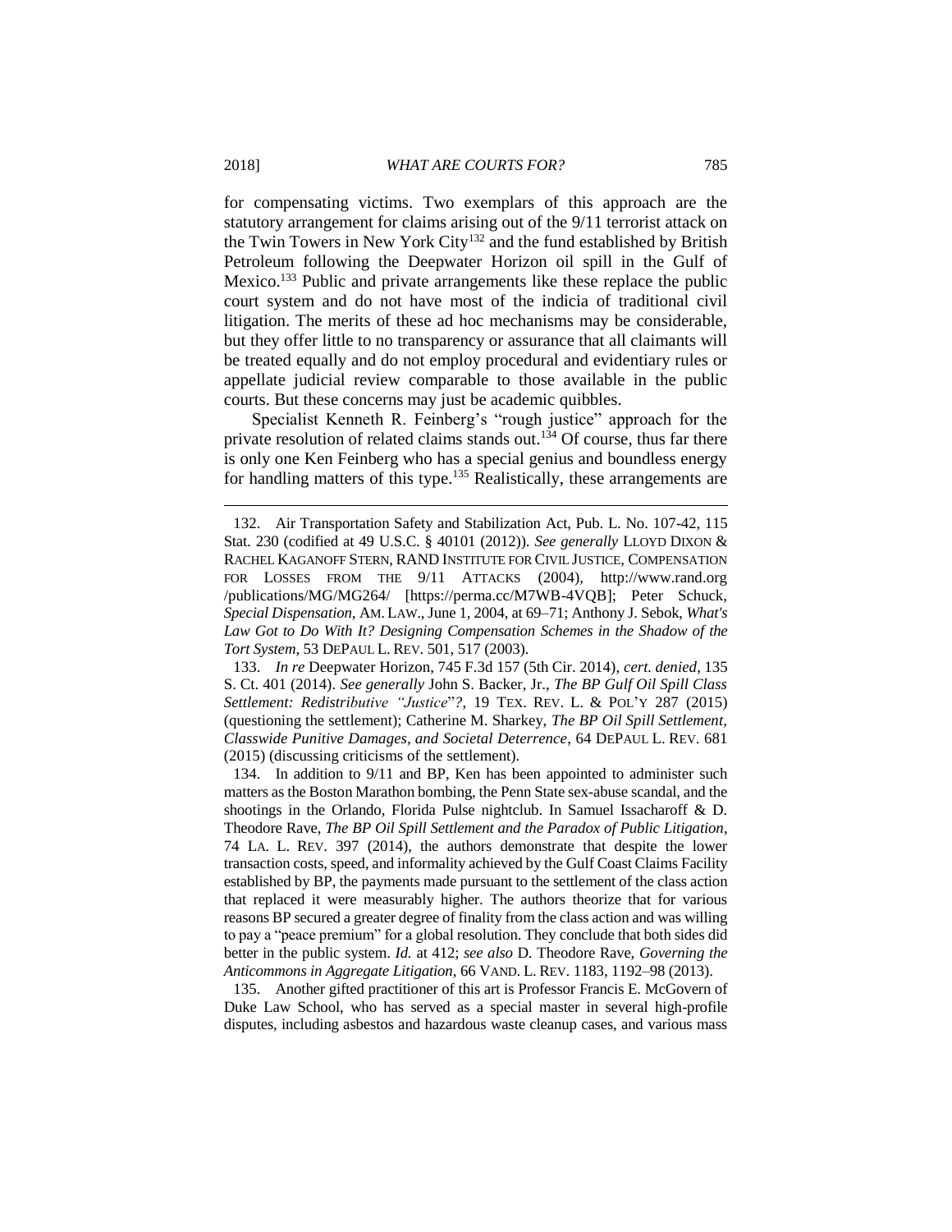for compensating victims. Two exemplars of this approach are the statutory arrangement for claims arising out of the 9/11 terrorist attack on the Twin Towers in New York City[132] and the fund established by British Petroleum following the Deepwater Horizon oil spill in the Gulf of Mexico.[133] Public and private arrangements like these replace the public court system and do not have most of the indicia of traditional civil litigation. The merits of these ad hoc mechanisms may be considerable, but they offer little to no transparency or assurance that all claimants will be treated equally and do not employ procedural and evidentiary rules or appellate judicial review comparable to those available in the public courts. But these concerns may just be academic quibbles.

Specialist Kenneth R. Feinberg's "rough justice" approach for the private resolution of related claims stands out.[134] Of course, thus far there is only one Ken Feinberg who has a special genius and boundless energy for handling matters of this type.[135] Realistically, these arrangements are

---

132. Air Transportation Safety and Stabilization Act, Pub. L. No. 107-42, 115 Stat. 230 (codified at 49 U.S.C. § 40101 (2012)). *See generally* LLOYD DIXON & RACHEL KAGANOFF STERN, RAND INSTITUTE FOR CIVIL JUSTICE, COMPENSATION FOR LOSSES FROM THE 9/11 ATTACKS (2004), http://www.rand.org/publications/MG/MG264/ [https://perma.cc/M7WB-4VQB]; Peter Schuck, *Special Dispensation*, AM. LAW., June 1, 2004, at 69–71; Anthony J. Sebok, *What's Law Got to Do With It? Designing Compensation Schemes in the Shadow of the Tort System*, 53 DEPAUL L. REV. 501, 517 (2003).

133. *In re* Deepwater Horizon, 745 F.3d 157 (5th Cir. 2014), *cert. denied*, 135 S. Ct. 401 (2014). *See generally* John S. Backer, Jr., *The BP Gulf Oil Spill Class Settlement: Redistributive "Justice"?*, 19 TEX. REV. L. & POL'Y 287 (2015) (questioning the settlement); Catherine M. Sharkey, *The BP Oil Spill Settlement, Classwide Punitive Damages, and Societal Deterrence*, 64 DEPAUL L. REV. 681 (2015) (discussing criticisms of the settlement).

134. In addition to 9/11 and BP, Ken has been appointed to administer such matters as the Boston Marathon bombing, the Penn State sex-abuse scandal, and the shootings in the Orlando, Florida Pulse nightclub. In Samuel Issacharoff & D. Theodore Rave, *The BP Oil Spill Settlement and the Paradox of Public Litigation*, 74 LA. L. REV. 397 (2014), the authors demonstrate that despite the lower transaction costs, speed, and informality achieved by the Gulf Coast Claims Facility established by BP, the payments made pursuant to the settlement of the class action that replaced it were measurably higher. The authors theorize that for various reasons BP secured a greater degree of finality from the class action and was willing to pay a "peace premium" for a global resolution. They conclude that both sides did better in the public system. *Id.* at 412; *see also* D. Theodore Rave, *Governing the Anticommons in Aggregate Litigation*, 66 VAND. L. REV. 1183, 1192–98 (2013).

135. Another gifted practitioner of this art is Professor Francis E. McGovern of Duke Law School, who has served as a special master in several high-profile disputes, including asbestos and hazardous waste cleanup cases, and various mass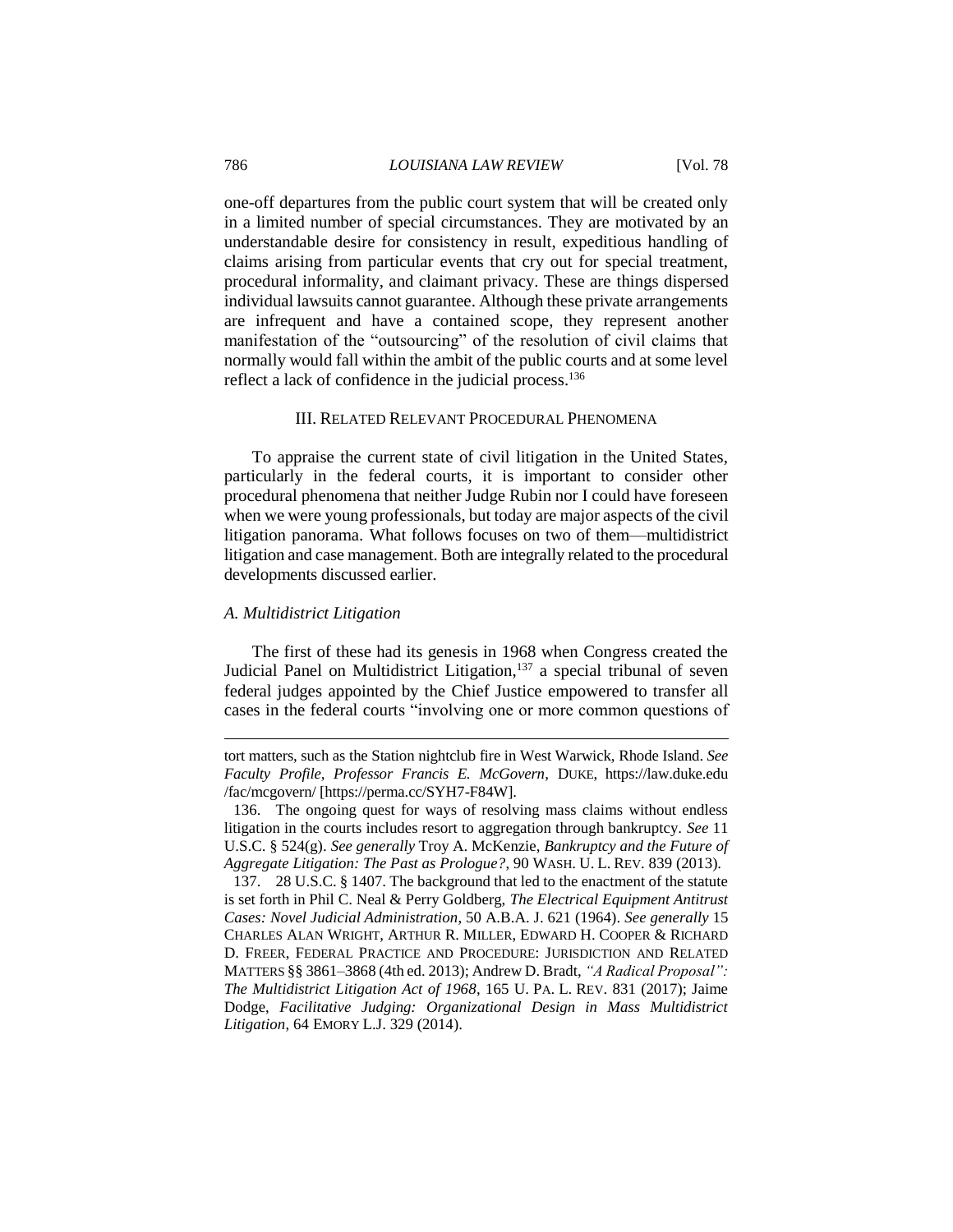one-off departures from the public court system that will be created only in a limited number of special circumstances. They are motivated by an understandable desire for consistency in result, expeditious handling of claims arising from particular events that cry out for special treatment, procedural informality, and claimant privacy. These are things dispersed individual lawsuits cannot guarantee. Although these private arrangements are infrequent and have a contained scope, they represent another manifestation of the "outsourcing" of the resolution of civil claims that normally would fall within the ambit of the public courts and at some level reflect a lack of confidence in the judicial process.[136]

## III. RELATED RELEVANT PROCEDURAL PHENOMENA

To appraise the current state of civil litigation in the United States, particularly in the federal courts, it is important to consider other procedural phenomena that neither Judge Rubin nor I could have foreseen when we were young professionals, but today are major aspects of the civil litigation panorama. What follows focuses on two of them—multidistrict litigation and case management. Both are integrally related to the procedural developments discussed earlier.

### *A. Multidistrict Litigation*

The first of these had its genesis in 1968 when Congress created the Judicial Panel on Multidistrict Litigation,[137] a special tribunal of seven federal judges appointed by the Chief Justice empowered to transfer all cases in the federal courts "involving one or more common questions of

---

tort matters, such as the Station nightclub fire in West Warwick, Rhode Island. *See Faculty Profile, Professor Francis E. McGovern*, DUKE, https://law.duke.edu/fac/mcgovern/ [https://perma.cc/SYH7-F84W].

136. The ongoing quest for ways of resolving mass claims without endless litigation in the courts includes resort to aggregation through bankruptcy. *See* 11 U.S.C. § 524(g). *See generally* Troy A. McKenzie, *Bankruptcy and the Future of Aggregate Litigation: The Past as Prologue?*, 90 WASH. U. L. REV. 839 (2013).

137. 28 U.S.C. § 1407. The background that led to the enactment of the statute is set forth in Phil C. Neal & Perry Goldberg, *The Electrical Equipment Antitrust Cases: Novel Judicial Administration*, 50 A.B.A. J. 621 (1964). *See generally* 15 CHARLES ALAN WRIGHT, ARTHUR R. MILLER, EDWARD H. COOPER & RICHARD D. FREER, FEDERAL PRACTICE AND PROCEDURE: JURISDICTION AND RELATED MATTERS §§ 3861–3868 (4th ed. 2013); Andrew D. Bradt, *"A Radical Proposal": The Multidistrict Litigation Act of 1968*, 165 U. PA. L. REV. 831 (2017); Jaime Dodge, *Facilitative Judging: Organizational Design in Mass Multidistrict Litigation*, 64 EMORY L.J. 329 (2014).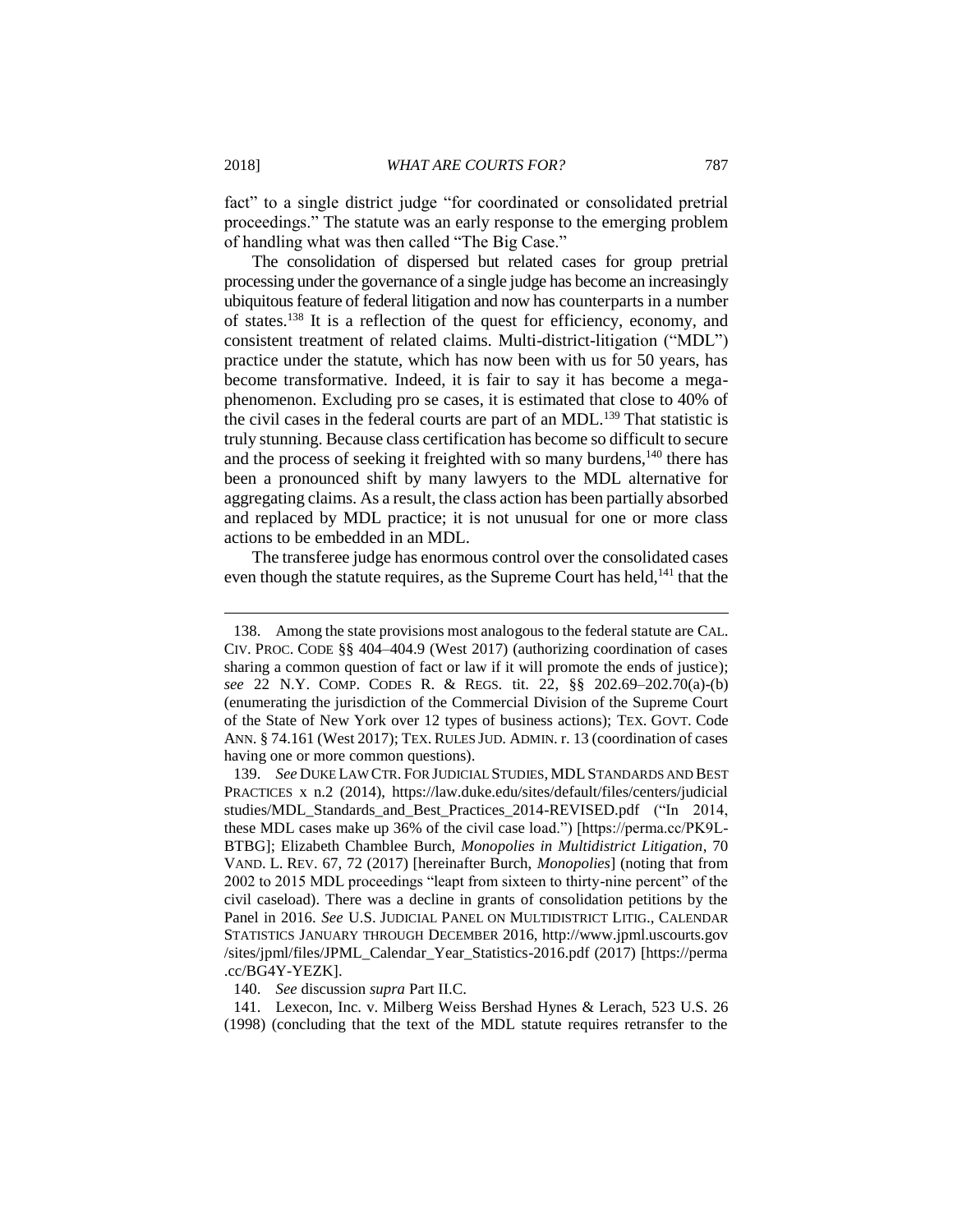fact" to a single district judge "for coordinated or consolidated pretrial proceedings." The statute was an early response to the emerging problem of handling what was then called "The Big Case."

The consolidation of dispersed but related cases for group pretrial processing under the governance of a single judge has become an increasingly ubiquitous feature of federal litigation and now has counterparts in a number of states.[138] It is a reflection of the quest for efficiency, economy, and consistent treatment of related claims. Multi-district-litigation ("MDL") practice under the statute, which has now been with us for 50 years, has become transformative. Indeed, it is fair to say it has become a mega-phenomenon. Excluding pro se cases, it is estimated that close to 40% of the civil cases in the federal courts are part of an MDL.[139] That statistic is truly stunning. Because class certification has become so difficult to secure and the process of seeking it freighted with so many burdens,[140] there has been a pronounced shift by many lawyers to the MDL alternative for aggregating claims. As a result, the class action has been partially absorbed and replaced by MDL practice; it is not unusual for one or more class actions to be embedded in an MDL.

The transferee judge has enormous control over the consolidated cases even though the statute requires, as the Supreme Court has held,[141] that the

---

138. Among the state provisions most analogous to the federal statute are CAL. CIV. PROC. CODE §§ 404–404.9 (West 2017) (authorizing coordination of cases sharing a common question of fact or law if it will promote the ends of justice); *see* 22 N.Y. COMP. CODES R. & REGS. tit. 22, §§ 202.69–202.70(a)-(b) (enumerating the jurisdiction of the Commercial Division of the Supreme Court of the State of New York over 12 types of business actions); TEX. GOVT. Code ANN. § 74.161 (West 2017); TEX. RULES JUD. ADMIN. r. 13 (coordination of cases having one or more common questions).

139. *See* DUKE LAW CTR. FOR JUDICIAL STUDIES, MDL STANDARDS AND BEST PRACTICES x n.2 (2014), https://law.duke.edu/sites/default/files/centers/judicialstudies/MDL_Standards_and_Best_Practices_2014-REVISED.pdf ("In 2014, these MDL cases make up 36% of the civil case load.") [https://perma.cc/PK9L-BTBG]; Elizabeth Chamblee Burch, *Monopolies in Multidistrict Litigation*, 70 VAND. L. REV. 67, 72 (2017) [hereinafter Burch, *Monopolies*] (noting that from 2002 to 2015 MDL proceedings "leapt from sixteen to thirty-nine percent" of the civil caseload). There was a decline in grants of consolidation petitions by the Panel in 2016. *See* U.S. JUDICIAL PANEL ON MULTIDISTRICT LITIG., CALENDAR STATISTICS JANUARY THROUGH DECEMBER 2016, http://www.jpml.uscourts.gov/sites/jpml/files/JPML_Calendar_Year_Statistics-2016.pdf (2017) [https://perma.cc/BG4Y-YEZK].

140. *See* discussion *supra* Part II.C.

141. Lexecon, Inc. v. Milberg Weiss Bershad Hynes & Lerach, 523 U.S. 26 (1998) (concluding that the text of the MDL statute requires retransfer to the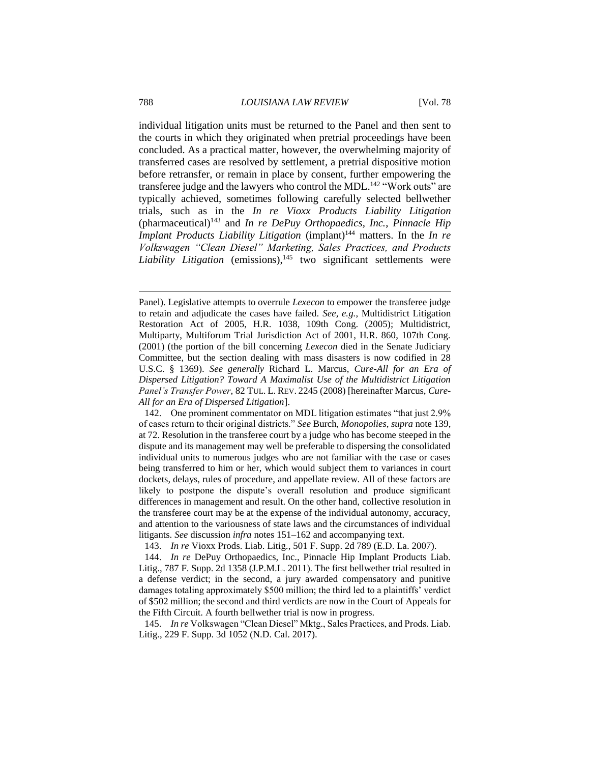individual litigation units must be returned to the Panel and then sent to the courts in which they originated when pretrial proceedings have been concluded. As a practical matter, however, the overwhelming majority of transferred cases are resolved by settlement, a pretrial dispositive motion before retransfer, or remain in place by consent, further empowering the transferee judge and the lawyers who control the MDL.[142] "Work outs" are typically achieved, sometimes following carefully selected bellwether trials, such as in the *In re Vioxx Products Liability Litigation* (pharmaceutical)[143] and *In re DePuy Orthopaedics, Inc., Pinnacle Hip Implant Products Liability Litigation* (implant)[144] matters. In the *In re Volkswagen "Clean Diesel" Marketing, Sales Practices, and Products Liability Litigation* (emissions),[145] two significant settlements were

---

Panel). Legislative attempts to overrule *Lexecon* to empower the transferee judge to retain and adjudicate the cases have failed. *See, e.g.*, Multidistrict Litigation Restoration Act of 2005, H.R. 1038, 109th Cong. (2005); Multidistrict, Multiparty, Multiforum Trial Jurisdiction Act of 2001, H.R. 860, 107th Cong. (2001) (the portion of the bill concerning *Lexecon* died in the Senate Judiciary Committee, but the section dealing with mass disasters is now codified in 28 U.S.C. § 1369). *See generally* Richard L. Marcus, *Cure-All for an Era of Dispersed Litigation? Toward A Maximalist Use of the Multidistrict Litigation Panel's Transfer Power*, 82 TUL. L. REV. 2245 (2008) [hereinafter Marcus, *Cure-All for an Era of Dispersed Litigation*].

142. One prominent commentator on MDL litigation estimates "that just 2.9% of cases return to their original districts." *See* Burch, *Monopolies*, *supra* note 139, at 72. Resolution in the transferee court by a judge who has become steeped in the dispute and its management may well be preferable to dispersing the consolidated individual units to numerous judges who are not familiar with the case or cases being transferred to him or her, which would subject them to variances in court dockets, delays, rules of procedure, and appellate review. All of these factors are likely to postpone the dispute's overall resolution and produce significant differences in management and result. On the other hand, collective resolution in the transferee court may be at the expense of the individual autonomy, accuracy, and attention to the variousness of state laws and the circumstances of individual litigants. *See* discussion *infra* notes 151–162 and accompanying text.

143. *In re* Vioxx Prods. Liab. Litig., 501 F. Supp. 2d 789 (E.D. La. 2007).

144. *In re* DePuy Orthopaedics, Inc., Pinnacle Hip Implant Products Liab. Litig., 787 F. Supp. 2d 1358 (J.P.M.L. 2011). The first bellwether trial resulted in a defense verdict; in the second, a jury awarded compensatory and punitive damages totaling approximately $500 million; the third led to a plaintiffs' verdict of $502 million; the second and third verdicts are now in the Court of Appeals for the Fifth Circuit. A fourth bellwether trial is now in progress.

145. *In re* Volkswagen "Clean Diesel" Mktg., Sales Practices, and Prods. Liab. Litig., 229 F. Supp. 3d 1052 (N.D. Cal. 2017).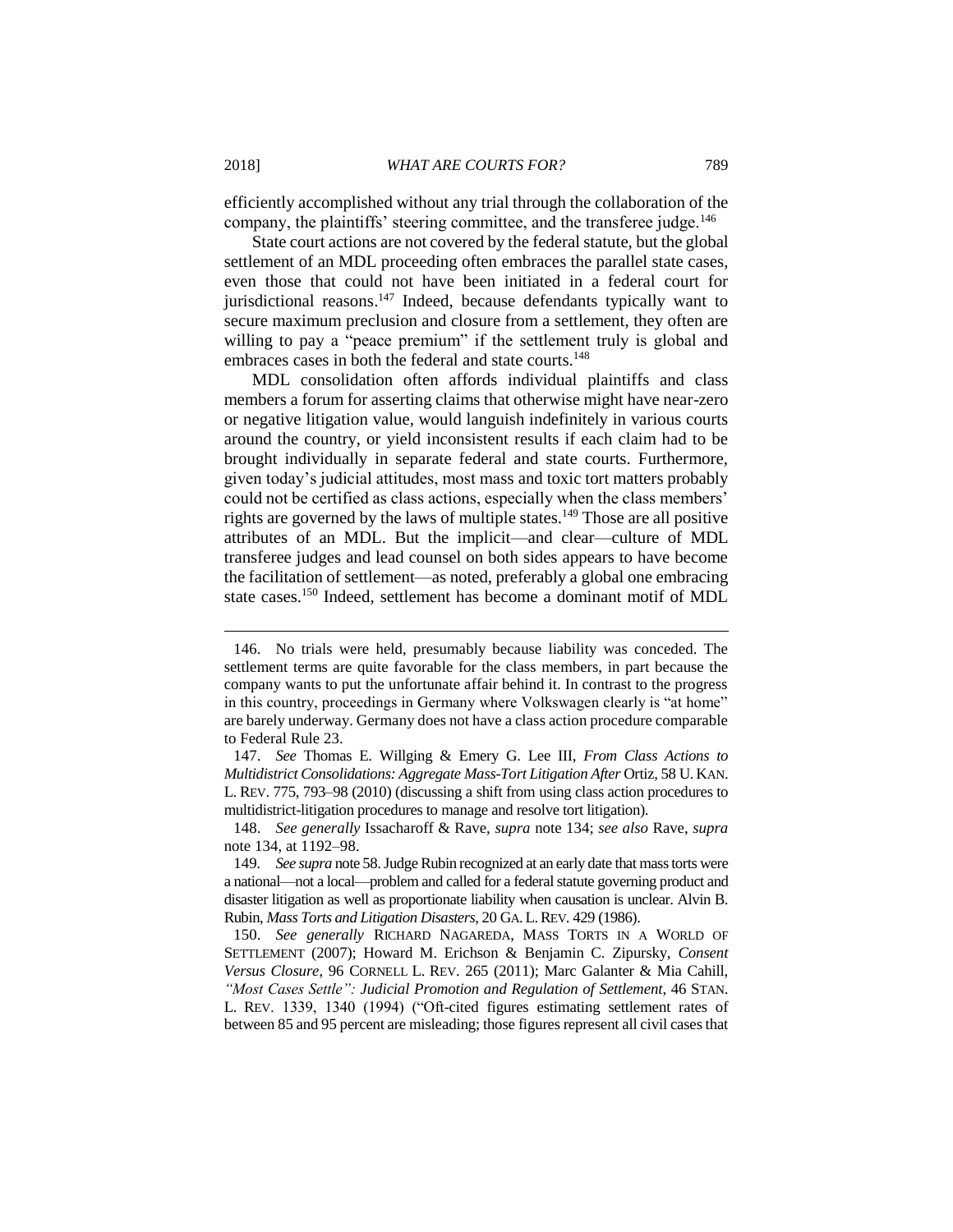efficiently accomplished without any trial through the collaboration of the company, the plaintiffs' steering committee, and the transferee judge.[146]

State court actions are not covered by the federal statute, but the global settlement of an MDL proceeding often embraces the parallel state cases, even those that could not have been initiated in a federal court for jurisdictional reasons.[147] Indeed, because defendants typically want to secure maximum preclusion and closure from a settlement, they often are willing to pay a "peace premium" if the settlement truly is global and embraces cases in both the federal and state courts.[148]

MDL consolidation often affords individual plaintiffs and class members a forum for asserting claims that otherwise might have near-zero or negative litigation value, would languish indefinitely in various courts around the country, or yield inconsistent results if each claim had to be brought individually in separate federal and state courts. Furthermore, given today's judicial attitudes, most mass and toxic tort matters probably could not be certified as class actions, especially when the class members' rights are governed by the laws of multiple states.[149] Those are all positive attributes of an MDL. But the implicit—and clear—culture of MDL transferee judges and lead counsel on both sides appears to have become the facilitation of settlement—as noted, preferably a global one embracing state cases.[150] Indeed, settlement has become a dominant motif of MDL

---

146. No trials were held, presumably because liability was conceded. The settlement terms are quite favorable for the class members, in part because the company wants to put the unfortunate affair behind it. In contrast to the progress in this country, proceedings in Germany where Volkswagen clearly is "at home" are barely underway. Germany does not have a class action procedure comparable to Federal Rule 23.

147. *See* Thomas E. Willging & Emery G. Lee III, *From Class Actions to Multidistrict Consolidations: Aggregate Mass-Tort Litigation After* Ortiz, 58 U. KAN. L. REV. 775, 793–98 (2010) (discussing a shift from using class action procedures to multidistrict-litigation procedures to manage and resolve tort litigation).

148. *See generally* Issacharoff & Rave, *supra* note 134; *see also* Rave, *supra* note 134, at 1192–98.

149. *See supra* note 58. Judge Rubin recognized at an early date that mass torts were a national—not a local—problem and called for a federal statute governing product and disaster litigation as well as proportionate liability when causation is unclear. Alvin B. Rubin, *Mass Torts and Litigation Disasters*, 20 GA. L. REV. 429 (1986).

150. *See generally* RICHARD NAGAREDA, MASS TORTS IN A WORLD OF SETTLEMENT (2007); Howard M. Erichson & Benjamin C. Zipursky, *Consent Versus Closure*, 96 CORNELL L. REV. 265 (2011); Marc Galanter & Mia Cahill, *"Most Cases Settle": Judicial Promotion and Regulation of Settlement*, 46 STAN. L. REV. 1339, 1340 (1994) ("Oft-cited figures estimating settlement rates of between 85 and 95 percent are misleading; those figures represent all civil cases that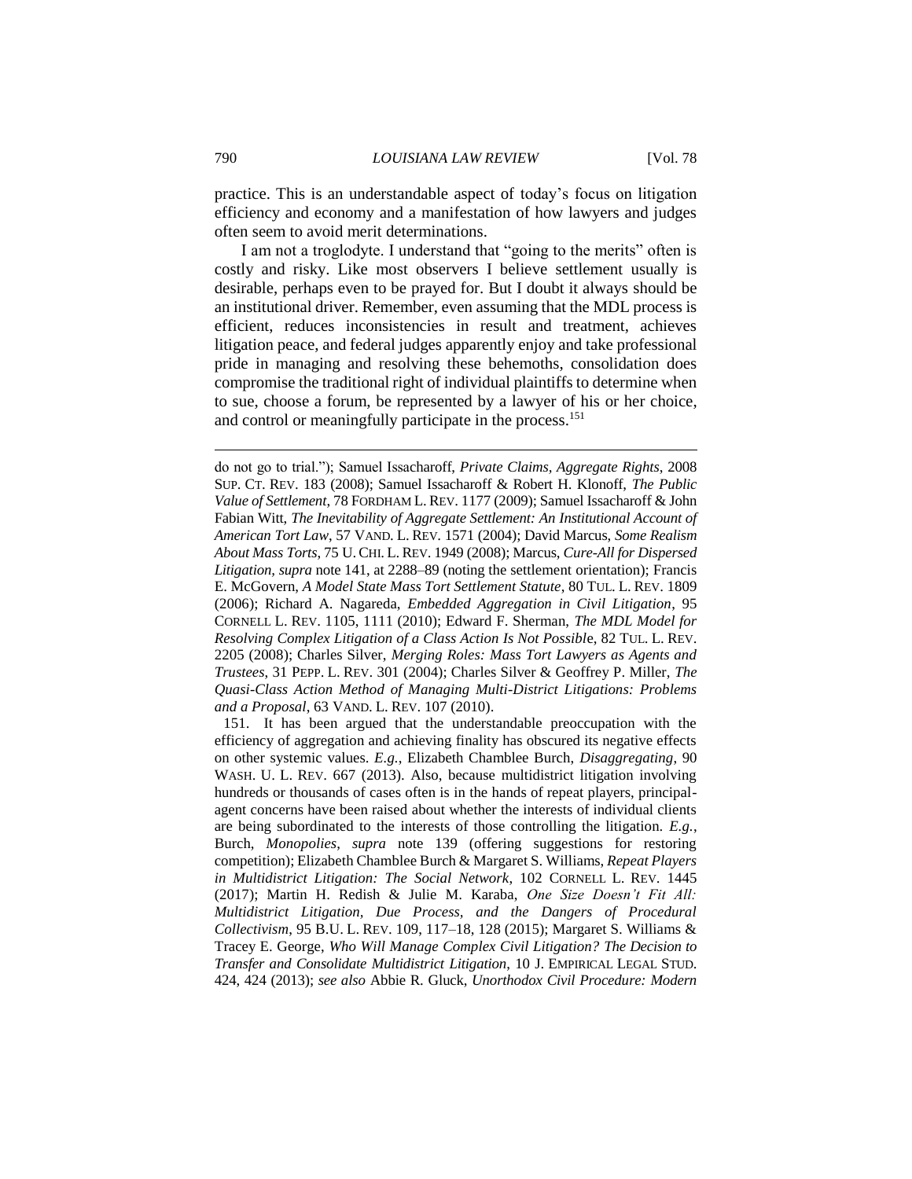practice. This is an understandable aspect of today's focus on litigation efficiency and economy and a manifestation of how lawyers and judges often seem to avoid merit determinations.

I am not a troglodyte. I understand that "going to the merits" often is costly and risky. Like most observers I believe settlement usually is desirable, perhaps even to be prayed for. But I doubt it always should be an institutional driver. Remember, even assuming that the MDL process is efficient, reduces inconsistencies in result and treatment, achieves litigation peace, and federal judges apparently enjoy and take professional pride in managing and resolving these behemoths, consolidation does compromise the traditional right of individual plaintiffs to determine when to sue, choose a forum, be represented by a lawyer of his or her choice, and control or meaningfully participate in the process.[151]

---

do not go to trial."); Samuel Issacharoff, *Private Claims, Aggregate Rights*, 2008 SUP. CT. REV. 183 (2008); Samuel Issacharoff & Robert H. Klonoff, *The Public Value of Settlement*, 78 FORDHAM L. REV. 1177 (2009); Samuel Issacharoff & John Fabian Witt, *The Inevitability of Aggregate Settlement: An Institutional Account of American Tort Law*, 57 VAND. L. REV. 1571 (2004); David Marcus, *Some Realism About Mass Torts*, 75 U. CHI. L. REV. 1949 (2008); Marcus, *Cure-All for Dispersed Litigation*, *supra* note 141, at 2288–89 (noting the settlement orientation); Francis E. McGovern, *A Model State Mass Tort Settlement Statute*, 80 TUL. L. REV. 1809 (2006); Richard A. Nagareda, *Embedded Aggregation in Civil Litigation*, 95 CORNELL L. REV. 1105, 1111 (2010); Edward F. Sherman, *The MDL Model for Resolving Complex Litigation of a Class Action Is Not Possible*, 82 TUL. L. REV. 2205 (2008); Charles Silver, *Merging Roles: Mass Tort Lawyers as Agents and Trustees*, 31 PEPP. L. REV. 301 (2004); Charles Silver & Geoffrey P. Miller, *The Quasi-Class Action Method of Managing Multi-District Litigations: Problems and a Proposal*, 63 VAND. L. REV. 107 (2010).

151. It has been argued that the understandable preoccupation with the efficiency of aggregation and achieving finality has obscured its negative effects on other systemic values. *E.g.*, Elizabeth Chamblee Burch, *Disaggregating*, 90 WASH. U. L. REV. 667 (2013). Also, because multidistrict litigation involving hundreds or thousands of cases often is in the hands of repeat players, principal-agent concerns have been raised about whether the interests of individual clients are being subordinated to the interests of those controlling the litigation. *E.g.*, Burch, *Monopolies*, *supra* note 139 (offering suggestions for restoring competition); Elizabeth Chamblee Burch & Margaret S. Williams, *Repeat Players in Multidistrict Litigation: The Social Network*, 102 CORNELL L. REV. 1445 (2017); Martin H. Redish & Julie M. Karaba, *One Size Doesn't Fit All: Multidistrict Litigation, Due Process, and the Dangers of Procedural Collectivism*, 95 B.U. L. REV. 109, 117–18, 128 (2015); Margaret S. Williams & Tracey E. George, *Who Will Manage Complex Civil Litigation? The Decision to Transfer and Consolidate Multidistrict Litigation*, 10 J. EMPIRICAL LEGAL STUD. 424, 424 (2013); *see also* Abbie R. Gluck, *Unorthodox Civil Procedure: Modern*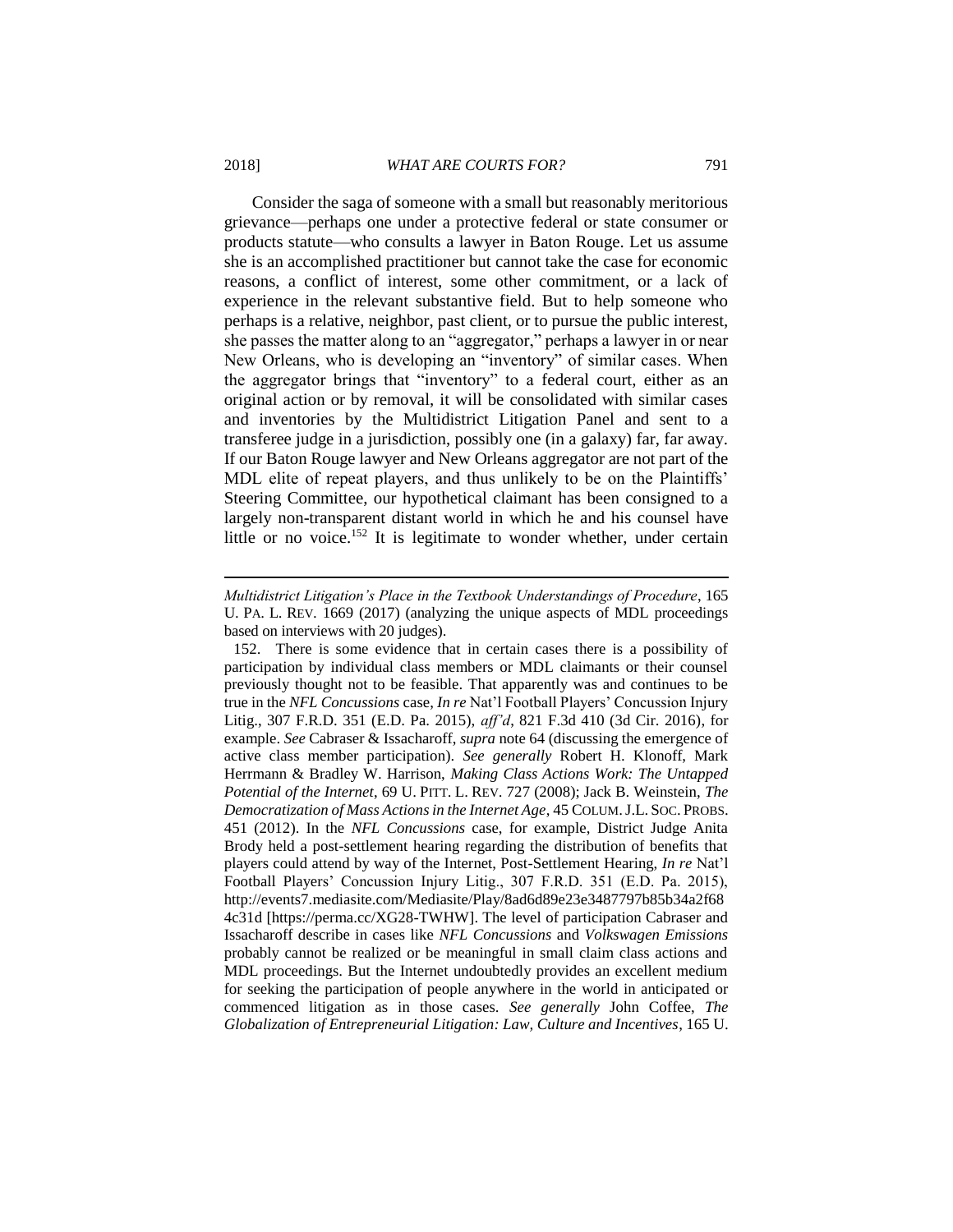Consider the saga of someone with a small but reasonably meritorious grievance—perhaps one under a protective federal or state consumer or products statute—who consults a lawyer in Baton Rouge. Let us assume she is an accomplished practitioner but cannot take the case for economic reasons, a conflict of interest, some other commitment, or a lack of experience in the relevant substantive field. But to help someone who perhaps is a relative, neighbor, past client, or to pursue the public interest, she passes the matter along to an "aggregator," perhaps a lawyer in or near New Orleans, who is developing an "inventory" of similar cases. When the aggregator brings that "inventory" to a federal court, either as an original action or by removal, it will be consolidated with similar cases and inventories by the Multidistrict Litigation Panel and sent to a transferee judge in a jurisdiction, possibly one (in a galaxy) far, far away. If our Baton Rouge lawyer and New Orleans aggregator are not part of the MDL elite of repeat players, and thus unlikely to be on the Plaintiffs' Steering Committee, our hypothetical claimant has been consigned to a largely non-transparent distant world in which he and his counsel have little or no voice.[152] It is legitimate to wonder whether, under certain

---

*Multidistrict Litigation's Place in the Textbook Understandings of Procedure*, 165 U. PA. L. REV. 1669 (2017) (analyzing the unique aspects of MDL proceedings based on interviews with 20 judges).

152. There is some evidence that in certain cases there is a possibility of participation by individual class members or MDL claimants or their counsel previously thought not to be feasible. That apparently was and continues to be true in the *NFL Concussions* case, *In re* Nat'l Football Players' Concussion Injury Litig., 307 F.R.D. 351 (E.D. Pa. 2015), *aff'd*, 821 F.3d 410 (3d Cir. 2016), for example. *See* Cabraser & Issacharoff, *supra* note 64 (discussing the emergence of active class member participation). *See generally* Robert H. Klonoff, Mark Herrmann & Bradley W. Harrison, *Making Class Actions Work: The Untapped Potential of the Internet*, 69 U. PITT. L. REV. 727 (2008); Jack B. Weinstein, *The Democratization of Mass Actions in the Internet Age*, 45 COLUM. J.L. SOC. PROBS. 451 (2012). In the *NFL Concussions* case, for example, District Judge Anita Brody held a post-settlement hearing regarding the distribution of benefits that players could attend by way of the Internet, Post-Settlement Hearing, *In re* Nat'l Football Players' Concussion Injury Litig., 307 F.R.D. 351 (E.D. Pa. 2015), http://events7.mediasite.com/Mediasite/Play/8ad6d89e23e3487797b85b34a2f68 4c31d [https://perma.cc/XG28-TWHW]. The level of participation Cabraser and Issacharoff describe in cases like *NFL Concussions* and *Volkswagen Emissions* probably cannot be realized or be meaningful in small claim class actions and MDL proceedings. But the Internet undoubtedly provides an excellent medium for seeking the participation of people anywhere in the world in anticipated or commenced litigation as in those cases. *See generally* John Coffee, *The Globalization of Entrepreneurial Litigation: Law, Culture and Incentives*, 165 U.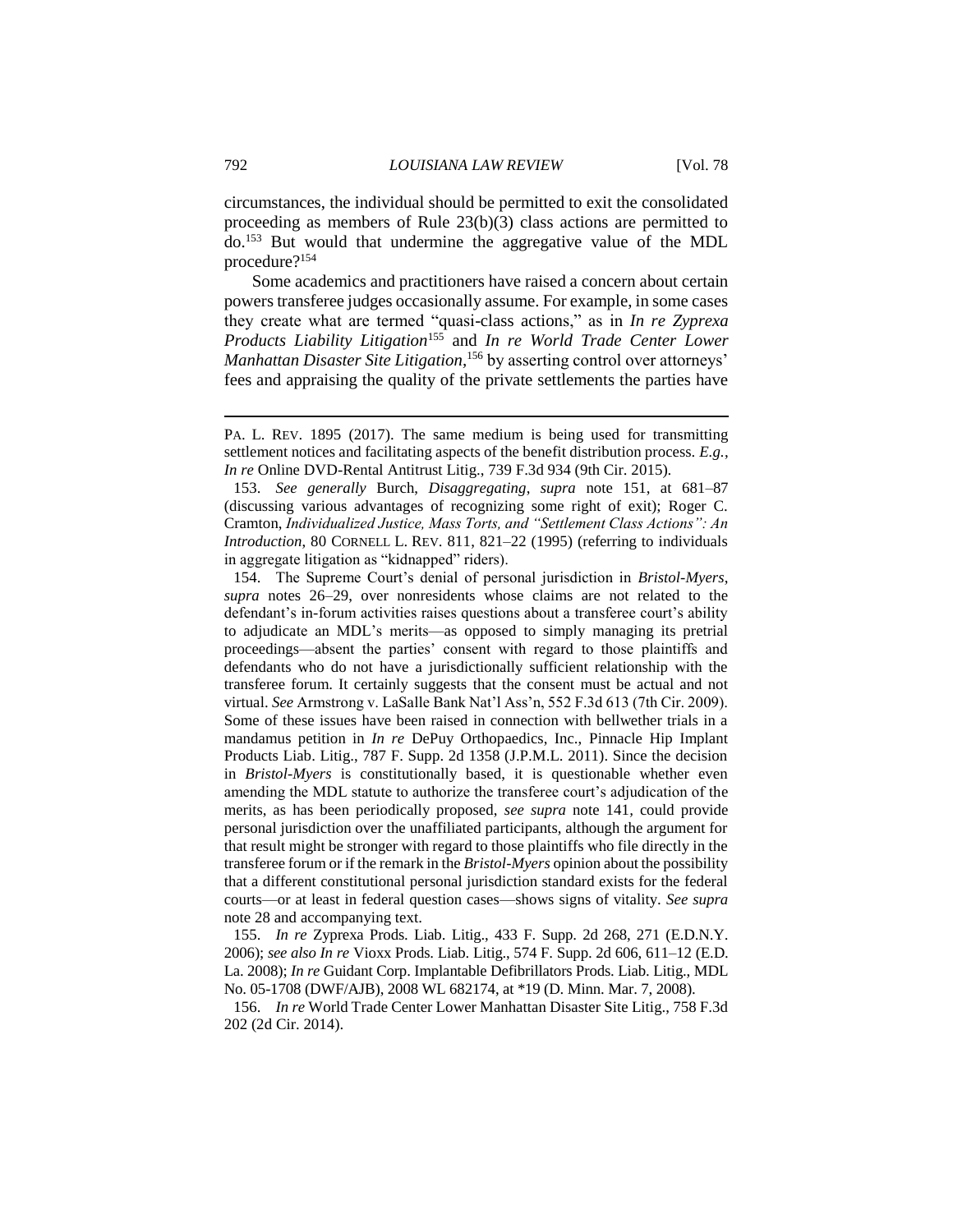circumstances, the individual should be permitted to exit the consolidated proceeding as members of Rule 23(b)(3) class actions are permitted to do.[153] But would that undermine the aggregative value of the MDL procedure?[154]

Some academics and practitioners have raised a concern about certain powers transferee judges occasionally assume. For example, in some cases they create what are termed "quasi-class actions," as in *In re Zyprexa Products Liability Litigation*[155] and *In re World Trade Center Lower Manhattan Disaster Site Litigation*,[156] by asserting control over attorneys' fees and appraising the quality of the private settlements the parties have

---

PA. L. REV. 1895 (2017). The same medium is being used for transmitting settlement notices and facilitating aspects of the benefit distribution process. *E.g.*, *In re* Online DVD-Rental Antitrust Litig., 739 F.3d 934 (9th Cir. 2015).

153. *See generally* Burch, *Disaggregating*, *supra* note 151, at 681–87 (discussing various advantages of recognizing some right of exit); Roger C. Cramton, *Individualized Justice, Mass Torts, and "Settlement Class Actions": An Introduction*, 80 CORNELL L. REV. 811, 821–22 (1995) (referring to individuals in aggregate litigation as "kidnapped" riders).

154. The Supreme Court's denial of personal jurisdiction in *Bristol-Myers*, *supra* notes 26–29, over nonresidents whose claims are not related to the defendant's in-forum activities raises questions about a transferee court's ability to adjudicate an MDL's merits—as opposed to simply managing its pretrial proceedings—absent the parties' consent with regard to those plaintiffs and defendants who do not have a jurisdictionally sufficient relationship with the transferee forum. It certainly suggests that the consent must be actual and not virtual. *See* Armstrong v. LaSalle Bank Nat'l Ass'n, 552 F.3d 613 (7th Cir. 2009). Some of these issues have been raised in connection with bellwether trials in a mandamus petition in *In re* DePuy Orthopaedics, Inc., Pinnacle Hip Implant Products Liab. Litig., 787 F. Supp. 2d 1358 (J.P.M.L. 2011). Since the decision in *Bristol-Myers* is constitutionally based, it is questionable whether even amending the MDL statute to authorize the transferee court's adjudication of the merits, as has been periodically proposed, *see supra* note 141, could provide personal jurisdiction over the unaffiliated participants, although the argument for that result might be stronger with regard to those plaintiffs who file directly in the transferee forum or if the remark in the *Bristol-Myers* opinion about the possibility that a different constitutional personal jurisdiction standard exists for the federal courts—or at least in federal question cases—shows signs of vitality. *See supra* note 28 and accompanying text.

155. *In re* Zyprexa Prods. Liab. Litig., 433 F. Supp. 2d 268, 271 (E.D.N.Y. 2006); *see also In re* Vioxx Prods. Liab. Litig., 574 F. Supp. 2d 606, 611–12 (E.D. La. 2008); *In re* Guidant Corp. Implantable Defibrillators Prods. Liab. Litig., MDL No. 05-1708 (DWF/AJB), 2008 WL 682174, at *19 (D. Minn. Mar. 7, 2008).

156. *In re* World Trade Center Lower Manhattan Disaster Site Litig., 758 F.3d 202 (2d Cir. 2014).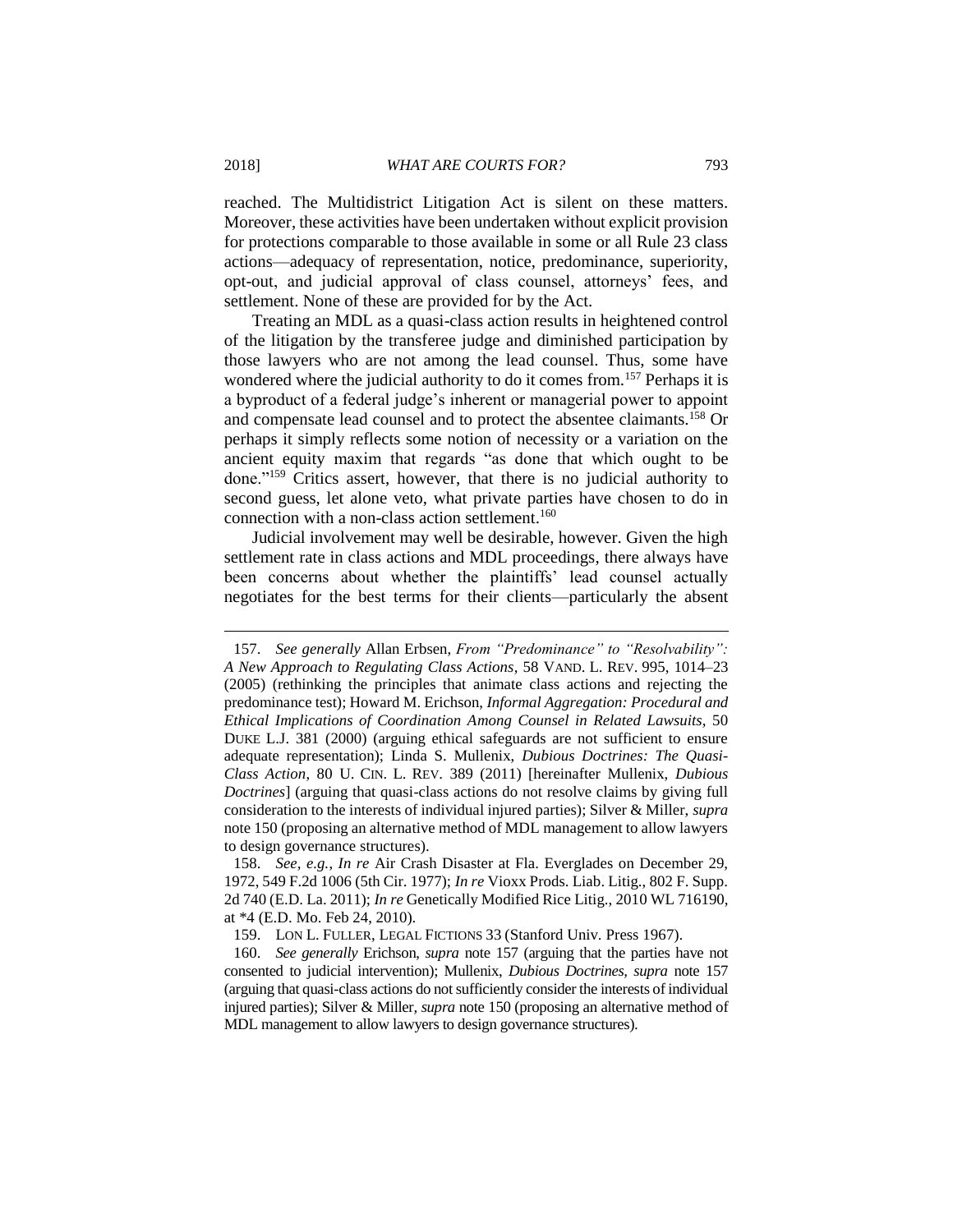reached. The Multidistrict Litigation Act is silent on these matters. Moreover, these activities have been undertaken without explicit provision for protections comparable to those available in some or all Rule 23 class actions—adequacy of representation, notice, predominance, superiority, opt-out, and judicial approval of class counsel, attorneys' fees, and settlement. None of these are provided for by the Act.

Treating an MDL as a quasi-class action results in heightened control of the litigation by the transferee judge and diminished participation by those lawyers who are not among the lead counsel. Thus, some have wondered where the judicial authority to do it comes from.[157] Perhaps it is a byproduct of a federal judge's inherent or managerial power to appoint and compensate lead counsel and to protect the absentee claimants.[158] Or perhaps it simply reflects some notion of necessity or a variation on the ancient equity maxim that regards "as done that which ought to be done."[159] Critics assert, however, that there is no judicial authority to second guess, let alone veto, what private parties have chosen to do in connection with a non-class action settlement.[160]

Judicial involvement may well be desirable, however. Given the high settlement rate in class actions and MDL proceedings, there always have been concerns about whether the plaintiffs' lead counsel actually negotiates for the best terms for their clients—particularly the absent

---

157. *See generally* Allan Erbsen, *From "Predominance" to "Resolvability": A New Approach to Regulating Class Actions*, 58 VAND. L. REV. 995, 1014–23 (2005) (rethinking the principles that animate class actions and rejecting the predominance test); Howard M. Erichson, *Informal Aggregation: Procedural and Ethical Implications of Coordination Among Counsel in Related Lawsuits*, 50 DUKE L.J. 381 (2000) (arguing ethical safeguards are not sufficient to ensure adequate representation); Linda S. Mullenix, *Dubious Doctrines: The Quasi-Class Action*, 80 U. CIN. L. REV. 389 (2011) [hereinafter Mullenix, *Dubious Doctrines*] (arguing that quasi-class actions do not resolve claims by giving full consideration to the interests of individual injured parties); Silver & Miller, *supra* note 150 (proposing an alternative method of MDL management to allow lawyers to design governance structures).

158. *See, e.g.*, *In re* Air Crash Disaster at Fla. Everglades on December 29, 1972, 549 F.2d 1006 (5th Cir. 1977); *In re* Vioxx Prods. Liab. Litig., 802 F. Supp. 2d 740 (E.D. La. 2011); *In re* Genetically Modified Rice Litig., 2010 WL 716190, at \*4 (E.D. Mo. Feb 24, 2010).

159. LON L. FULLER, LEGAL FICTIONS 33 (Stanford Univ. Press 1967).

160. *See generally* Erichson, *supra* note 157 (arguing that the parties have not consented to judicial intervention); Mullenix, *Dubious Doctrines*, *supra* note 157 (arguing that quasi-class actions do not sufficiently consider the interests of individual injured parties); Silver & Miller, *supra* note 150 (proposing an alternative method of MDL management to allow lawyers to design governance structures).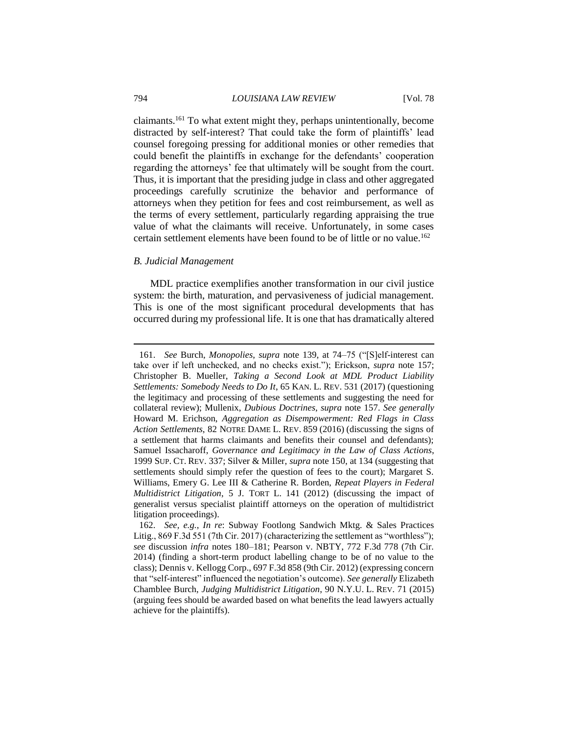claimants.[161] To what extent might they, perhaps unintentionally, become distracted by self-interest? That could take the form of plaintiffs' lead counsel foregoing pressing for additional monies or other remedies that could benefit the plaintiffs in exchange for the defendants' cooperation regarding the attorneys' fee that ultimately will be sought from the court. Thus, it is important that the presiding judge in class and other aggregated proceedings carefully scrutinize the behavior and performance of attorneys when they petition for fees and cost reimbursement, as well as the terms of every settlement, particularly regarding appraising the true value of what the claimants will receive. Unfortunately, in some cases certain settlement elements have been found to be of little or no value.[162]

### *B. Judicial Management*

MDL practice exemplifies another transformation in our civil justice system: the birth, maturation, and pervasiveness of judicial management. This is one of the most significant procedural developments that has occurred during my professional life. It is one that has dramatically altered

---

161. *See* Burch, *Monopolies*, *supra* note 139, at 74–75 ("[S]elf-interest can take over if left unchecked, and no checks exist."); Erickson, *supra* note 157; Christopher B. Mueller, *Taking a Second Look at MDL Product Liability Settlements: Somebody Needs to Do It*, 65 KAN. L. REV. 531 (2017) (questioning the legitimacy and processing of these settlements and suggesting the need for collateral review); Mullenix, *Dubious Doctrines*, *supra* note 157. *See generally* Howard M. Erichson, *Aggregation as Disempowerment: Red Flags in Class Action Settlements*, 82 NOTRE DAME L. REV. 859 (2016) (discussing the signs of a settlement that harms claimants and benefits their counsel and defendants); Samuel Issacharoff, *Governance and Legitimacy in the Law of Class Actions*, 1999 SUP. CT. REV. 337; Silver & Miller, *supra* note 150, at 134 (suggesting that settlements should simply refer the question of fees to the court); Margaret S. Williams, Emery G. Lee III & Catherine R. Borden, *Repeat Players in Federal Multidistrict Litigation*, 5 J. TORT L. 141 (2012) (discussing the impact of generalist versus specialist plaintiff attorneys on the operation of multidistrict litigation proceedings).

162. *See, e.g.*, *In re*: Subway Footlong Sandwich Mktg. & Sales Practices Litig., 869 F.3d 551 (7th Cir. 2017) (characterizing the settlement as "worthless"); *see* discussion *infra* notes 180–181; Pearson v. NBTY, 772 F.3d 778 (7th Cir. 2014) (finding a short-term product labelling change to be of no value to the class); Dennis v. Kellogg Corp., 697 F.3d 858 (9th Cir. 2012) (expressing concern that "self-interest" influenced the negotiation's outcome). *See generally* Elizabeth Chamblee Burch, *Judging Multidistrict Litigation*, 90 N.Y.U. L. REV. 71 (2015) (arguing fees should be awarded based on what benefits the lead lawyers actually achieve for the plaintiffs).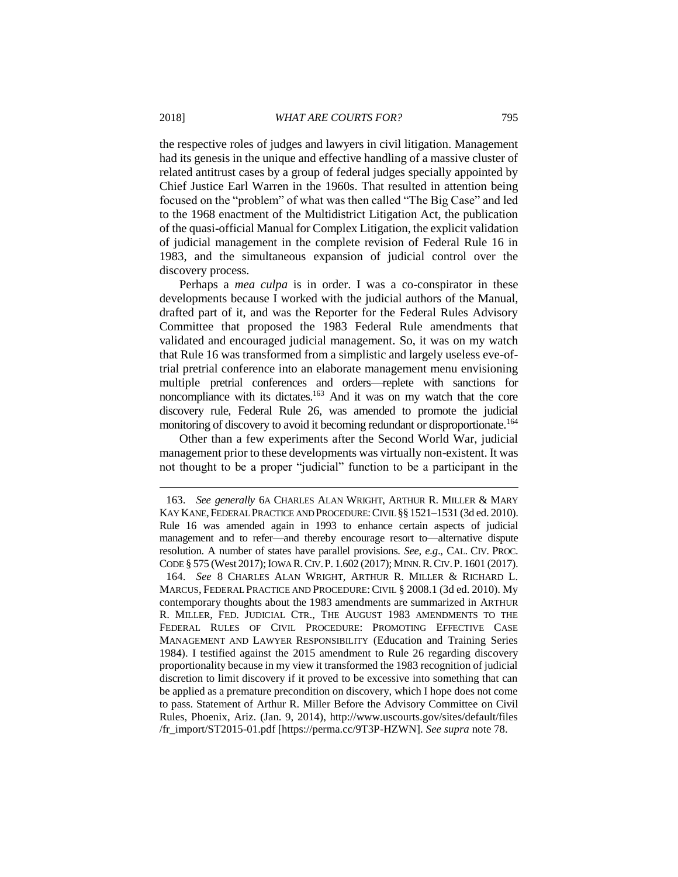the respective roles of judges and lawyers in civil litigation. Management had its genesis in the unique and effective handling of a massive cluster of related antitrust cases by a group of federal judges specially appointed by Chief Justice Earl Warren in the 1960s. That resulted in attention being focused on the "problem" of what was then called "The Big Case" and led to the 1968 enactment of the Multidistrict Litigation Act, the publication of the quasi-official Manual for Complex Litigation, the explicit validation of judicial management in the complete revision of Federal Rule 16 in 1983, and the simultaneous expansion of judicial control over the discovery process.

Perhaps a *mea culpa* is in order. I was a co-conspirator in these developments because I worked with the judicial authors of the Manual, drafted part of it, and was the Reporter for the Federal Rules Advisory Committee that proposed the 1983 Federal Rule amendments that validated and encouraged judicial management. So, it was on my watch that Rule 16 was transformed from a simplistic and largely useless eve-of-trial pretrial conference into an elaborate management menu envisioning multiple pretrial conferences and orders—replete with sanctions for noncompliance with its dictates.[163] And it was on my watch that the core discovery rule, Federal Rule 26, was amended to promote the judicial monitoring of discovery to avoid it becoming redundant or disproportionate.[164]

Other than a few experiments after the Second World War, judicial management prior to these developments was virtually non-existent. It was not thought to be a proper "judicial" function to be a participant in the

---

163. *See generally* 6A CHARLES ALAN WRIGHT, ARTHUR R. MILLER & MARY KAY KANE, FEDERAL PRACTICE AND PROCEDURE: CIVIL §§ 1521–1531 (3d ed. 2010). Rule 16 was amended again in 1993 to enhance certain aspects of judicial management and to refer—and thereby encourage resort to—alternative dispute resolution. A number of states have parallel provisions. *See, e.g*., CAL. CIV. PROC. CODE § 575 (West 2017); IOWA R. CIV. P. 1.602 (2017); MINN. R. CIV. P. 1601 (2017).

164. *See* 8 CHARLES ALAN WRIGHT, ARTHUR R. MILLER & RICHARD L. MARCUS, FEDERAL PRACTICE AND PROCEDURE: CIVIL § 2008.1 (3d ed. 2010). My contemporary thoughts about the 1983 amendments are summarized in ARTHUR R. MILLER, FED. JUDICIAL CTR., THE AUGUST 1983 AMENDMENTS TO THE FEDERAL RULES OF CIVIL PROCEDURE: PROMOTING EFFECTIVE CASE MANAGEMENT AND LAWYER RESPONSIBILITY (Education and Training Series 1984). I testified against the 2015 amendment to Rule 26 regarding discovery proportionality because in my view it transformed the 1983 recognition of judicial discretion to limit discovery if it proved to be excessive into something that can be applied as a premature precondition on discovery, which I hope does not come to pass. Statement of Arthur R. Miller Before the Advisory Committee on Civil Rules, Phoenix, Ariz. (Jan. 9, 2014), http://www.uscourts.gov/sites/default/files/fr_import/ST2015-01.pdf [https://perma.cc/9T3P-HZWN]. *See supra* note 78.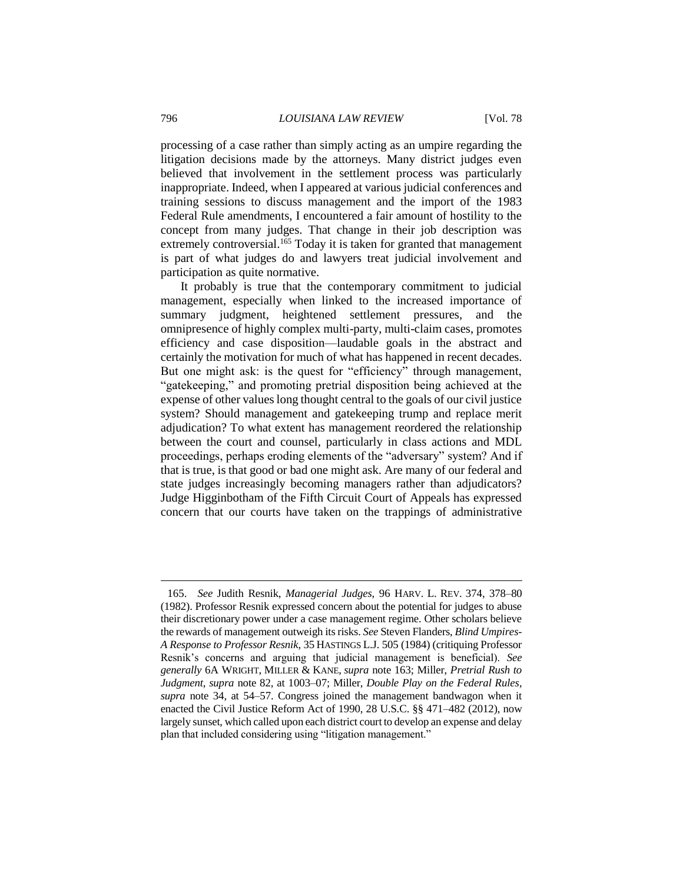processing of a case rather than simply acting as an umpire regarding the litigation decisions made by the attorneys. Many district judges even believed that involvement in the settlement process was particularly inappropriate. Indeed, when I appeared at various judicial conferences and training sessions to discuss management and the import of the 1983 Federal Rule amendments, I encountered a fair amount of hostility to the concept from many judges. That change in their job description was extremely controversial.[165] Today it is taken for granted that management is part of what judges do and lawyers treat judicial involvement and participation as quite normative.

It probably is true that the contemporary commitment to judicial management, especially when linked to the increased importance of summary judgment, heightened settlement pressures, and the omnipresence of highly complex multi-party, multi-claim cases, promotes efficiency and case disposition—laudable goals in the abstract and certainly the motivation for much of what has happened in recent decades. But one might ask: is the quest for "efficiency" through management, "gatekeeping," and promoting pretrial disposition being achieved at the expense of other values long thought central to the goals of our civil justice system? Should management and gatekeeping trump and replace merit adjudication? To what extent has management reordered the relationship between the court and counsel, particularly in class actions and MDL proceedings, perhaps eroding elements of the "adversary" system? And if that is true, is that good or bad one might ask. Are many of our federal and state judges increasingly becoming managers rather than adjudicators? Judge Higginbotham of the Fifth Circuit Court of Appeals has expressed concern that our courts have taken on the trappings of administrative

---

165. *See* Judith Resnik, *Managerial Judges*, 96 HARV. L. REV. 374, 378–80 (1982). Professor Resnik expressed concern about the potential for judges to abuse their discretionary power under a case management regime. Other scholars believe the rewards of management outweigh its risks. *See* Steven Flanders, *Blind Umpires-A Response to Professor Resnik*, 35 HASTINGS L.J. 505 (1984) (critiquing Professor Resnik's concerns and arguing that judicial management is beneficial). *See generally* 6A WRIGHT, MILLER & KANE, *supra* note 163; Miller, *Pretrial Rush to Judgment*, *supra* note 82, at 1003–07; Miller, *Double Play on the Federal Rules*, *supra* note 34, at 54–57. Congress joined the management bandwagon when it enacted the Civil Justice Reform Act of 1990, 28 U.S.C. §§ 471–482 (2012), now largely sunset, which called upon each district court to develop an expense and delay plan that included considering using "litigation management."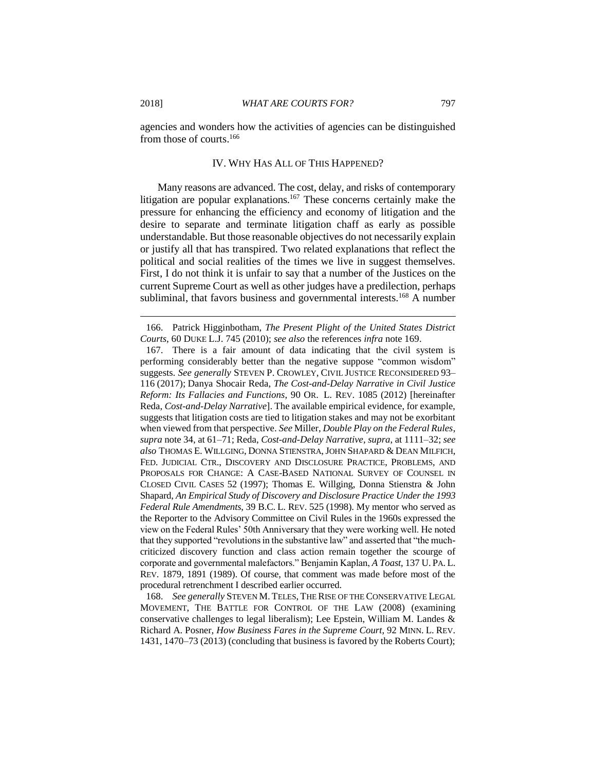agencies and wonders how the activities of agencies can be distinguished from those of courts.[166]

## IV. WHY HAS ALL OF THIS HAPPENED?

Many reasons are advanced. The cost, delay, and risks of contemporary litigation are popular explanations.[167] These concerns certainly make the pressure for enhancing the efficiency and economy of litigation and the desire to separate and terminate litigation chaff as early as possible understandable. But those reasonable objectives do not necessarily explain or justify all that has transpired. Two related explanations that reflect the political and social realities of the times we live in suggest themselves. First, I do not think it is unfair to say that a number of the Justices on the current Supreme Court as well as other judges have a predilection, perhaps subliminal, that favors business and governmental interests.[168] A number

---

166. Patrick Higginbotham, *The Present Plight of the United States District Courts*, 60 DUKE L.J. 745 (2010); *see also* the references *infra* note 169.

167. There is a fair amount of data indicating that the civil system is performing considerably better than the negative suppose "common wisdom" suggests. *See generally* STEVEN P. CROWLEY, CIVIL JUSTICE RECONSIDERED 93–116 (2017); Danya Shocair Reda, *The Cost-and-Delay Narrative in Civil Justice Reform: Its Fallacies and Functions*, 90 OR. L. REV. 1085 (2012) [hereinafter Reda, *Cost-and-Delay Narrative*]. The available empirical evidence, for example, suggests that litigation costs are tied to litigation stakes and may not be exorbitant when viewed from that perspective. *See* Miller, *Double Play on the Federal Rules*, *supra* note 34, at 61–71; Reda, *Cost-and-Delay Narrative*, *supra*, at 1111–32; *see also* THOMAS E. WILLGING, DONNA STIENSTRA, JOHN SHAPARD & DEAN MILFICH, FED. JUDICIAL CTR., DISCOVERY AND DISCLOSURE PRACTICE, PROBLEMS, AND PROPOSALS FOR CHANGE: A CASE-BASED NATIONAL SURVEY OF COUNSEL IN CLOSED CIVIL CASES 52 (1997); Thomas E. Willging, Donna Stienstra & John Shapard, *An Empirical Study of Discovery and Disclosure Practice Under the 1993 Federal Rule Amendments*, 39 B.C. L. REV. 525 (1998). My mentor who served as the Reporter to the Advisory Committee on Civil Rules in the 1960s expressed the view on the Federal Rules' 50th Anniversary that they were working well. He noted that they supported "revolutions in the substantive law" and asserted that "the much-criticized discovery function and class action remain together the scourge of corporate and governmental malefactors." Benjamin Kaplan, *A Toast*, 137 U. PA. L. REV. 1879, 1891 (1989). Of course, that comment was made before most of the procedural retrenchment I described earlier occurred.

168. *See generally* STEVEN M. TELES, THE RISE OF THE CONSERVATIVE LEGAL MOVEMENT, THE BATTLE FOR CONTROL OF THE LAW (2008) (examining conservative challenges to legal liberalism); Lee Epstein, William M. Landes & Richard A. Posner, *How Business Fares in the Supreme Court*, 92 MINN. L. REV. 1431, 1470–73 (2013) (concluding that business is favored by the Roberts Court);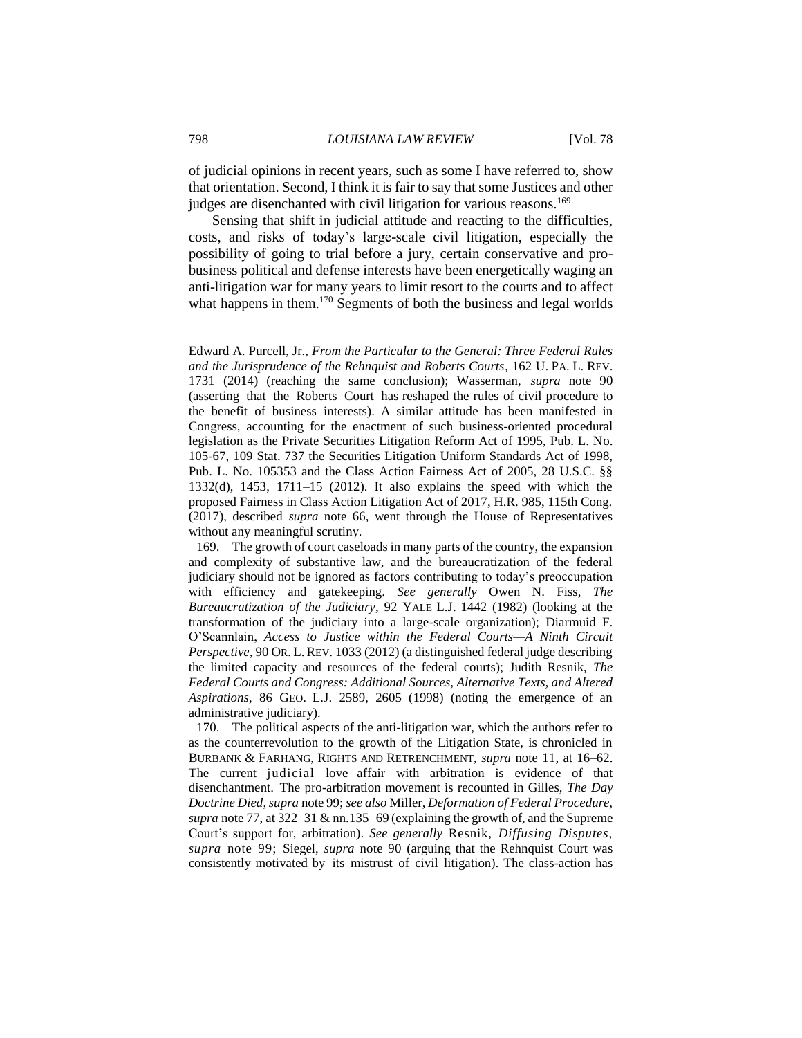of judicial opinions in recent years, such as some I have referred to, show that orientation. Second, I think it is fair to say that some Justices and other judges are disenchanted with civil litigation for various reasons.[169]

Sensing that shift in judicial attitude and reacting to the difficulties, costs, and risks of today's large-scale civil litigation, especially the possibility of going to trial before a jury, certain conservative and pro-business political and defense interests have been energetically waging an anti-litigation war for many years to limit resort to the courts and to affect what happens in them.[170] Segments of both the business and legal worlds

---

Edward A. Purcell, Jr., *From the Particular to the General: Three Federal Rules and the Jurisprudence of the Rehnquist and Roberts Courts*, 162 U. PA. L. REV. 1731 (2014) (reaching the same conclusion); Wasserman, *supra* note 90 (asserting that the Roberts Court has reshaped the rules of civil procedure to the benefit of business interests). A similar attitude has been manifested in Congress, accounting for the enactment of such business-oriented procedural legislation as the Private Securities Litigation Reform Act of 1995, Pub. L. No. 105-67, 109 Stat. 737 the Securities Litigation Uniform Standards Act of 1998, Pub. L. No. 105353 and the Class Action Fairness Act of 2005, 28 U.S.C. §§ 1332(d), 1453, 1711–15 (2012). It also explains the speed with which the proposed Fairness in Class Action Litigation Act of 2017, H.R. 985, 115th Cong. (2017), described *supra* note 66, went through the House of Representatives without any meaningful scrutiny.

169. The growth of court caseloads in many parts of the country, the expansion and complexity of substantive law, and the bureaucratization of the federal judiciary should not be ignored as factors contributing to today's preoccupation with efficiency and gatekeeping. *See generally* Owen N. Fiss, *The Bureaucratization of the Judiciary*, 92 YALE L.J. 1442 (1982) (looking at the transformation of the judiciary into a large-scale organization); Diarmuid F. O'Scannlain, *Access to Justice within the Federal Courts—A Ninth Circuit Perspective*, 90 OR. L. REV. 1033 (2012) (a distinguished federal judge describing the limited capacity and resources of the federal courts); Judith Resnik, *The Federal Courts and Congress: Additional Sources, Alternative Texts, and Altered Aspirations*, 86 GEO. L.J. 2589, 2605 (1998) (noting the emergence of an administrative judiciary).

170. The political aspects of the anti-litigation war, which the authors refer to as the counterrevolution to the growth of the Litigation State, is chronicled in BURBANK & FARHANG, RIGHTS AND RETRENCHMENT, *supra* note 11, at 16–62. The current judicial love affair with arbitration is evidence of that disenchantment. The pro-arbitration movement is recounted in Gilles, *The Day Doctrine Died*, *supra* note 99; *see also* Miller, *Deformation of Federal Procedure*, *supra* note 77, at 322–31 & nn.135–69 (explaining the growth of, and the Supreme Court's support for, arbitration). *See generally* Resnik, *Diffusing Disputes*, *supra* note 99; Siegel, *supra* note 90 (arguing that the Rehnquist Court was consistently motivated by its mistrust of civil litigation). The class-action has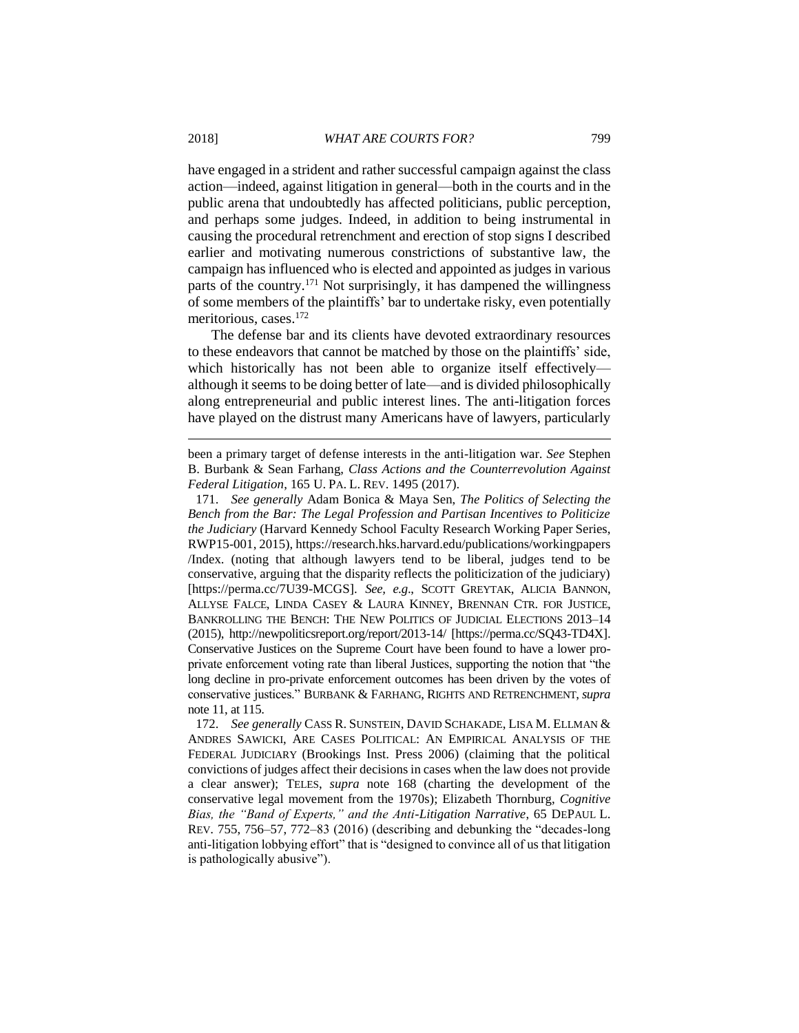have engaged in a strident and rather successful campaign against the class action—indeed, against litigation in general—both in the courts and in the public arena that undoubtedly has affected politicians, public perception, and perhaps some judges. Indeed, in addition to being instrumental in causing the procedural retrenchment and erection of stop signs I described earlier and motivating numerous constrictions of substantive law, the campaign has influenced who is elected and appointed as judges in various parts of the country.[171] Not surprisingly, it has dampened the willingness of some members of the plaintiffs' bar to undertake risky, even potentially meritorious, cases.[172]

The defense bar and its clients have devoted extraordinary resources to these endeavors that cannot be matched by those on the plaintiffs' side, which historically has not been able to organize itself effectively—although it seems to be doing better of late—and is divided philosophically along entrepreneurial and public interest lines. The anti-litigation forces have played on the distrust many Americans have of lawyers, particularly

---

been a primary target of defense interests in the anti-litigation war. *See* Stephen B. Burbank & Sean Farhang, *Class Actions and the Counterrevolution Against Federal Litigation*, 165 U. PA. L. REV. 1495 (2017).

171. *See generally* Adam Bonica & Maya Sen, *The Politics of Selecting the Bench from the Bar: The Legal Profession and Partisan Incentives to Politicize the Judiciary* (Harvard Kennedy School Faculty Research Working Paper Series, RWP15-001, 2015), https://research.hks.harvard.edu/publications/workingpapers/Index. (noting that although lawyers tend to be liberal, judges tend to be conservative, arguing that the disparity reflects the politicization of the judiciary) [https://perma.cc/7U39-MCGS]. *See, e.g.*, SCOTT GREYTAK, ALICIA BANNON, ALLYSE FALCE, LINDA CASEY & LAURA KINNEY, BRENNAN CTR. FOR JUSTICE, BANKROLLING THE BENCH: THE NEW POLITICS OF JUDICIAL ELECTIONS 2013–14 (2015), http://newpoliticsreport.org/report/2013-14/ [https://perma.cc/SQ43-TD4X]. Conservative Justices on the Supreme Court have been found to have a lower pro-private enforcement voting rate than liberal Justices, supporting the notion that "the long decline in pro-private enforcement outcomes has been driven by the votes of conservative justices." BURBANK & FARHANG, RIGHTS AND RETRENCHMENT, *supra* note 11, at 115.

172. *See generally* CASS R. SUNSTEIN, DAVID SCHKADE, LISA M. ELLMAN & ANDRES SAWICKI, ARE CASES POLITICAL: AN EMPIRICAL ANALYSIS OF THE FEDERAL JUDICIARY (Brookings Inst. Press 2006) (claiming that the political convictions of judges affect their decisions in cases when the law does not provide a clear answer); TELES, *supra* note 168 (charting the development of the conservative legal movement from the 1970s); Elizabeth Thornburg, *Cognitive Bias, the "Band of Experts," and the Anti-Litigation Narrative*, 65 DEPAUL L. REV. 755, 756–57, 772–83 (2016) (describing and debunking the "decades-long anti-litigation lobbying effort" that is "designed to convince all of us that litigation is pathologically abusive").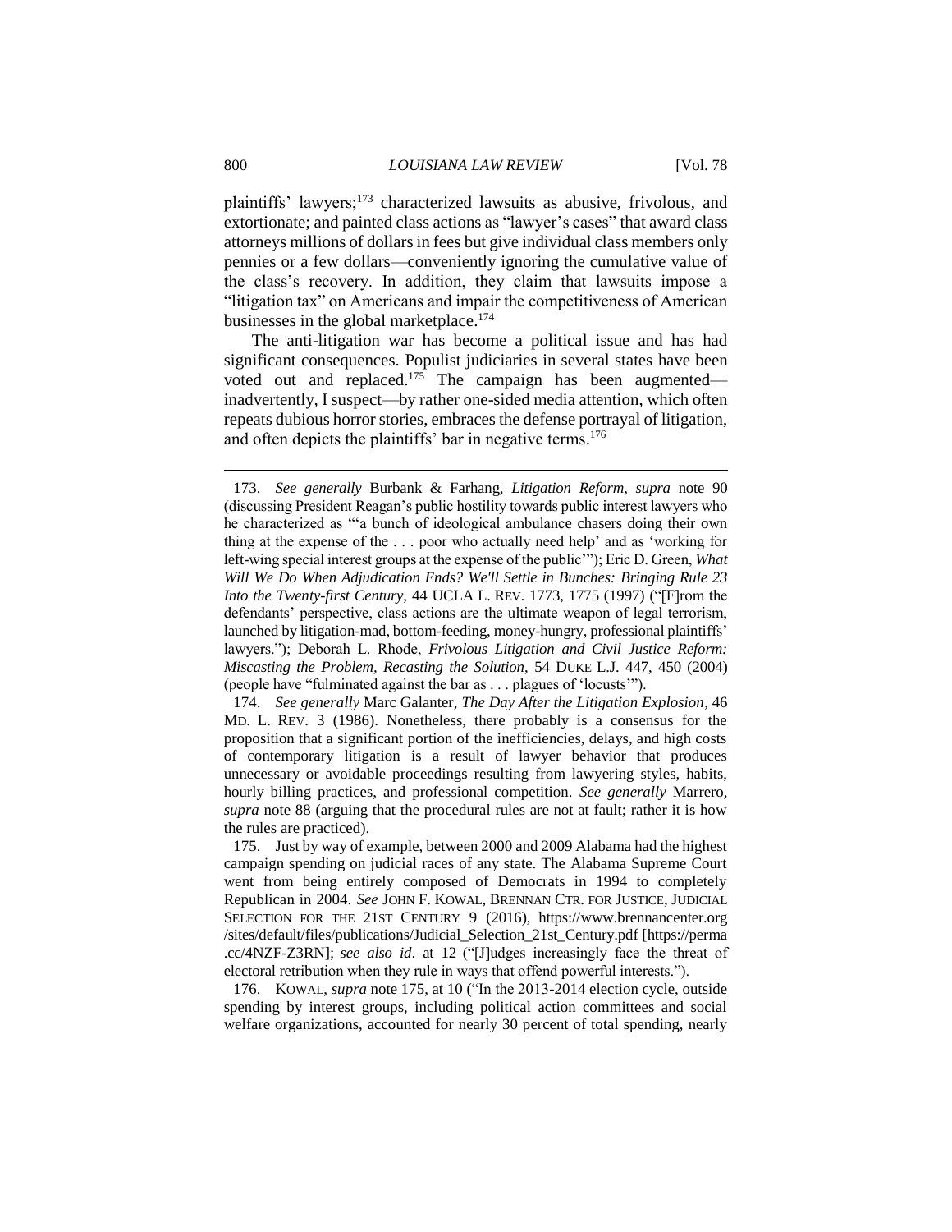plaintiffs' lawyers;[173] characterized lawsuits as abusive, frivolous, and extortionate; and painted class actions as "lawyer's cases" that award class attorneys millions of dollars in fees but give individual class members only pennies or a few dollars—conveniently ignoring the cumulative value of the class's recovery. In addition, they claim that lawsuits impose a "litigation tax" on Americans and impair the competitiveness of American businesses in the global marketplace.[174]

The anti-litigation war has become a political issue and has had significant consequences. Populist judiciaries in several states have been voted out and replaced.[175] The campaign has been augmented—inadvertently, I suspect—by rather one-sided media attention, which often repeats dubious horror stories, embraces the defense portrayal of litigation, and often depicts the plaintiffs' bar in negative terms.[176]

---

173. *See generally* Burbank & Farhang, *Litigation Reform*, *supra* note 90 (discussing President Reagan's public hostility towards public interest lawyers who he characterized as "'a bunch of ideological ambulance chasers doing their own thing at the expense of the . . . poor who actually need help' and as 'working for left-wing special interest groups at the expense of the public'"); Eric D. Green, *What Will We Do When Adjudication Ends? We'll Settle in Bunches: Bringing Rule 23 Into the Twenty-first Century*, 44 UCLA L. REV. 1773, 1775 (1997) ("[F]rom the defendants' perspective, class actions are the ultimate weapon of legal terrorism, launched by litigation-mad, bottom-feeding, money-hungry, professional plaintiffs' lawyers."); Deborah L. Rhode, *Frivolous Litigation and Civil Justice Reform: Miscasting the Problem, Recasting the Solution*, 54 DUKE L.J. 447, 450 (2004) (people have "fulminated against the bar as . . . plagues of 'locusts'").

174. *See generally* Marc Galanter, *The Day After the Litigation Explosion*, 46 MD. L. REV. 3 (1986). Nonetheless, there probably is a consensus for the proposition that a significant portion of the inefficiencies, delays, and high costs of contemporary litigation is a result of lawyer behavior that produces unnecessary or avoidable proceedings resulting from lawyering styles, habits, hourly billing practices, and professional competition. *See generally* Marrero, *supra* note 88 (arguing that the procedural rules are not at fault; rather it is how the rules are practiced).

175. Just by way of example, between 2000 and 2009 Alabama had the highest campaign spending on judicial races of any state. The Alabama Supreme Court went from being entirely composed of Democrats in 1994 to completely Republican in 2004. *See* JOHN F. KOWAL, BRENNAN CTR. FOR JUSTICE, JUDICIAL SELECTION FOR THE 21ST CENTURY 9 (2016), https://www.brennancenter.org/sites/default/files/publications/Judicial_Selection_21st_Century.pdf [https://perma.cc/4NZF-Z3RN]; *see also id*. at 12 ("[J]udges increasingly face the threat of electoral retribution when they rule in ways that offend powerful interests.").

176. KOWAL, *supra* note 175, at 10 ("In the 2013-2014 election cycle, outside spending by interest groups, including political action committees and social welfare organizations, accounted for nearly 30 percent of total spending, nearly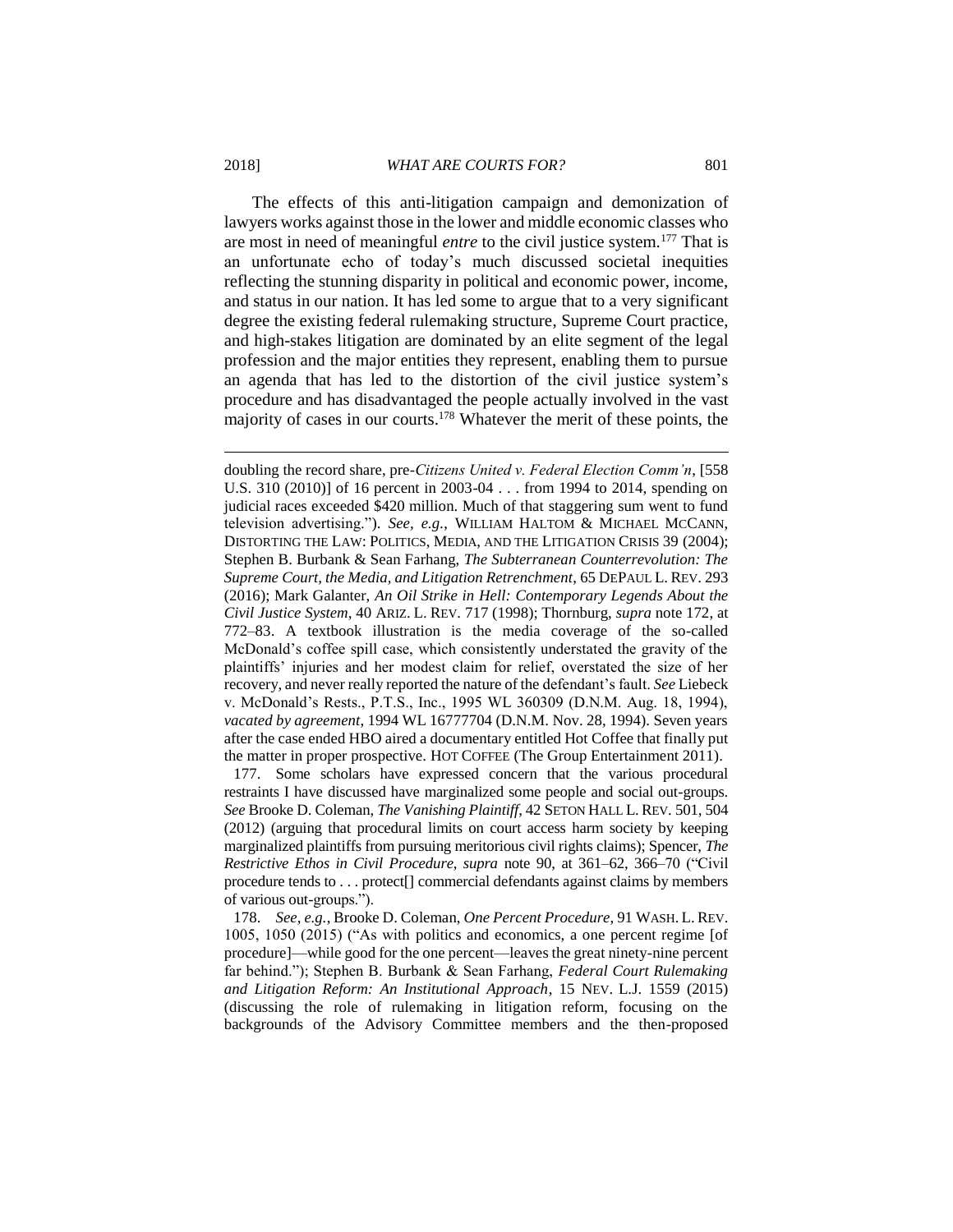The effects of this anti-litigation campaign and demonization of lawyers works against those in the lower and middle economic classes who are most in need of meaningful *entre* to the civil justice system.[177] That is an unfortunate echo of today's much discussed societal inequities reflecting the stunning disparity in political and economic power, income, and status in our nation. It has led some to argue that to a very significant degree the existing federal rulemaking structure, Supreme Court practice, and high-stakes litigation are dominated by an elite segment of the legal profession and the major entities they represent, enabling them to pursue an agenda that has led to the distortion of the civil justice system's procedure and has disadvantaged the people actually involved in the vast majority of cases in our courts.[178] Whatever the merit of these points, the

---

doubling the record share, pre-*Citizens United v. Federal Election Comm'n*, [558 U.S. 310 (2010)] of 16 percent in 2003-04 . . . from 1994 to 2014, spending on judicial races exceeded $420 million. Much of that staggering sum went to fund television advertising."). *See, e.g.*, WILLIAM HALTOM & MICHAEL MCCANN, DISTORTING THE LAW: POLITICS, MEDIA, AND THE LITIGATION CRISIS 39 (2004); Stephen B. Burbank & Sean Farhang, *The Subterranean Counterrevolution: The Supreme Court, the Media, and Litigation Retrenchment*, 65 DEPAUL L. REV. 293 (2016); Mark Galanter, *An Oil Strike in Hell: Contemporary Legends About the Civil Justice System*, 40 ARIZ. L. REV. 717 (1998); Thornburg, *supra* note 172, at 772–83. A textbook illustration is the media coverage of the so-called McDonald's coffee spill case, which consistently understated the gravity of the plaintiffs' injuries and her modest claim for relief, overstated the size of her recovery, and never really reported the nature of the defendant's fault. *See* Liebeck v. McDonald's Rests., P.T.S., Inc., 1995 WL 360309 (D.N.M. Aug. 18, 1994), *vacated by agreement*, 1994 WL 16777704 (D.N.M. Nov. 28, 1994). Seven years after the case ended HBO aired a documentary entitled Hot Coffee that finally put the matter in proper prospective. HOT COFFEE (The Group Entertainment 2011).

177. Some scholars have expressed concern that the various procedural restraints I have discussed have marginalized some people and social out-groups. *See* Brooke D. Coleman, *The Vanishing Plaintiff*, 42 SETON HALL L. REV. 501, 504 (2012) (arguing that procedural limits on court access harm society by keeping marginalized plaintiffs from pursuing meritorious civil rights claims); Spencer, *The Restrictive Ethos in Civil Procedure*, *supra* note 90, at 361–62, 366–70 ("Civil procedure tends to . . . protect[] commercial defendants against claims by members of various out-groups.").

178. *See, e.g.*, Brooke D. Coleman, *One Percent Procedure*, 91 WASH. L. REV. 1005, 1050 (2015) ("As with politics and economics, a one percent regime [of procedure]—while good for the one percent—leaves the great ninety-nine percent far behind."); Stephen B. Burbank & Sean Farhang, *Federal Court Rulemaking and Litigation Reform: An Institutional Approach*, 15 NEV. L.J. 1559 (2015) (discussing the role of rulemaking in litigation reform, focusing on the backgrounds of the Advisory Committee members and the then-proposed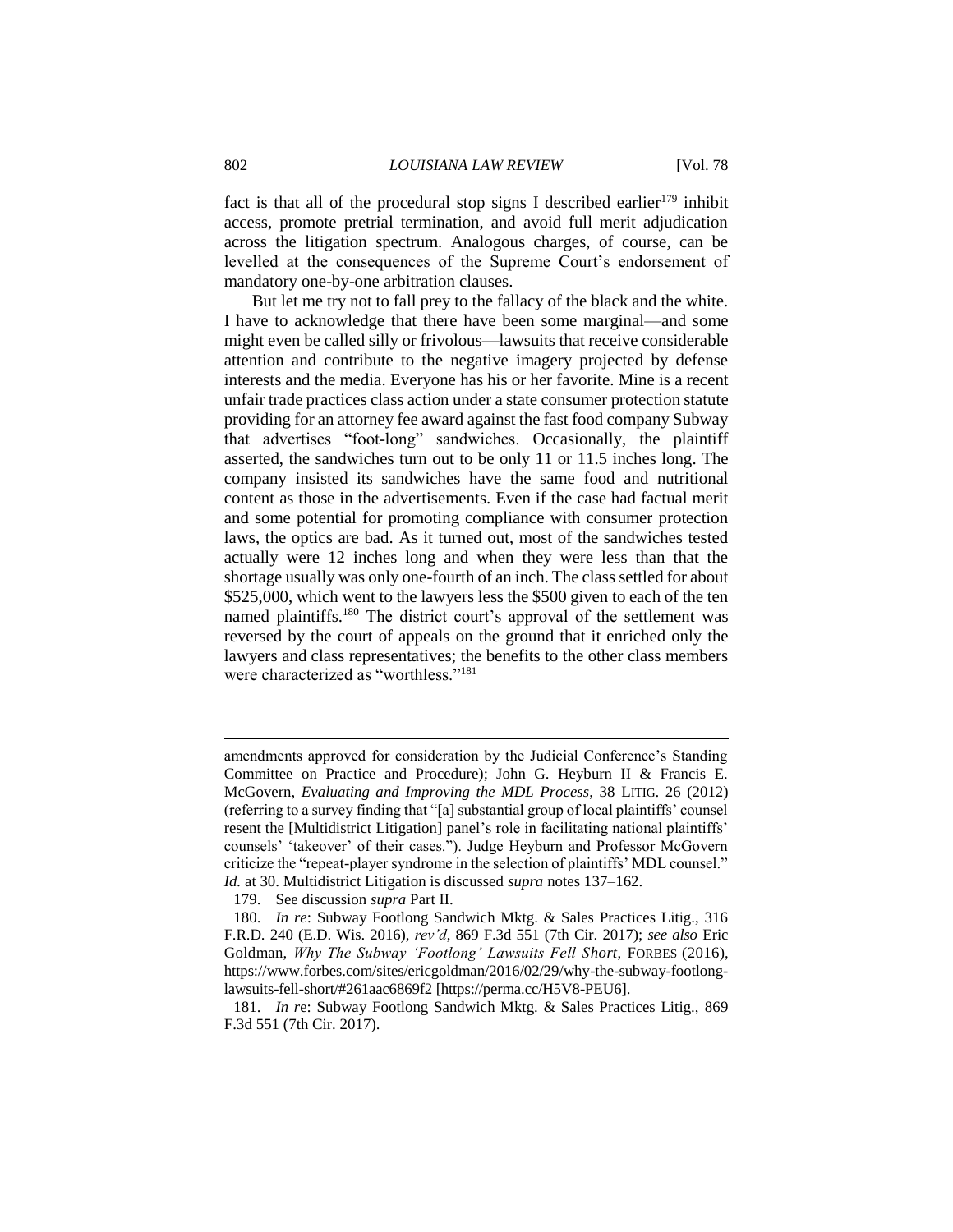fact is that all of the procedural stop signs I described earlier[179] inhibit access, promote pretrial termination, and avoid full merit adjudication across the litigation spectrum. Analogous charges, of course, can be levelled at the consequences of the Supreme Court's endorsement of mandatory one-by-one arbitration clauses.

But let me try not to fall prey to the fallacy of the black and the white. I have to acknowledge that there have been some marginal—and some might even be called silly or frivolous—lawsuits that receive considerable attention and contribute to the negative imagery projected by defense interests and the media. Everyone has his or her favorite. Mine is a recent unfair trade practices class action under a state consumer protection statute providing for an attorney fee award against the fast food company Subway that advertises "foot-long" sandwiches. Occasionally, the plaintiff asserted, the sandwiches turn out to be only 11 or 11.5 inches long. The company insisted its sandwiches have the same food and nutritional content as those in the advertisements. Even if the case had factual merit and some potential for promoting compliance with consumer protection laws, the optics are bad. As it turned out, most of the sandwiches tested actually were 12 inches long and when they were less than that the shortage usually was only one-fourth of an inch. The class settled for about $525,000, which went to the lawyers less the $500 given to each of the ten named plaintiffs.[180] The district court's approval of the settlement was reversed by the court of appeals on the ground that it enriched only the lawyers and class representatives; the benefits to the other class members were characterized as "worthless."[181]

---

amendments approved for consideration by the Judicial Conference's Standing Committee on Practice and Procedure); John G. Heyburn II & Francis E. McGovern, *Evaluating and Improving the MDL Process*, 38 LITIG. 26 (2012) (referring to a survey finding that "[a] substantial group of local plaintiffs' counsel resent the [Multidistrict Litigation] panel's role in facilitating national plaintiffs' counsels' 'takeover' of their cases."). Judge Heyburn and Professor McGovern criticize the "repeat-player syndrome in the selection of plaintiffs' MDL counsel." *Id.* at 30. Multidistrict Litigation is discussed *supra* notes 137–162.

179. See discussion *supra* Part II.

180. *In re*: Subway Footlong Sandwich Mktg. & Sales Practices Litig., 316 F.R.D. 240 (E.D. Wis. 2016), *rev'd*, 869 F.3d 551 (7th Cir. 2017); *see also* Eric Goldman, *Why The Subway 'Footlong' Lawsuits Fell Short*, FORBES (2016), https://www.forbes.com/sites/ericgoldman/2016/02/29/why-the-subway-footlong-lawsuits-fell-short/#261aac6869f2 [https://perma.cc/H5V8-PEU6].

181. *In re*: Subway Footlong Sandwich Mktg. & Sales Practices Litig., 869 F.3d 551 (7th Cir. 2017).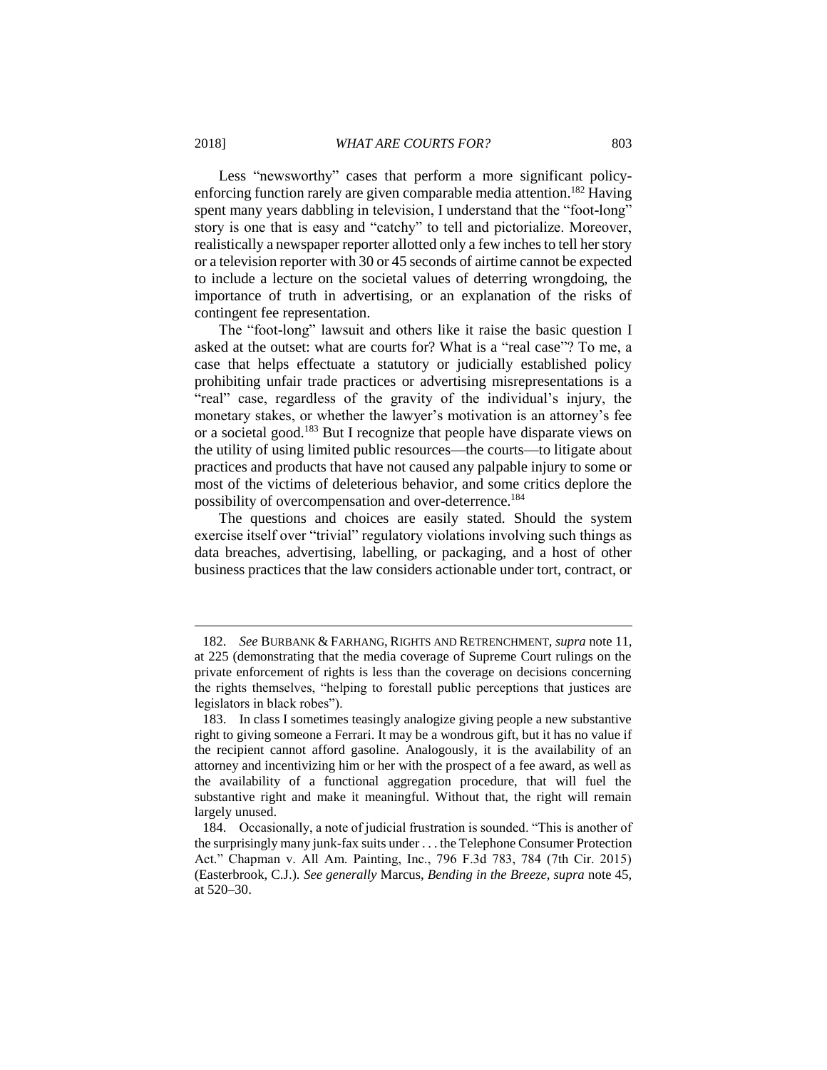Less "newsworthy" cases that perform a more significant policy-enforcing function rarely are given comparable media attention.[182] Having spent many years dabbling in television, I understand that the "foot-long" story is one that is easy and "catchy" to tell and pictorialize. Moreover, realistically a newspaper reporter allotted only a few inches to tell her story or a television reporter with 30 or 45 seconds of airtime cannot be expected to include a lecture on the societal values of deterring wrongdoing, the importance of truth in advertising, or an explanation of the risks of contingent fee representation.

The "foot-long" lawsuit and others like it raise the basic question I asked at the outset: what are courts for? What is a "real case"? To me, a case that helps effectuate a statutory or judicially established policy prohibiting unfair trade practices or advertising misrepresentations is a "real" case, regardless of the gravity of the individual's injury, the monetary stakes, or whether the lawyer's motivation is an attorney's fee or a societal good.[183] But I recognize that people have disparate views on the utility of using limited public resources—the courts—to litigate about practices and products that have not caused any palpable injury to some or most of the victims of deleterious behavior, and some critics deplore the possibility of overcompensation and over-deterrence.[184]

The questions and choices are easily stated. Should the system exercise itself over "trivial" regulatory violations involving such things as data breaches, advertising, labelling, or packaging, and a host of other business practices that the law considers actionable under tort, contract, or

---

182. *See* BURBANK & FARHANG, RIGHTS AND RETRENCHMENT, *supra* note 11, at 225 (demonstrating that the media coverage of Supreme Court rulings on the private enforcement of rights is less than the coverage on decisions concerning the rights themselves, "helping to forestall public perceptions that justices are legislators in black robes").

183. In class I sometimes teasingly analogize giving people a new substantive right to giving someone a Ferrari. It may be a wondrous gift, but it has no value if the recipient cannot afford gasoline. Analogously, it is the availability of an attorney and incentivizing him or her with the prospect of a fee award, as well as the availability of a functional aggregation procedure, that will fuel the substantive right and make it meaningful. Without that, the right will remain largely unused.

184. Occasionally, a note of judicial frustration is sounded. "This is another of the surprisingly many junk-fax suits under . . . the Telephone Consumer Protection Act." Chapman v. All Am. Painting, Inc., 796 F.3d 783, 784 (7th Cir. 2015) (Easterbrook, C.J.). *See generally* Marcus, *Bending in the Breeze*, *supra* note 45, at 520–30.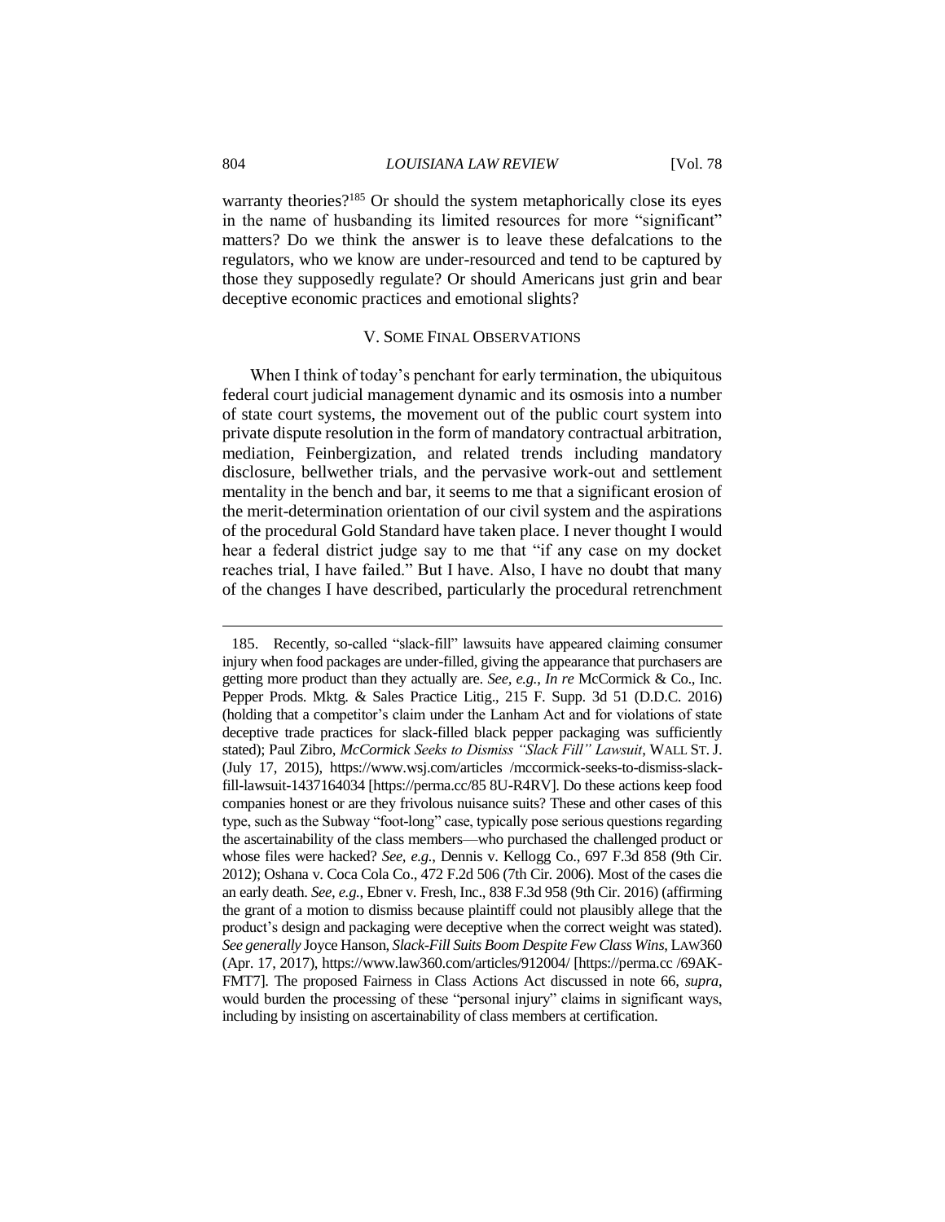warranty theories?[185] Or should the system metaphorically close its eyes in the name of husbanding its limited resources for more "significant" matters? Do we think the answer is to leave these defalcations to the regulators, who we know are under-resourced and tend to be captured by those they supposedly regulate? Or should Americans just grin and bear deceptive economic practices and emotional slights?

## V. Some Final Observations

When I think of today's penchant for early termination, the ubiquitous federal court judicial management dynamic and its osmosis into a number of state court systems, the movement out of the public court system into private dispute resolution in the form of mandatory contractual arbitration, mediation, Feinbergization, and related trends including mandatory disclosure, bellwether trials, and the pervasive work-out and settlement mentality in the bench and bar, it seems to me that a significant erosion of the merit-determination orientation of our civil system and the aspirations of the procedural Gold Standard have taken place. I never thought I would hear a federal district judge say to me that "if any case on my docket reaches trial, I have failed." But I have. Also, I have no doubt that many of the changes I have described, particularly the procedural retrenchment

---

185. Recently, so-called "slack-fill" lawsuits have appeared claiming consumer injury when food packages are under-filled, giving the appearance that purchasers are getting more product than they actually are. *See, e.g.*, *In re* McCormick & Co., Inc. Pepper Prods. Mktg. & Sales Practice Litig., 215 F. Supp. 3d 51 (D.D.C. 2016) (holding that a competitor's claim under the Lanham Act and for violations of state deceptive trade practices for slack-filled black pepper packaging was sufficiently stated); Paul Zibro, *McCormick Seeks to Dismiss "Slack Fill" Lawsuit*, WALL ST. J. (July 17, 2015), https://www.wsj.com/articles /mccormick-seeks-to-dismiss-slack-fill-lawsuit-1437164034 [https://perma.cc/85 8U-R4RV]. Do these actions keep food companies honest or are they frivolous nuisance suits? These and other cases of this type, such as the Subway "foot-long" case, typically pose serious questions regarding the ascertainability of the class members—who purchased the challenged product or whose files were hacked? *See, e.g.*, Dennis v. Kellogg Co., 697 F.3d 858 (9th Cir. 2012); Oshana v. Coca Cola Co., 472 F.2d 506 (7th Cir. 2006). Most of the cases die an early death. *See, e.g.*, Ebner v. Fresh, Inc., 838 F.3d 958 (9th Cir. 2016) (affirming the grant of a motion to dismiss because plaintiff could not plausibly allege that the product's design and packaging were deceptive when the correct weight was stated). *See generally* Joyce Hanson, *Slack-Fill Suits Boom Despite Few Class Wins*, LAW360 (Apr. 17, 2017), https://www.law360.com/articles/912004/ [https://perma.cc /69AK-FMT7]. The proposed Fairness in Class Actions Act discussed in note 66, *supra*, would burden the processing of these "personal injury" claims in significant ways, including by insisting on ascertainability of class members at certification.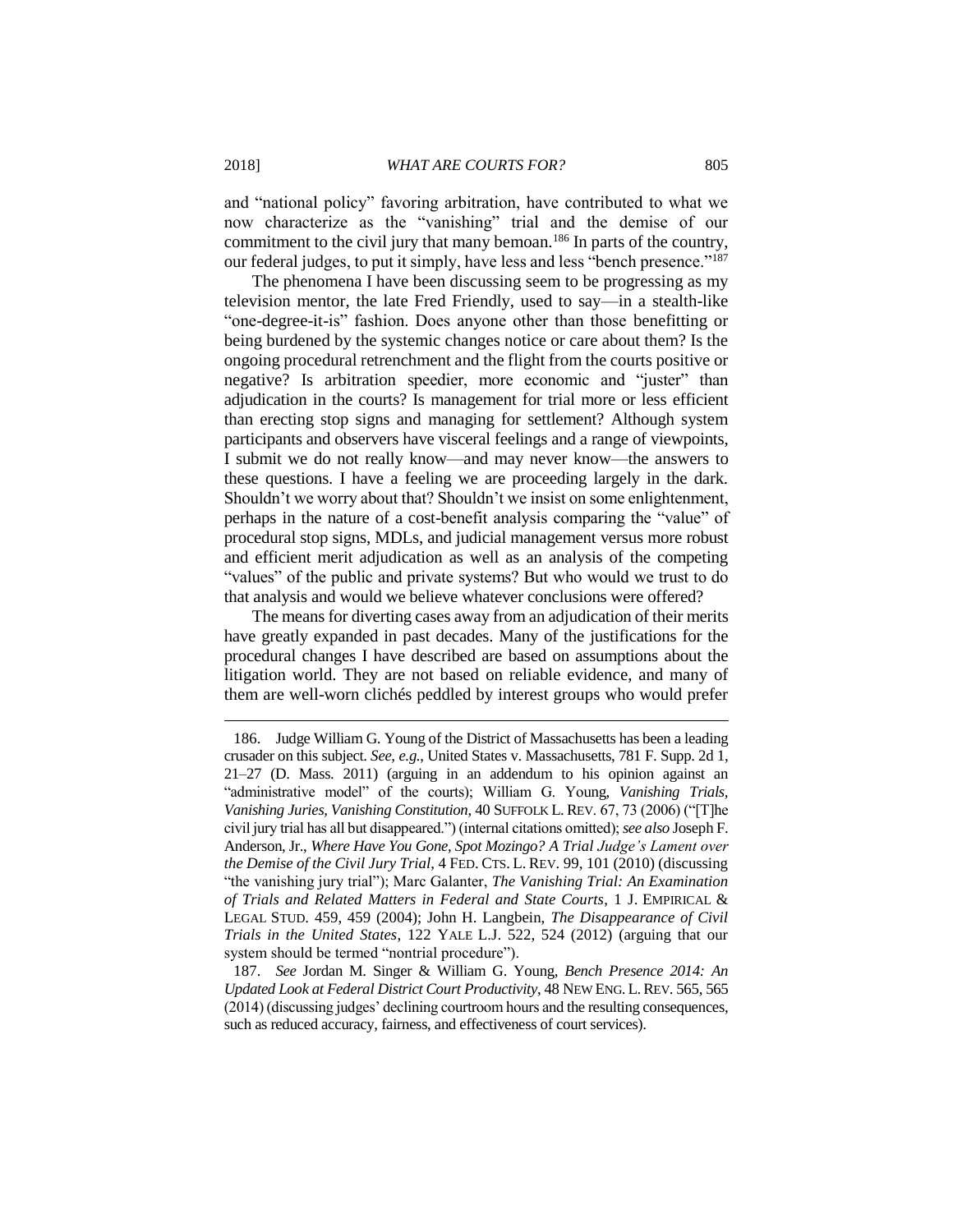and "national policy" favoring arbitration, have contributed to what we now characterize as the "vanishing" trial and the demise of our commitment to the civil jury that many bemoan.[186] In parts of the country, our federal judges, to put it simply, have less and less "bench presence."[187]

The phenomena I have been discussing seem to be progressing as my television mentor, the late Fred Friendly, used to say—in a stealth-like "one-degree-it-is" fashion. Does anyone other than those benefitting or being burdened by the systemic changes notice or care about them? Is the ongoing procedural retrenchment and the flight from the courts positive or negative? Is arbitration speedier, more economic and "juster" than adjudication in the courts? Is management for trial more or less efficient than erecting stop signs and managing for settlement? Although system participants and observers have visceral feelings and a range of viewpoints, I submit we do not really know—and may never know—the answers to these questions. I have a feeling we are proceeding largely in the dark. Shouldn't we worry about that? Shouldn't we insist on some enlightenment, perhaps in the nature of a cost-benefit analysis comparing the "value" of procedural stop signs, MDLs, and judicial management versus more robust and efficient merit adjudication as well as an analysis of the competing "values" of the public and private systems? But who would we trust to do that analysis and would we believe whatever conclusions were offered?

The means for diverting cases away from an adjudication of their merits have greatly expanded in past decades. Many of the justifications for the procedural changes I have described are based on assumptions about the litigation world. They are not based on reliable evidence, and many of them are well-worn clichés peddled by interest groups who would prefer

---

186. Judge William G. Young of the District of Massachusetts has been a leading crusader on this subject. *See, e.g.*, United States v. Massachusetts, 781 F. Supp. 2d 1, 21–27 (D. Mass. 2011) (arguing in an addendum to his opinion against an "administrative model" of the courts); William G. Young, *Vanishing Trials, Vanishing Juries, Vanishing Constitution*, 40 SUFFOLK L. REV. 67, 73 (2006) ("[T]he civil jury trial has all but disappeared.") (internal citations omitted); *see also* Joseph F. Anderson, Jr., *Where Have You Gone, Spot Mozingo? A Trial Judge's Lament over the Demise of the Civil Jury Trial*, 4 FED. CTS. L. REV. 99, 101 (2010) (discussing "the vanishing jury trial"); Marc Galanter, *The Vanishing Trial: An Examination of Trials and Related Matters in Federal and State Courts*, 1 J. EMPIRICAL & LEGAL STUD. 459, 459 (2004); John H. Langbein, *The Disappearance of Civil Trials in the United States*, 122 YALE L.J. 522, 524 (2012) (arguing that our system should be termed "nontrial procedure").

187. *See* Jordan M. Singer & William G. Young, *Bench Presence 2014: An Updated Look at Federal District Court Productivity*, 48 NEW ENG. L. REV. 565, 565 (2014) (discussing judges' declining courtroom hours and the resulting consequences, such as reduced accuracy, fairness, and effectiveness of court services).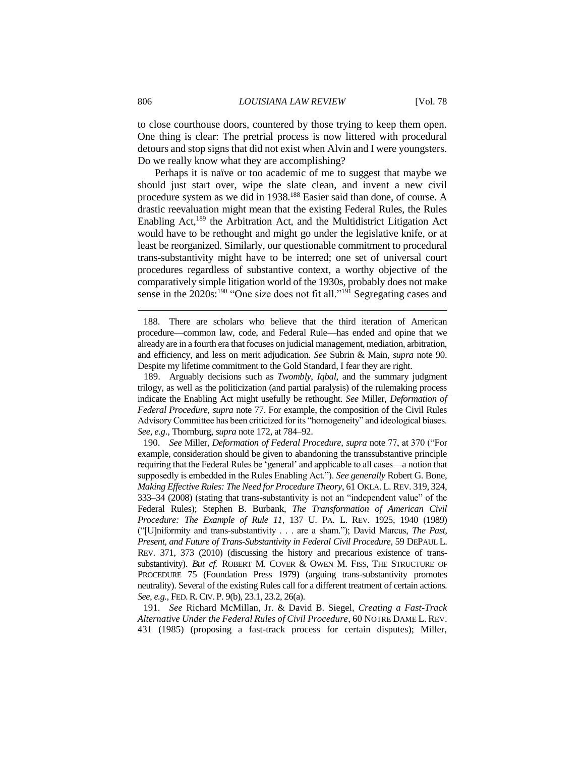to close courthouse doors, countered by those trying to keep them open. One thing is clear: The pretrial process is now littered with procedural detours and stop signs that did not exist when Alvin and I were youngsters. Do we really know what they are accomplishing?

Perhaps it is naïve or too academic of me to suggest that maybe we should just start over, wipe the slate clean, and invent a new civil procedure system as we did in 1938.[188] Easier said than done, of course. A drastic reevaluation might mean that the existing Federal Rules, the Rules Enabling Act,[189] the Arbitration Act, and the Multidistrict Litigation Act would have to be rethought and might go under the legislative knife, or at least be reorganized. Similarly, our questionable commitment to procedural trans-substantivity might have to be interred; one set of universal court procedures regardless of substantive context, a worthy objective of the comparatively simple litigation world of the 1930s, probably does not make sense in the 2020s:[190] "One size does not fit all."[191] Segregating cases and

---

188. There are scholars who believe that the third iteration of American procedure—common law, code, and Federal Rule—has ended and opine that we already are in a fourth era that focuses on judicial management, mediation, arbitration, and efficiency, and less on merit adjudication. *See* Subrin & Main, *supra* note 90. Despite my lifetime commitment to the Gold Standard, I fear they are right.

189. Arguably decisions such as *Twombly*, *Iqbal*, and the summary judgment trilogy, as well as the politicization (and partial paralysis) of the rulemaking process indicate the Enabling Act might usefully be rethought. *See* Miller, *Deformation of Federal Procedure*, *supra* note 77. For example, the composition of the Civil Rules Advisory Committee has been criticized for its "homogeneity" and ideological biases. *See, e.g.*, Thornburg, *supra* note 172, at 784–92.

190. *See* Miller, *Deformation of Federal Procedure*, *supra* note 77, at 370 ("For example, consideration should be given to abandoning the transsubstantive principle requiring that the Federal Rules be 'general' and applicable to all cases—a notion that supposedly is embedded in the Rules Enabling Act."). *See generally* Robert G. Bone, *Making Effective Rules: The Need for Procedure Theory*, 61 OKLA. L. REV. 319, 324, 333–34 (2008) (stating that trans-substantivity is not an "independent value" of the Federal Rules); Stephen B. Burbank, *The Transformation of American Civil Procedure: The Example of Rule 11*, 137 U. PA. L. REV. 1925, 1940 (1989) ("[U]niformity and trans-substantivity . . . are a sham."); David Marcus, *The Past, Present, and Future of Trans-Substantivity in Federal Civil Procedure*, 59 DEPAUL L. REV. 371, 373 (2010) (discussing the history and precarious existence of trans-substantivity). *But cf.* ROBERT M. COVER & OWEN M. FISS, THE STRUCTURE OF PROCEDURE 75 (Foundation Press 1979) (arguing trans-substantivity promotes neutrality). Several of the existing Rules call for a different treatment of certain actions. *See, e.g.*, FED. R. CIV. P. 9(b), 23.1, 23.2, 26(a).

191. *See* Richard McMillan, Jr. & David B. Siegel, *Creating a Fast-Track Alternative Under the Federal Rules of Civil Procedure*, 60 NOTRE DAME L. REV. 431 (1985) (proposing a fast-track process for certain disputes); Miller,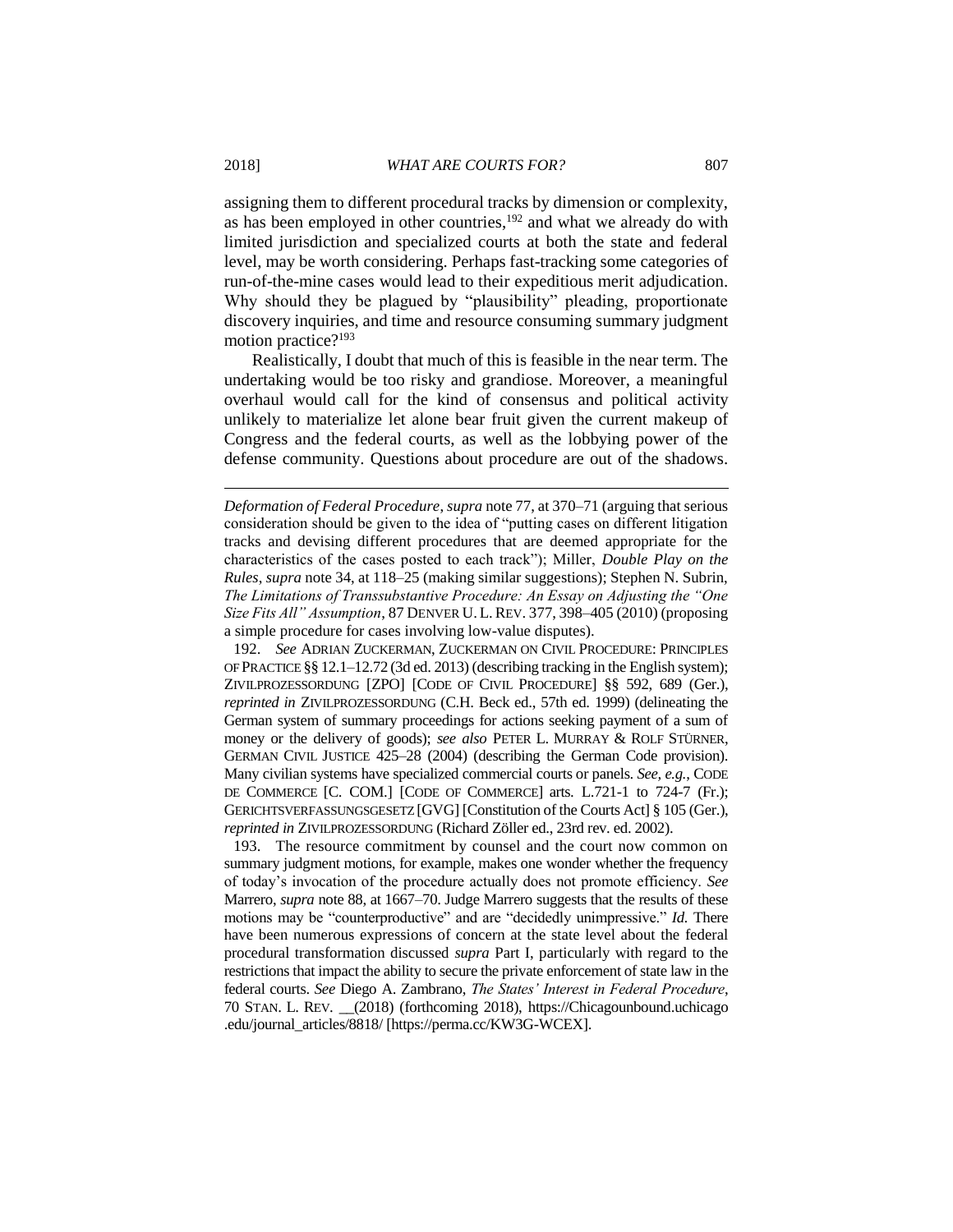assigning them to different procedural tracks by dimension or complexity, as has been employed in other countries,[192] and what we already do with limited jurisdiction and specialized courts at both the state and federal level, may be worth considering. Perhaps fast-tracking some categories of run-of-the-mine cases would lead to their expeditious merit adjudication. Why should they be plagued by "plausibility" pleading, proportionate discovery inquiries, and time and resource consuming summary judgment motion practice?[193]

Realistically, I doubt that much of this is feasible in the near term. The undertaking would be too risky and grandiose. Moreover, a meaningful overhaul would call for the kind of consensus and political activity unlikely to materialize let alone bear fruit given the current makeup of Congress and the federal courts, as well as the lobbying power of the defense community. Questions about procedure are out of the shadows.

---

*Deformation of Federal Procedure*, *supra* note 77, at 370–71 (arguing that serious consideration should be given to the idea of "putting cases on different litigation tracks and devising different procedures that are deemed appropriate for the characteristics of the cases posted to each track"); Miller, *Double Play on the Rules*, *supra* note 34, at 118–25 (making similar suggestions); Stephen N. Subrin, *The Limitations of Transsubstantive Procedure: An Essay on Adjusting the "One Size Fits All" Assumption*, 87 DENVER U. L. REV. 377, 398–405 (2010) (proposing a simple procedure for cases involving low-value disputes).

192. *See* ADRIAN ZUCKERMAN, ZUCKERMAN ON CIVIL PROCEDURE: PRINCIPLES OF PRACTICE §§ 12.1–12.72 (3d ed. 2013) (describing tracking in the English system); ZIVILPROZESSORDUNG [ZPO] [CODE OF CIVIL PROCEDURE] §§ 592, 689 (Ger.), *reprinted in* ZIVILPROZESSORDUNG (C.H. Beck ed., 57th ed. 1999) (delineating the German system of summary proceedings for actions seeking payment of a sum of money or the delivery of goods); *see also* PETER L. MURRAY & ROLF STÜRNER, GERMAN CIVIL JUSTICE 425–28 (2004) (describing the German Code provision). Many civilian systems have specialized commercial courts or panels. *See, e.g.*, CODE DE COMMERCE [C. COM.] [CODE OF COMMERCE] arts. L.721-1 to 724-7 (Fr.); GERICHTSVERFASSUNGSGESETZ [GVG] [Constitution of the Courts Act] § 105 (Ger.), *reprinted in* ZIVILPROZESSORDUNG (Richard Zöller ed., 23rd rev. ed. 2002).

193. The resource commitment by counsel and the court now common on summary judgment motions, for example, makes one wonder whether the frequency of today's invocation of the procedure actually does not promote efficiency. *See* Marrero, *supra* note 88, at 1667–70. Judge Marrero suggests that the results of these motions may be "counterproductive" and are "decidedly unimpressive." *Id.* There have been numerous expressions of concern at the state level about the federal procedural transformation discussed *supra* Part I, particularly with regard to the restrictions that impact the ability to secure the private enforcement of state law in the federal courts. *See* Diego A. Zambrano, *The States' Interest in Federal Procedure*, 70 STAN. L. REV. __(2018) (forthcoming 2018), https://Chicagounbound.uchicago.edu/journal_articles/8818/ [https://perma.cc/KW3G-WCEX].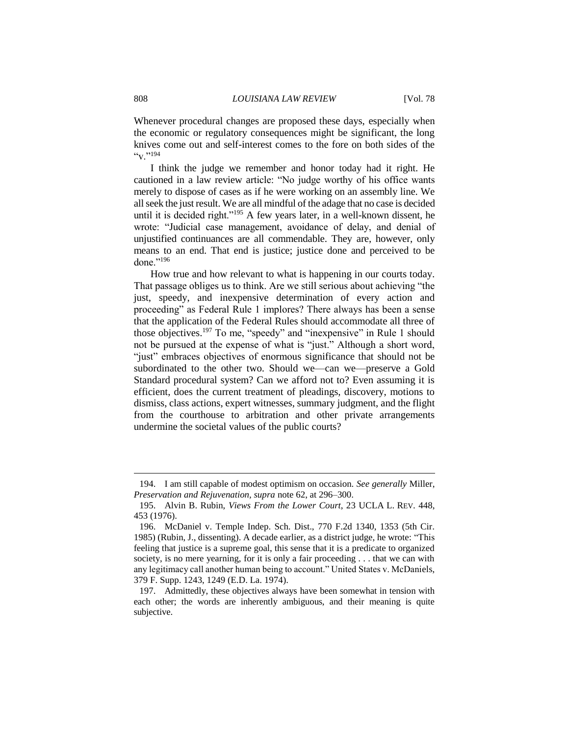Whenever procedural changes are proposed these days, especially when the economic or regulatory consequences might be significant, the long knives come out and self-interest comes to the fore on both sides of the "v."[194]

I think the judge we remember and honor today had it right. He cautioned in a law review article: "No judge worthy of his office wants merely to dispose of cases as if he were working on an assembly line. We all seek the just result. We are all mindful of the adage that no case is decided until it is decided right."[195] A few years later, in a well-known dissent, he wrote: "Judicial case management, avoidance of delay, and denial of unjustified continuances are all commendable. They are, however, only means to an end. That end is justice; justice done and perceived to be done."[196]

How true and how relevant to what is happening in our courts today. That passage obliges us to think. Are we still serious about achieving "the just, speedy, and inexpensive determination of every action and proceeding" as Federal Rule 1 implores? There always has been a sense that the application of the Federal Rules should accommodate all three of those objectives.[197] To me, "speedy" and "inexpensive" in Rule 1 should not be pursued at the expense of what is "just." Although a short word, "just" embraces objectives of enormous significance that should not be subordinated to the other two. Should we—can we—preserve a Gold Standard procedural system? Can we afford not to? Even assuming it is efficient, does the current treatment of pleadings, discovery, motions to dismiss, class actions, expert witnesses, summary judgment, and the flight from the courthouse to arbitration and other private arrangements undermine the societal values of the public courts?

---

194. I am still capable of modest optimism on occasion. *See generally* Miller, *Preservation and Rejuvenation*, *supra* note 62, at 296–300.

195. Alvin B. Rubin, *Views From the Lower Court*, 23 UCLA L. REV. 448, 453 (1976).

196. McDaniel v. Temple Indep. Sch. Dist., 770 F.2d 1340, 1353 (5th Cir. 1985) (Rubin, J., dissenting). A decade earlier, as a district judge, he wrote: "This feeling that justice is a supreme goal, this sense that it is a predicate to organized society, is no mere yearning, for it is only a fair proceeding . . . that we can with any legitimacy call another human being to account." United States v. McDaniels, 379 F. Supp. 1243, 1249 (E.D. La. 1974).

197. Admittedly, these objectives always have been somewhat in tension with each other; the words are inherently ambiguous, and their meaning is quite subjective.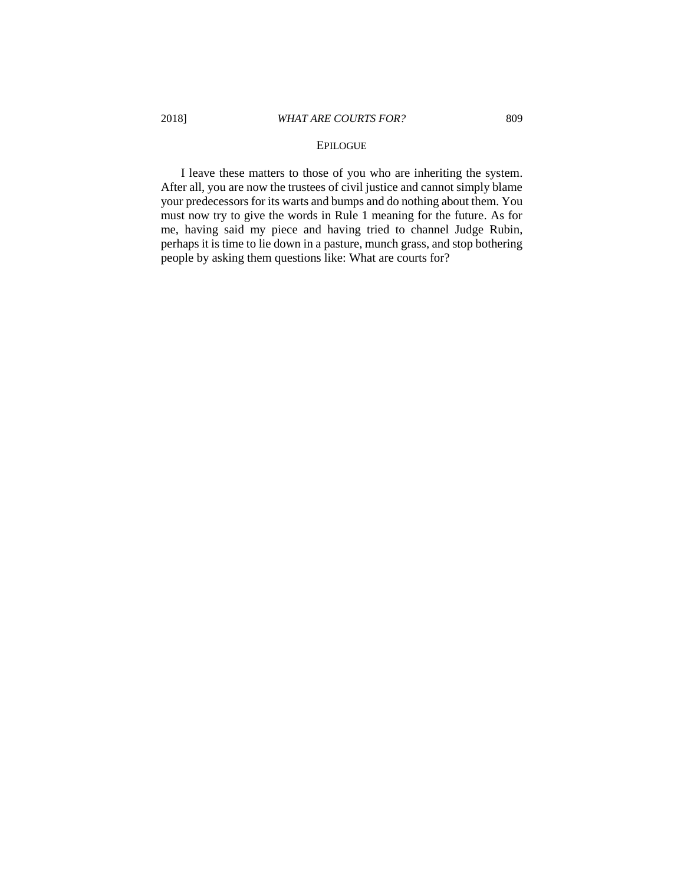## EPILOGUE

I leave these matters to those of you who are inheriting the system. After all, you are now the trustees of civil justice and cannot simply blame your predecessors for its warts and bumps and do nothing about them. You must now try to give the words in Rule 1 meaning for the future. As for me, having said my piece and having tried to channel Judge Rubin, perhaps it is time to lie down in a pasture, munch grass, and stop bothering people by asking them questions like: What are courts for?